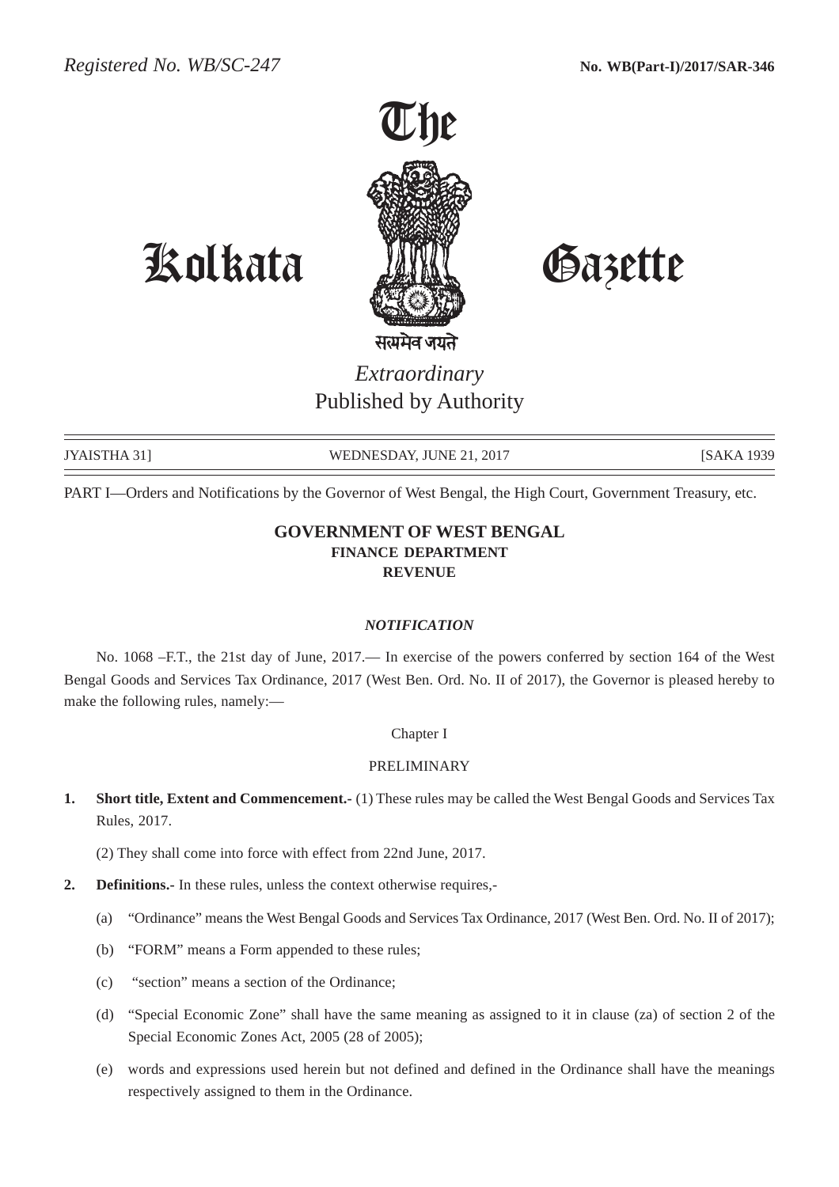*Registered No. WB/SC-247* **No. WB(Part-I)/2017/SAR-346**

# The Kolkata Gazette

सत्यमेव जयते

*Extraordinary*
Published by Authority

JYAISTHA 31] WEDNESDAY, JUNE 21, 2017 [SAKA 1939

PART I—Orders and Notifications by the Governor of West Bengal, the High Court, Government Treasury, etc.

## GOVERNMENT OF WEST BENGAL
### FINANCE DEPARTMENT
### REVENUE

***NOTIFICATION***

No. 1068 –F.T., the 21st day of June, 2017.— In exercise of the powers conferred by section 164 of the West Bengal Goods and Services Tax Ordinance, 2017 (West Ben. Ord. No. II of 2017), the Governor is pleased hereby to make the following rules, namely:—

Chapter I

PRELIMINARY

**1. Short title, Extent and Commencement.-** (1) These rules may be called the West Bengal Goods and Services Tax Rules, 2017.

(2) They shall come into force with effect from 22nd June, 2017.

**2. Definitions.-** In these rules, unless the context otherwise requires,-

(a) "Ordinance" means the West Bengal Goods and Services Tax Ordinance, 2017 (West Ben. Ord. No. II of 2017);

(b) "FORM" means a Form appended to these rules;

(c) "section" means a section of the Ordinance;

(d) "Special Economic Zone" shall have the same meaning as assigned to it in clause (za) of section 2 of the Special Economic Zones Act, 2005 (28 of 2005);

(e) words and expressions used herein but not defined and defined in the Ordinance shall have the meanings respectively assigned to them in the Ordinance.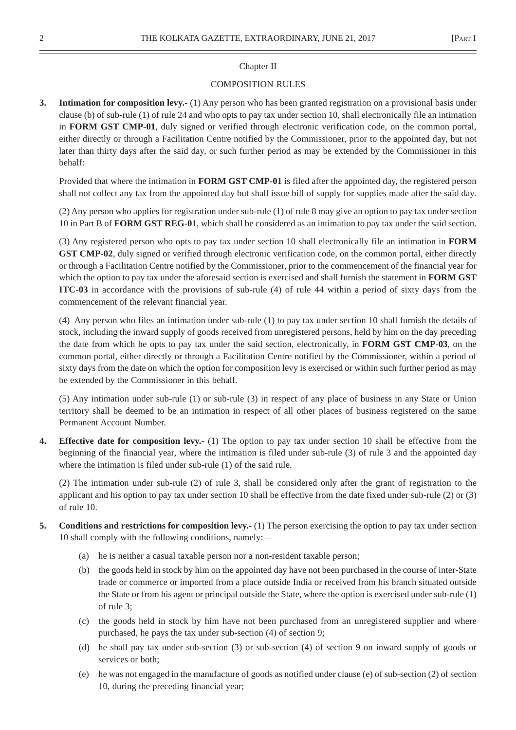## Chapter II

## COMPOSITION RULES

**3. Intimation for composition levy.-** (1) Any person who has been granted registration on a provisional basis under clause (b) of sub-rule (1) of rule 24 and who opts to pay tax under section 10, shall electronically file an intimation in **FORM GST CMP-01**, duly signed or verified through electronic verification code, on the common portal, either directly or through a Facilitation Centre notified by the Commissioner, prior to the appointed day, but not later than thirty days after the said day, or such further period as may be extended by the Commissioner in this behalf:

Provided that where the intimation in **FORM GST CMP-01** is filed after the appointed day, the registered person shall not collect any tax from the appointed day but shall issue bill of supply for supplies made after the said day.

(2) Any person who applies for registration under sub-rule (1) of rule 8 may give an option to pay tax under section 10 in Part B of **FORM GST REG-01**, which shall be considered as an intimation to pay tax under the said section.

(3) Any registered person who opts to pay tax under section 10 shall electronically file an intimation in **FORM GST CMP-02**, duly signed or verified through electronic verification code, on the common portal, either directly or through a Facilitation Centre notified by the Commissioner, prior to the commencement of the financial year for which the option to pay tax under the aforesaid section is exercised and shall furnish the statement in **FORM GST ITC-03** in accordance with the provisions of sub-rule (4) of rule 44 within a period of sixty days from the commencement of the relevant financial year.

(4) Any person who files an intimation under sub-rule (1) to pay tax under section 10 shall furnish the details of stock, including the inward supply of goods received from unregistered persons, held by him on the day preceding the date from which he opts to pay tax under the said section, electronically, in **FORM GST CMP-03**, on the common portal, either directly or through a Facilitation Centre notified by the Commissioner, within a period of sixty days from the date on which the option for composition levy is exercised or within such further period as may be extended by the Commissioner in this behalf.

(5) Any intimation under sub-rule (1) or sub-rule (3) in respect of any place of business in any State or Union territory shall be deemed to be an intimation in respect of all other places of business registered on the same Permanent Account Number.

**4. Effective date for composition levy.-** (1) The option to pay tax under section 10 shall be effective from the beginning of the financial year, where the intimation is filed under sub-rule (3) of rule 3 and the appointed day where the intimation is filed under sub-rule (1) of the said rule.

(2) The intimation under sub-rule (2) of rule 3, shall be considered only after the grant of registration to the applicant and his option to pay tax under section 10 shall be effective from the date fixed under sub-rule (2) or (3) of rule 10.

**5. Conditions and restrictions for composition levy.-** (1) The person exercising the option to pay tax under section 10 shall comply with the following conditions, namely:—

(a) he is neither a casual taxable person nor a non-resident taxable person;

(b) the goods held in stock by him on the appointed day have not been purchased in the course of inter-State trade or commerce or imported from a place outside India or received from his branch situated outside the State or from his agent or principal outside the State, where the option is exercised under sub-rule (1) of rule 3;

(c) the goods held in stock by him have not been purchased from an unregistered supplier and where purchased, he pays the tax under sub-section (4) of section 9;

(d) he shall pay tax under sub-section (3) or sub-section (4) of section 9 on inward supply of goods or services or both;

(e) he was not engaged in the manufacture of goods as notified under clause (e) of sub-section (2) of section 10, during the preceding financial year;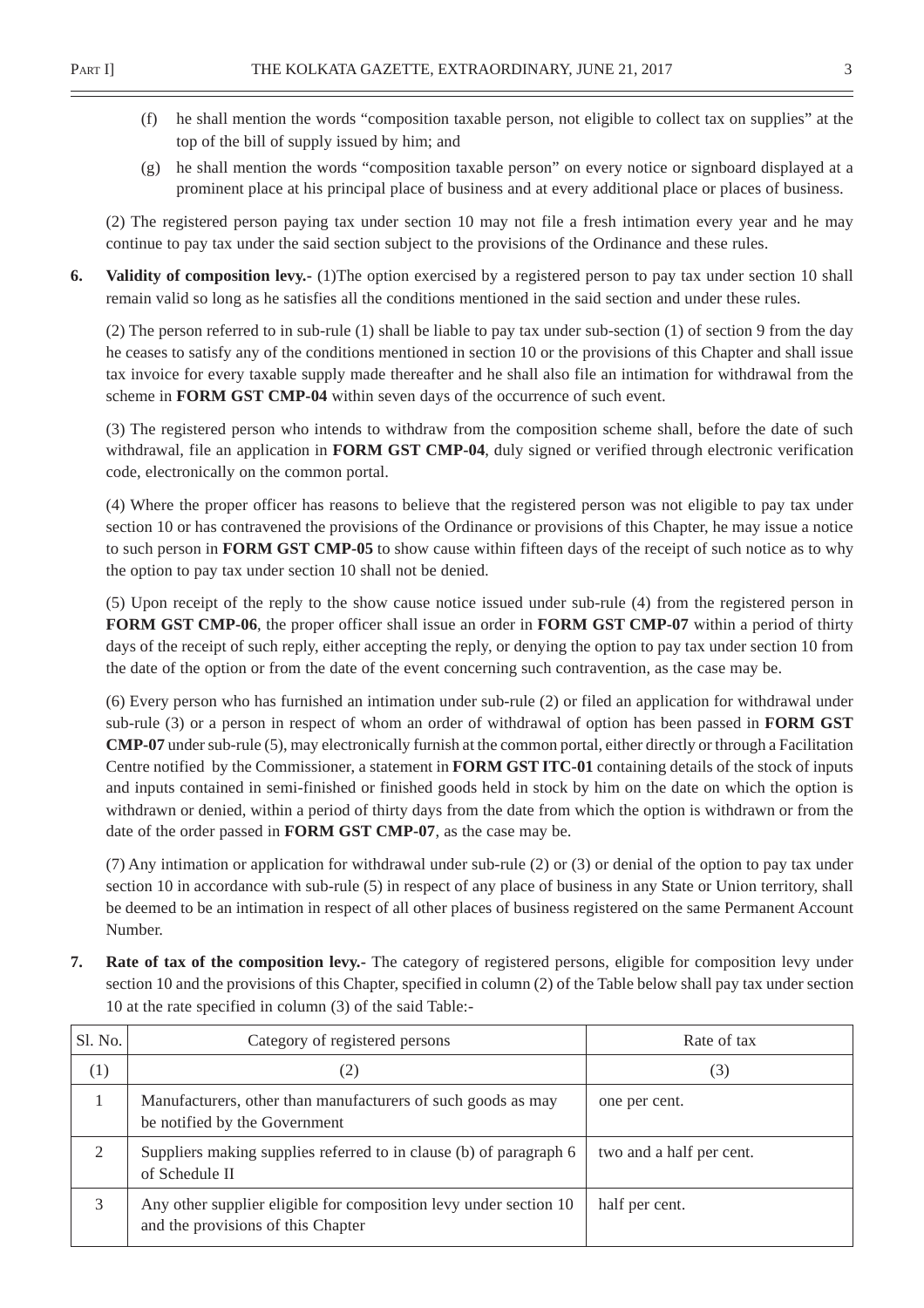(f) he shall mention the words "composition taxable person, not eligible to collect tax on supplies" at the top of the bill of supply issued by him; and

(g) he shall mention the words "composition taxable person" on every notice or signboard displayed at a prominent place at his principal place of business and at every additional place or places of business.

(2) The registered person paying tax under section 10 may not file a fresh intimation every year and he may continue to pay tax under the said section subject to the provisions of the Ordinance and these rules.

**6. Validity of composition levy.-** (1)The option exercised by a registered person to pay tax under section 10 shall remain valid so long as he satisfies all the conditions mentioned in the said section and under these rules.

(2) The person referred to in sub-rule (1) shall be liable to pay tax under sub-section (1) of section 9 from the day he ceases to satisfy any of the conditions mentioned in section 10 or the provisions of this Chapter and shall issue tax invoice for every taxable supply made thereafter and he shall also file an intimation for withdrawal from the scheme in **FORM GST CMP-04** within seven days of the occurrence of such event.

(3) The registered person who intends to withdraw from the composition scheme shall, before the date of such withdrawal, file an application in **FORM GST CMP-04**, duly signed or verified through electronic verification code, electronically on the common portal.

(4) Where the proper officer has reasons to believe that the registered person was not eligible to pay tax under section 10 or has contravened the provisions of the Ordinance or provisions of this Chapter, he may issue a notice to such person in **FORM GST CMP-05** to show cause within fifteen days of the receipt of such notice as to why the option to pay tax under section 10 shall not be denied.

(5) Upon receipt of the reply to the show cause notice issued under sub-rule (4) from the registered person in **FORM GST CMP-06**, the proper officer shall issue an order in **FORM GST CMP-07** within a period of thirty days of the receipt of such reply, either accepting the reply, or denying the option to pay tax under section 10 from the date of the option or from the date of the event concerning such contravention, as the case may be.

(6) Every person who has furnished an intimation under sub-rule (2) or filed an application for withdrawal under sub-rule (3) or a person in respect of whom an order of withdrawal of option has been passed in **FORM GST CMP-07** under sub-rule (5), may electronically furnish at the common portal, either directly or through a Facilitation Centre notified by the Commissioner, a statement in **FORM GST ITC-01** containing details of the stock of inputs and inputs contained in semi-finished or finished goods held in stock by him on the date on which the option is withdrawn or denied, within a period of thirty days from the date from which the option is withdrawn or from the date of the order passed in **FORM GST CMP-07**, as the case may be.

(7) Any intimation or application for withdrawal under sub-rule (2) or (3) or denial of the option to pay tax under section 10 in accordance with sub-rule (5) in respect of any place of business in any State or Union territory, shall be deemed to be an intimation in respect of all other places of business registered on the same Permanent Account Number.

**7. Rate of tax of the composition levy.-** The category of registered persons, eligible for composition levy under section 10 and the provisions of this Chapter, specified in column (2) of the Table below shall pay tax under section 10 at the rate specified in column (3) of the said Table:-

| Sl. No. | Category of registered persons | Rate of tax |
|---|---|---|
| (1) | (2) | (3) |
| 1 | Manufacturers, other than manufacturers of such goods as may be notified by the Government | one per cent. |
| 2 | Suppliers making supplies referred to in clause (b) of paragraph 6 of Schedule II | two and a half per cent. |
| 3 | Any other supplier eligible for composition levy under section 10 and the provisions of this Chapter | half per cent. |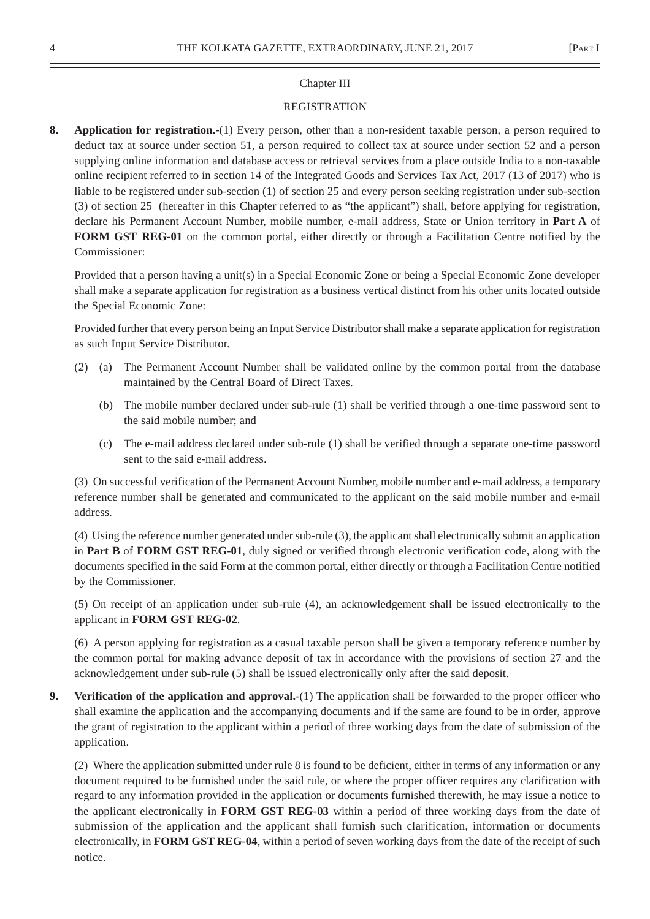## Chapter III

## REGISTRATION

**8. Application for registration.**-(1) Every person, other than a non-resident taxable person, a person required to deduct tax at source under section 51, a person required to collect tax at source under section 52 and a person supplying online information and database access or retrieval services from a place outside India to a non-taxable online recipient referred to in section 14 of the Integrated Goods and Services Tax Act, 2017 (13 of 2017) who is liable to be registered under sub-section (1) of section 25 and every person seeking registration under sub-section (3) of section 25 (hereafter in this Chapter referred to as "the applicant") shall, before applying for registration, declare his Permanent Account Number, mobile number, e-mail address, State or Union territory in **Part A** of **FORM GST REG-01** on the common portal, either directly or through a Facilitation Centre notified by the Commissioner:

Provided that a person having a unit(s) in a Special Economic Zone or being a Special Economic Zone developer shall make a separate application for registration as a business vertical distinct from his other units located outside the Special Economic Zone:

Provided further that every person being an Input Service Distributor shall make a separate application for registration as such Input Service Distributor.

(2) (a) The Permanent Account Number shall be validated online by the common portal from the database maintained by the Central Board of Direct Taxes.

(b) The mobile number declared under sub-rule (1) shall be verified through a one-time password sent to the said mobile number; and

(c) The e-mail address declared under sub-rule (1) shall be verified through a separate one-time password sent to the said e-mail address.

(3) On successful verification of the Permanent Account Number, mobile number and e-mail address, a temporary reference number shall be generated and communicated to the applicant on the said mobile number and e-mail address.

(4) Using the reference number generated under sub-rule (3), the applicant shall electronically submit an application in **Part B** of **FORM GST REG-01**, duly signed or verified through electronic verification code, along with the documents specified in the said Form at the common portal, either directly or through a Facilitation Centre notified by the Commissioner.

(5) On receipt of an application under sub-rule (4), an acknowledgement shall be issued electronically to the applicant in **FORM GST REG-02**.

(6) A person applying for registration as a casual taxable person shall be given a temporary reference number by the common portal for making advance deposit of tax in accordance with the provisions of section 27 and the acknowledgement under sub-rule (5) shall be issued electronically only after the said deposit.

**9. Verification of the application and approval.**-(1) The application shall be forwarded to the proper officer who shall examine the application and the accompanying documents and if the same are found to be in order, approve the grant of registration to the applicant within a period of three working days from the date of submission of the application.

(2) Where the application submitted under rule 8 is found to be deficient, either in terms of any information or any document required to be furnished under the said rule, or where the proper officer requires any clarification with regard to any information provided in the application or documents furnished therewith, he may issue a notice to the applicant electronically in **FORM GST REG-03** within a period of three working days from the date of submission of the application and the applicant shall furnish such clarification, information or documents electronically, in **FORM GST REG-04**, within a period of seven working days from the date of the receipt of such notice.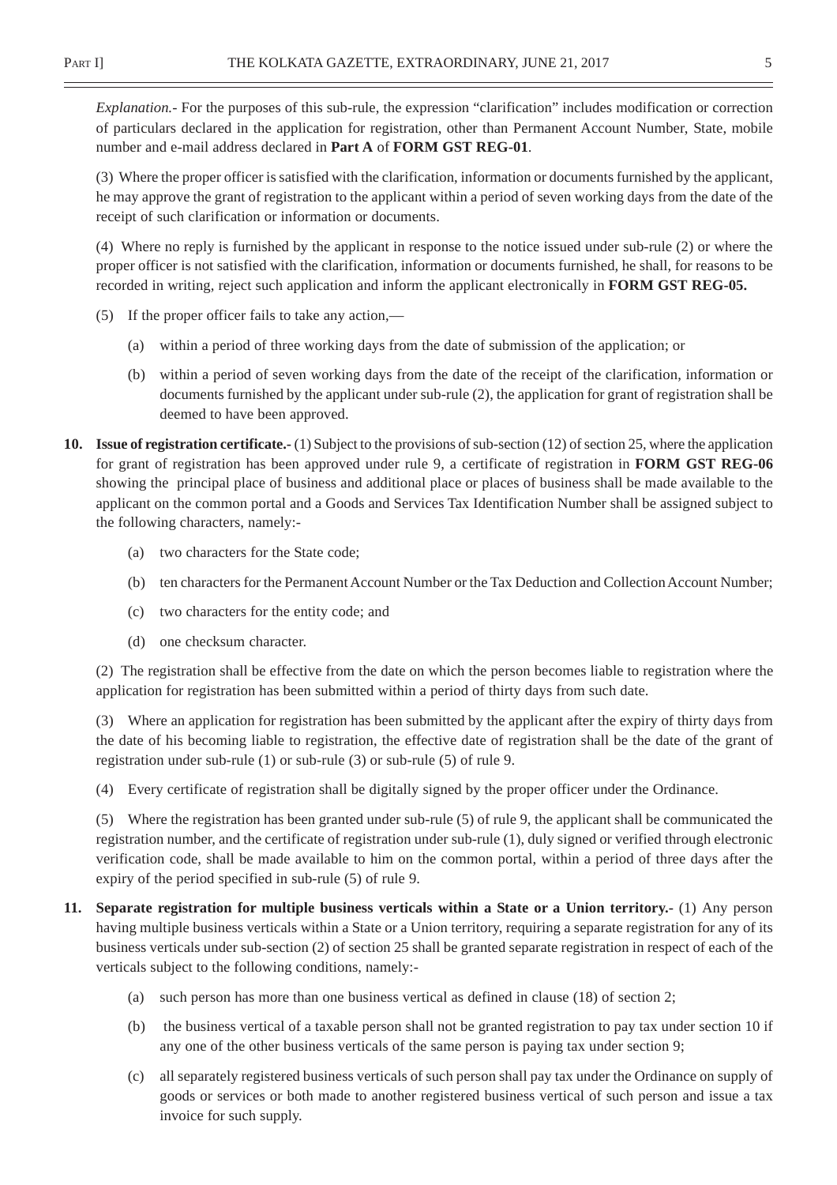*Explanation.*- For the purposes of this sub-rule, the expression "clarification" includes modification or correction of particulars declared in the application for registration, other than Permanent Account Number, State, mobile number and e-mail address declared in **Part A** of **FORM GST REG-01**.

(3) Where the proper officer is satisfied with the clarification, information or documents furnished by the applicant, he may approve the grant of registration to the applicant within a period of seven working days from the date of the receipt of such clarification or information or documents.

(4) Where no reply is furnished by the applicant in response to the notice issued under sub-rule (2) or where the proper officer is not satisfied with the clarification, information or documents furnished, he shall, for reasons to be recorded in writing, reject such application and inform the applicant electronically in **FORM GST REG-05.**

(5) If the proper officer fails to take any action,—

(a) within a period of three working days from the date of submission of the application; or

(b) within a period of seven working days from the date of the receipt of the clarification, information or documents furnished by the applicant under sub-rule (2), the application for grant of registration shall be deemed to have been approved.

**10. Issue of registration certificate.-** (1) Subject to the provisions of sub-section (12) of section 25, where the application for grant of registration has been approved under rule 9, a certificate of registration in **FORM GST REG-06** showing the principal place of business and additional place or places of business shall be made available to the applicant on the common portal and a Goods and Services Tax Identification Number shall be assigned subject to the following characters, namely:-

(a) two characters for the State code;

(b) ten characters for the Permanent Account Number or the Tax Deduction and Collection Account Number;

(c) two characters for the entity code; and

(d) one checksum character.

(2) The registration shall be effective from the date on which the person becomes liable to registration where the application for registration has been submitted within a period of thirty days from such date.

(3) Where an application for registration has been submitted by the applicant after the expiry of thirty days from the date of his becoming liable to registration, the effective date of registration shall be the date of the grant of registration under sub-rule (1) or sub-rule (3) or sub-rule (5) of rule 9.

(4) Every certificate of registration shall be digitally signed by the proper officer under the Ordinance.

(5) Where the registration has been granted under sub-rule (5) of rule 9, the applicant shall be communicated the registration number, and the certificate of registration under sub-rule (1), duly signed or verified through electronic verification code, shall be made available to him on the common portal, within a period of three days after the expiry of the period specified in sub-rule (5) of rule 9.

**11. Separate registration for multiple business verticals within a State or a Union territory.-** (1) Any person having multiple business verticals within a State or a Union territory, requiring a separate registration for any of its business verticals under sub-section (2) of section 25 shall be granted separate registration in respect of each of the verticals subject to the following conditions, namely:-

(a) such person has more than one business vertical as defined in clause (18) of section 2;

(b) the business vertical of a taxable person shall not be granted registration to pay tax under section 10 if any one of the other business verticals of the same person is paying tax under section 9;

(c) all separately registered business verticals of such person shall pay tax under the Ordinance on supply of goods or services or both made to another registered business vertical of such person and issue a tax invoice for such supply.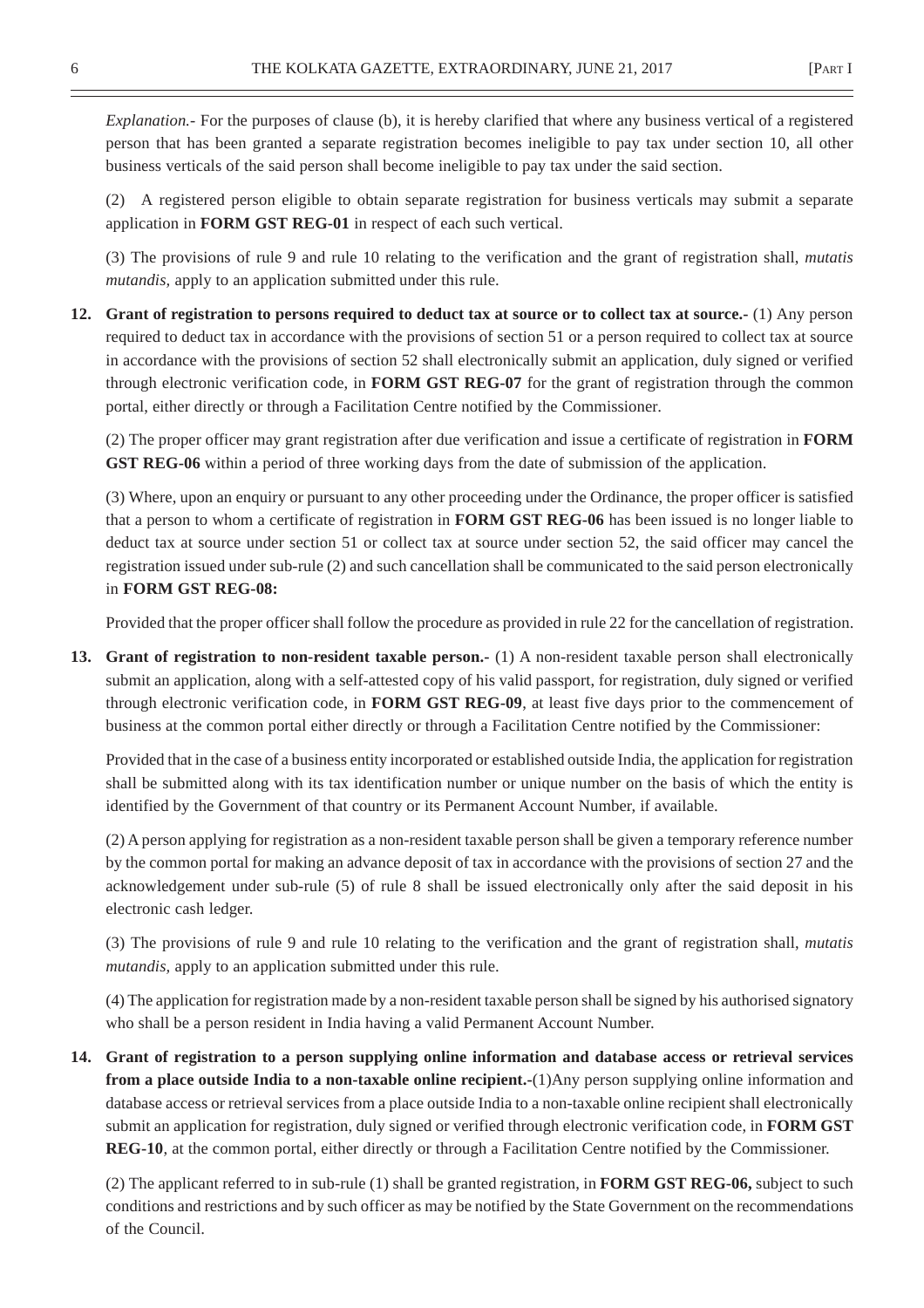*Explanation.*- For the purposes of clause (b), it is hereby clarified that where any business vertical of a registered person that has been granted a separate registration becomes ineligible to pay tax under section 10, all other business verticals of the said person shall become ineligible to pay tax under the said section.

(2) A registered person eligible to obtain separate registration for business verticals may submit a separate application in **FORM GST REG-01** in respect of each such vertical.

(3) The provisions of rule 9 and rule 10 relating to the verification and the grant of registration shall, *mutatis mutandis,* apply to an application submitted under this rule.

**12. Grant of registration to persons required to deduct tax at source or to collect tax at source.-** (1) Any person required to deduct tax in accordance with the provisions of section 51 or a person required to collect tax at source in accordance with the provisions of section 52 shall electronically submit an application, duly signed or verified through electronic verification code, in **FORM GST REG-07** for the grant of registration through the common portal, either directly or through a Facilitation Centre notified by the Commissioner.

(2) The proper officer may grant registration after due verification and issue a certificate of registration in **FORM GST REG-06** within a period of three working days from the date of submission of the application.

(3) Where, upon an enquiry or pursuant to any other proceeding under the Ordinance, the proper officer is satisfied that a person to whom a certificate of registration in **FORM GST REG-06** has been issued is no longer liable to deduct tax at source under section 51 or collect tax at source under section 52, the said officer may cancel the registration issued under sub-rule (2) and such cancellation shall be communicated to the said person electronically in **FORM GST REG-08:**

Provided that the proper officer shall follow the procedure as provided in rule 22 for the cancellation of registration.

**13. Grant of registration to non-resident taxable person.-** (1) A non-resident taxable person shall electronically submit an application, along with a self-attested copy of his valid passport, for registration, duly signed or verified through electronic verification code, in **FORM GST REG-09**, at least five days prior to the commencement of business at the common portal either directly or through a Facilitation Centre notified by the Commissioner:

Provided that in the case of a business entity incorporated or established outside India, the application for registration shall be submitted along with its tax identification number or unique number on the basis of which the entity is identified by the Government of that country or its Permanent Account Number, if available.

(2) A person applying for registration as a non-resident taxable person shall be given a temporary reference number by the common portal for making an advance deposit of tax in accordance with the provisions of section 27 and the acknowledgement under sub-rule (5) of rule 8 shall be issued electronically only after the said deposit in his electronic cash ledger.

(3) The provisions of rule 9 and rule 10 relating to the verification and the grant of registration shall, *mutatis mutandis,* apply to an application submitted under this rule.

(4) The application for registration made by a non-resident taxable person shall be signed by his authorised signatory who shall be a person resident in India having a valid Permanent Account Number.

**14. Grant of registration to a person supplying online information and database access or retrieval services from a place outside India to a non-taxable online recipient.-**(1)Any person supplying online information and database access or retrieval services from a place outside India to a non-taxable online recipient shall electronically submit an application for registration, duly signed or verified through electronic verification code, in **FORM GST REG-10**, at the common portal, either directly or through a Facilitation Centre notified by the Commissioner.

(2) The applicant referred to in sub-rule (1) shall be granted registration, in **FORM GST REG-06,** subject to such conditions and restrictions and by such officer as may be notified by the State Government on the recommendations of the Council.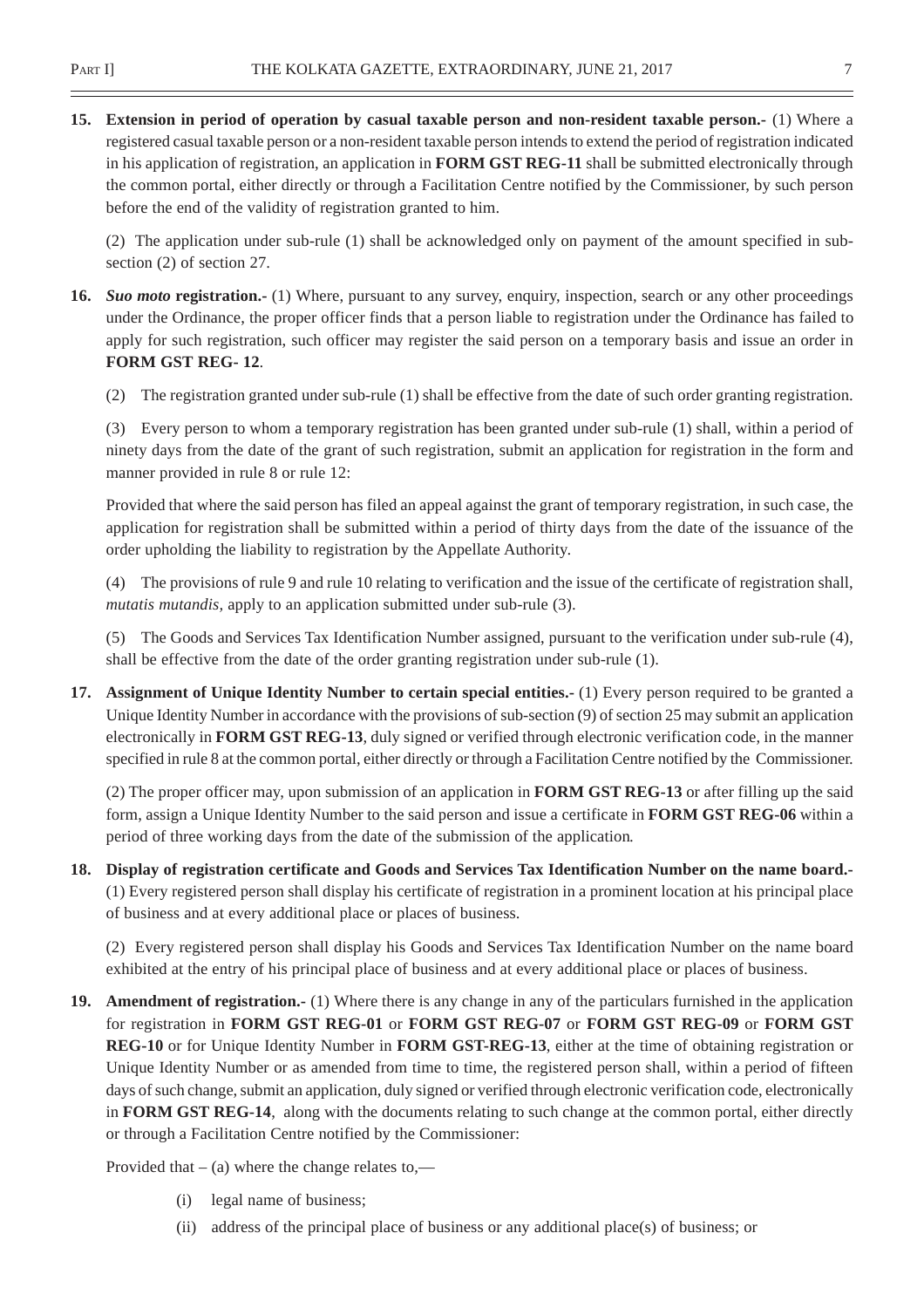**15. Extension in period of operation by casual taxable person and non-resident taxable person.-** (1) Where a registered casual taxable person or a non-resident taxable person intends to extend the period of registration indicated in his application of registration, an application in **FORM GST REG-11** shall be submitted electronically through the common portal, either directly or through a Facilitation Centre notified by the Commissioner, by such person before the end of the validity of registration granted to him.

(2) The application under sub-rule (1) shall be acknowledged only on payment of the amount specified in sub-section (2) of section 27.

**16. *Suo moto* registration.-** (1) Where, pursuant to any survey, enquiry, inspection, search or any other proceedings under the Ordinance, the proper officer finds that a person liable to registration under the Ordinance has failed to apply for such registration, such officer may register the said person on a temporary basis and issue an order in **FORM GST REG- 12**.

(2) The registration granted under sub-rule (1) shall be effective from the date of such order granting registration.

(3) Every person to whom a temporary registration has been granted under sub-rule (1) shall, within a period of ninety days from the date of the grant of such registration, submit an application for registration in the form and manner provided in rule 8 or rule 12:

Provided that where the said person has filed an appeal against the grant of temporary registration, in such case, the application for registration shall be submitted within a period of thirty days from the date of the issuance of the order upholding the liability to registration by the Appellate Authority.

(4) The provisions of rule 9 and rule 10 relating to verification and the issue of the certificate of registration shall, *mutatis mutandis*, apply to an application submitted under sub-rule (3).

(5) The Goods and Services Tax Identification Number assigned, pursuant to the verification under sub-rule (4), shall be effective from the date of the order granting registration under sub-rule (1).

**17. Assignment of Unique Identity Number to certain special entities.-** (1) Every person required to be granted a Unique Identity Number in accordance with the provisions of sub-section (9) of section 25 may submit an application electronically in **FORM GST REG-13**, duly signed or verified through electronic verification code, in the manner specified in rule 8 at the common portal, either directly or through a Facilitation Centre notified by the Commissioner.

(2) The proper officer may, upon submission of an application in **FORM GST REG-13** or after filling up the said form, assign a Unique Identity Number to the said person and issue a certificate in **FORM GST REG-06** within a period of three working days from the date of the submission of the application.

**18. Display of registration certificate and Goods and Services Tax Identification Number on the name board.-** (1) Every registered person shall display his certificate of registration in a prominent location at his principal place of business and at every additional place or places of business.

(2) Every registered person shall display his Goods and Services Tax Identification Number on the name board exhibited at the entry of his principal place of business and at every additional place or places of business.

**19. Amendment of registration.-** (1) Where there is any change in any of the particulars furnished in the application for registration in **FORM GST REG-01** or **FORM GST REG-07** or **FORM GST REG-09** or **FORM GST REG-10** or for Unique Identity Number in **FORM GST-REG-13**, either at the time of obtaining registration or Unique Identity Number or as amended from time to time, the registered person shall, within a period of fifteen days of such change, submit an application, duly signed or verified through electronic verification code, electronically in **FORM GST REG-14**, along with the documents relating to such change at the common portal, either directly or through a Facilitation Centre notified by the Commissioner:

Provided that – (a) where the change relates to,—

- (i) legal name of business;
- (ii) address of the principal place of business or any additional place(s) of business; or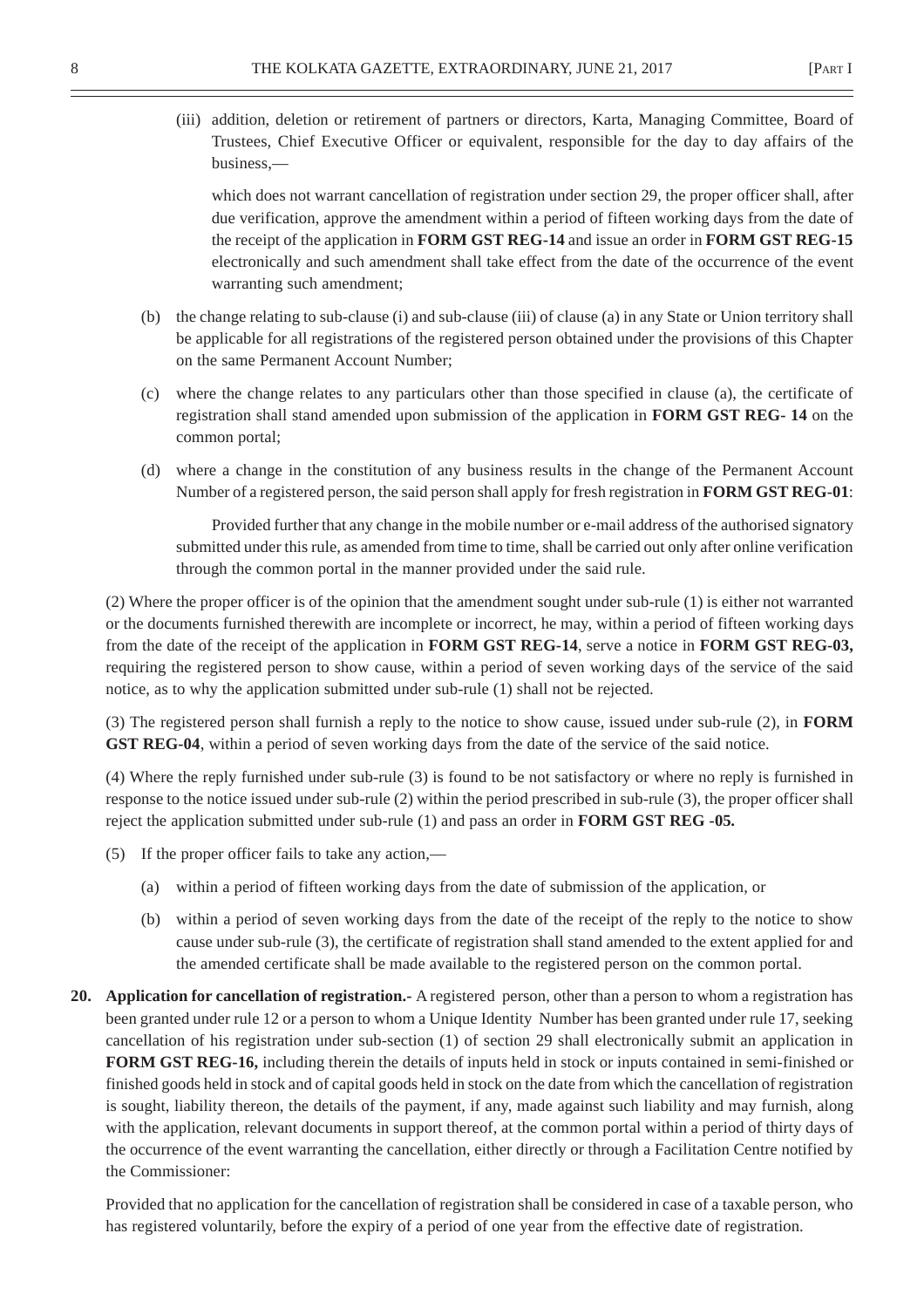(iii) addition, deletion or retirement of partners or directors, Karta, Managing Committee, Board of Trustees, Chief Executive Officer or equivalent, responsible for the day to day affairs of the business,—

which does not warrant cancellation of registration under section 29, the proper officer shall, after due verification, approve the amendment within a period of fifteen working days from the date of the receipt of the application in **FORM GST REG-14** and issue an order in **FORM GST REG-15** electronically and such amendment shall take effect from the date of the occurrence of the event warranting such amendment;

(b) the change relating to sub-clause (i) and sub-clause (iii) of clause (a) in any State or Union territory shall be applicable for all registrations of the registered person obtained under the provisions of this Chapter on the same Permanent Account Number;

(c) where the change relates to any particulars other than those specified in clause (a), the certificate of registration shall stand amended upon submission of the application in **FORM GST REG- 14** on the common portal;

(d) where a change in the constitution of any business results in the change of the Permanent Account Number of a registered person, the said person shall apply for fresh registration in **FORM GST REG-01**:

Provided further that any change in the mobile number or e-mail address of the authorised signatory submitted under this rule, as amended from time to time, shall be carried out only after online verification through the common portal in the manner provided under the said rule.

(2) Where the proper officer is of the opinion that the amendment sought under sub-rule (1) is either not warranted or the documents furnished therewith are incomplete or incorrect, he may, within a period of fifteen working days from the date of the receipt of the application in **FORM GST REG-14**, serve a notice in **FORM GST REG-03,** requiring the registered person to show cause, within a period of seven working days of the service of the said notice, as to why the application submitted under sub-rule (1) shall not be rejected.

(3) The registered person shall furnish a reply to the notice to show cause, issued under sub-rule (2), in **FORM GST REG-04**, within a period of seven working days from the date of the service of the said notice.

(4) Where the reply furnished under sub-rule (3) is found to be not satisfactory or where no reply is furnished in response to the notice issued under sub-rule (2) within the period prescribed in sub-rule (3), the proper officer shall reject the application submitted under sub-rule (1) and pass an order in **FORM GST REG -05.**

(5) If the proper officer fails to take any action,—

(a) within a period of fifteen working days from the date of submission of the application, or

(b) within a period of seven working days from the date of the receipt of the reply to the notice to show cause under sub-rule (3), the certificate of registration shall stand amended to the extent applied for and the amended certificate shall be made available to the registered person on the common portal.

**20. Application for cancellation of registration.-** A registered person, other than a person to whom a registration has been granted under rule 12 or a person to whom a Unique Identity Number has been granted under rule 17, seeking cancellation of his registration under sub-section (1) of section 29 shall electronically submit an application in **FORM GST REG-16,** including therein the details of inputs held in stock or inputs contained in semi-finished or finished goods held in stock and of capital goods held in stock on the date from which the cancellation of registration is sought, liability thereon, the details of the payment, if any, made against such liability and may furnish, along with the application, relevant documents in support thereof, at the common portal within a period of thirty days of the occurrence of the event warranting the cancellation, either directly or through a Facilitation Centre notified by the Commissioner:

Provided that no application for the cancellation of registration shall be considered in case of a taxable person, who has registered voluntarily, before the expiry of a period of one year from the effective date of registration.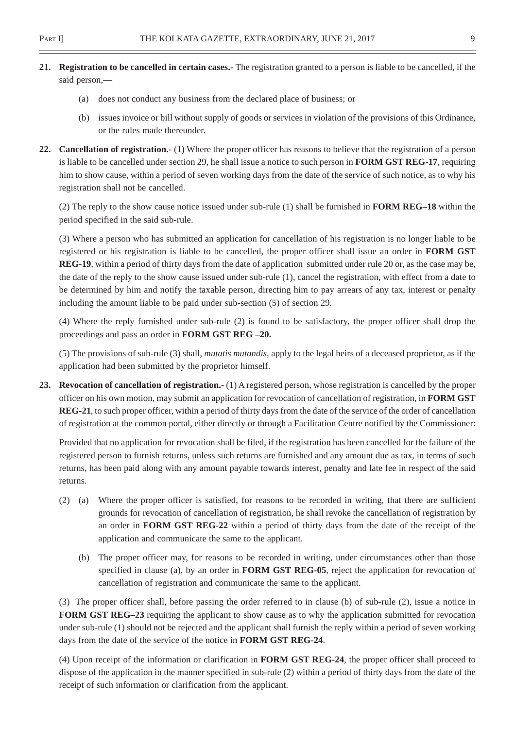**21. Registration to be cancelled in certain cases.-** The registration granted to a person is liable to be cancelled, if the said person,—

(a) does not conduct any business from the declared place of business; or

(b) issues invoice or bill without supply of goods or services in violation of the provisions of this Ordinance, or the rules made thereunder.

**22. Cancellation of registration.-** (1) Where the proper officer has reasons to believe that the registration of a person is liable to be cancelled under section 29, he shall issue a notice to such person in **FORM GST REG-17**, requiring him to show cause, within a period of seven working days from the date of the service of such notice, as to why his registration shall not be cancelled.

(2) The reply to the show cause notice issued under sub-rule (1) shall be furnished in **FORM REG–18** within the period specified in the said sub-rule.

(3) Where a person who has submitted an application for cancellation of his registration is no longer liable to be registered or his registration is liable to be cancelled, the proper officer shall issue an order in **FORM GST REG-19**, within a period of thirty days from the date of application submitted under rule 20 or, as the case may be, the date of the reply to the show cause issued under sub-rule (1), cancel the registration, with effect from a date to be determined by him and notify the taxable person, directing him to pay arrears of any tax, interest or penalty including the amount liable to be paid under sub-section (5) of section 29.

(4) Where the reply furnished under sub-rule (2) is found to be satisfactory, the proper officer shall drop the proceedings and pass an order in **FORM GST REG –20.**

(5) The provisions of sub-rule (3) shall, *mutatis mutandis,* apply to the legal heirs of a deceased proprietor, as if the application had been submitted by the proprietor himself.

**23. Revocation of cancellation of registration.-** (1) A registered person, whose registration is cancelled by the proper officer on his own motion, may submit an application for revocation of cancellation of registration, in **FORM GST REG-21**, to such proper officer, within a period of thirty days from the date of the service of the order of cancellation of registration at the common portal, either directly or through a Facilitation Centre notified by the Commissioner:

Provided that no application for revocation shall be filed, if the registration has been cancelled for the failure of the registered person to furnish returns, unless such returns are furnished and any amount due as tax, in terms of such returns, has been paid along with any amount payable towards interest, penalty and late fee in respect of the said returns.

(2) (a) Where the proper officer is satisfied, for reasons to be recorded in writing, that there are sufficient grounds for revocation of cancellation of registration, he shall revoke the cancellation of registration by an order in **FORM GST REG-22** within a period of thirty days from the date of the receipt of the application and communicate the same to the applicant.

(b) The proper officer may, for reasons to be recorded in writing, under circumstances other than those specified in clause (a), by an order in **FORM GST REG-05**, reject the application for revocation of cancellation of registration and communicate the same to the applicant.

(3) The proper officer shall, before passing the order referred to in clause (b) of sub-rule (2), issue a notice in **FORM GST REG–23** requiring the applicant to show cause as to why the application submitted for revocation under sub-rule (1) should not be rejected and the applicant shall furnish the reply within a period of seven working days from the date of the service of the notice in **FORM GST REG-24**.

(4) Upon receipt of the information or clarification in **FORM GST REG-24**, the proper officer shall proceed to dispose of the application in the manner specified in sub-rule (2) within a period of thirty days from the date of the receipt of such information or clarification from the applicant.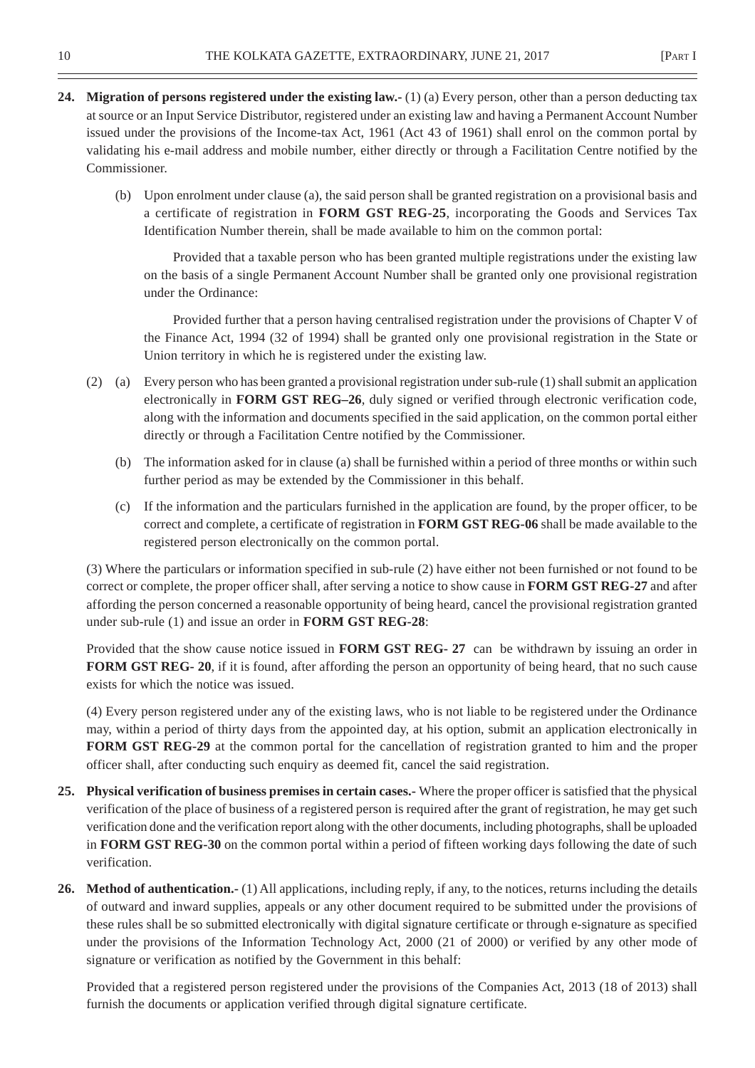**24. Migration of persons registered under the existing law.-** (1) (a) Every person, other than a person deducting tax at source or an Input Service Distributor, registered under an existing law and having a Permanent Account Number issued under the provisions of the Income-tax Act, 1961 (Act 43 of 1961) shall enrol on the common portal by validating his e-mail address and mobile number, either directly or through a Facilitation Centre notified by the Commissioner.

(b) Upon enrolment under clause (a), the said person shall be granted registration on a provisional basis and a certificate of registration in **FORM GST REG-25**, incorporating the Goods and Services Tax Identification Number therein, shall be made available to him on the common portal:

Provided that a taxable person who has been granted multiple registrations under the existing law on the basis of a single Permanent Account Number shall be granted only one provisional registration under the Ordinance:

Provided further that a person having centralised registration under the provisions of Chapter V of the Finance Act, 1994 (32 of 1994) shall be granted only one provisional registration in the State or Union territory in which he is registered under the existing law.

(2) (a) Every person who has been granted a provisional registration under sub-rule (1) shall submit an application electronically in **FORM GST REG–26**, duly signed or verified through electronic verification code, along with the information and documents specified in the said application, on the common portal either directly or through a Facilitation Centre notified by the Commissioner.

(b) The information asked for in clause (a) shall be furnished within a period of three months or within such further period as may be extended by the Commissioner in this behalf.

(c) If the information and the particulars furnished in the application are found, by the proper officer, to be correct and complete, a certificate of registration in **FORM GST REG-06** shall be made available to the registered person electronically on the common portal.

(3) Where the particulars or information specified in sub-rule (2) have either not been furnished or not found to be correct or complete, the proper officer shall, after serving a notice to show cause in **FORM GST REG-27** and after affording the person concerned a reasonable opportunity of being heard, cancel the provisional registration granted under sub-rule (1) and issue an order in **FORM GST REG-28**:

Provided that the show cause notice issued in **FORM GST REG- 27** can be withdrawn by issuing an order in **FORM GST REG- 20**, if it is found, after affording the person an opportunity of being heard, that no such cause exists for which the notice was issued.

(4) Every person registered under any of the existing laws, who is not liable to be registered under the Ordinance may, within a period of thirty days from the appointed day, at his option, submit an application electronically in **FORM GST REG-29** at the common portal for the cancellation of registration granted to him and the proper officer shall, after conducting such enquiry as deemed fit, cancel the said registration.

**25. Physical verification of business premises in certain cases.-** Where the proper officer is satisfied that the physical verification of the place of business of a registered person is required after the grant of registration, he may get such verification done and the verification report along with the other documents, including photographs, shall be uploaded in **FORM GST REG-30** on the common portal within a period of fifteen working days following the date of such verification.

**26. Method of authentication.-** (1) All applications, including reply, if any, to the notices, returns including the details of outward and inward supplies, appeals or any other document required to be submitted under the provisions of these rules shall be so submitted electronically with digital signature certificate or through e-signature as specified under the provisions of the Information Technology Act, 2000 (21 of 2000) or verified by any other mode of signature or verification as notified by the Government in this behalf:

Provided that a registered person registered under the provisions of the Companies Act, 2013 (18 of 2013) shall furnish the documents or application verified through digital signature certificate.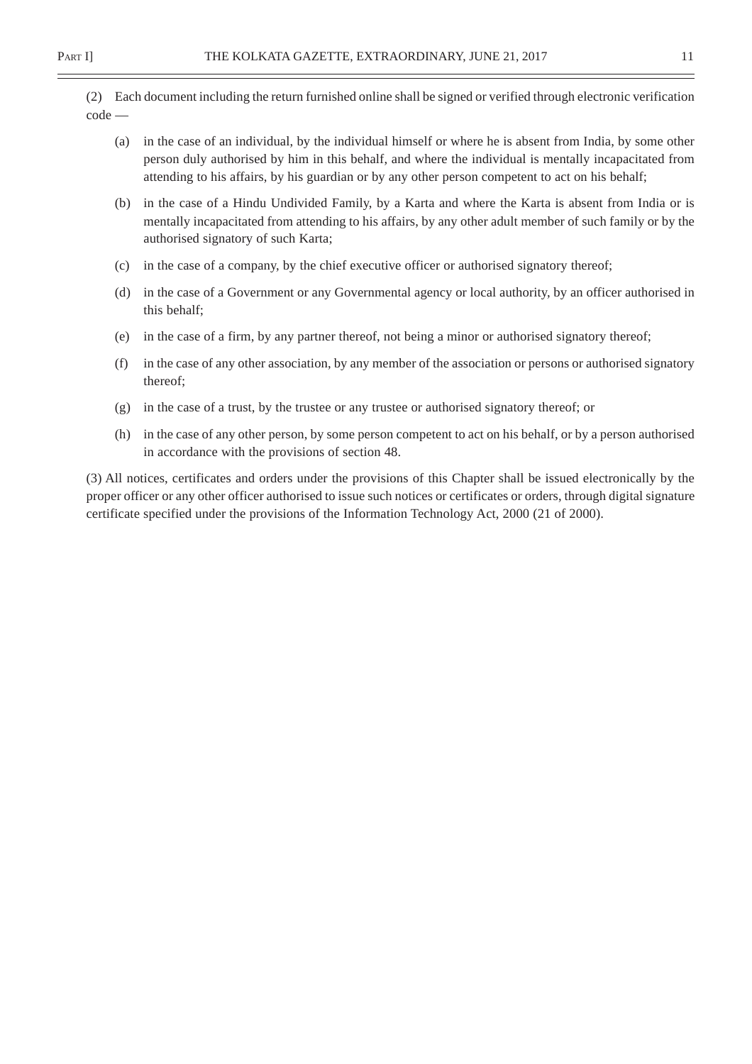(2) Each document including the return furnished online shall be signed or verified through electronic verification code —

(a) in the case of an individual, by the individual himself or where he is absent from India, by some other person duly authorised by him in this behalf, and where the individual is mentally incapacitated from attending to his affairs, by his guardian or by any other person competent to act on his behalf;

(b) in the case of a Hindu Undivided Family, by a Karta and where the Karta is absent from India or is mentally incapacitated from attending to his affairs, by any other adult member of such family or by the authorised signatory of such Karta;

(c) in the case of a company, by the chief executive officer or authorised signatory thereof;

(d) in the case of a Government or any Governmental agency or local authority, by an officer authorised in this behalf;

(e) in the case of a firm, by any partner thereof, not being a minor or authorised signatory thereof;

(f) in the case of any other association, by any member of the association or persons or authorised signatory thereof;

(g) in the case of a trust, by the trustee or any trustee or authorised signatory thereof; or

(h) in the case of any other person, by some person competent to act on his behalf, or by a person authorised in accordance with the provisions of section 48.

(3) All notices, certificates and orders under the provisions of this Chapter shall be issued electronically by the proper officer or any other officer authorised to issue such notices or certificates or orders, through digital signature certificate specified under the provisions of the Information Technology Act, 2000 (21 of 2000).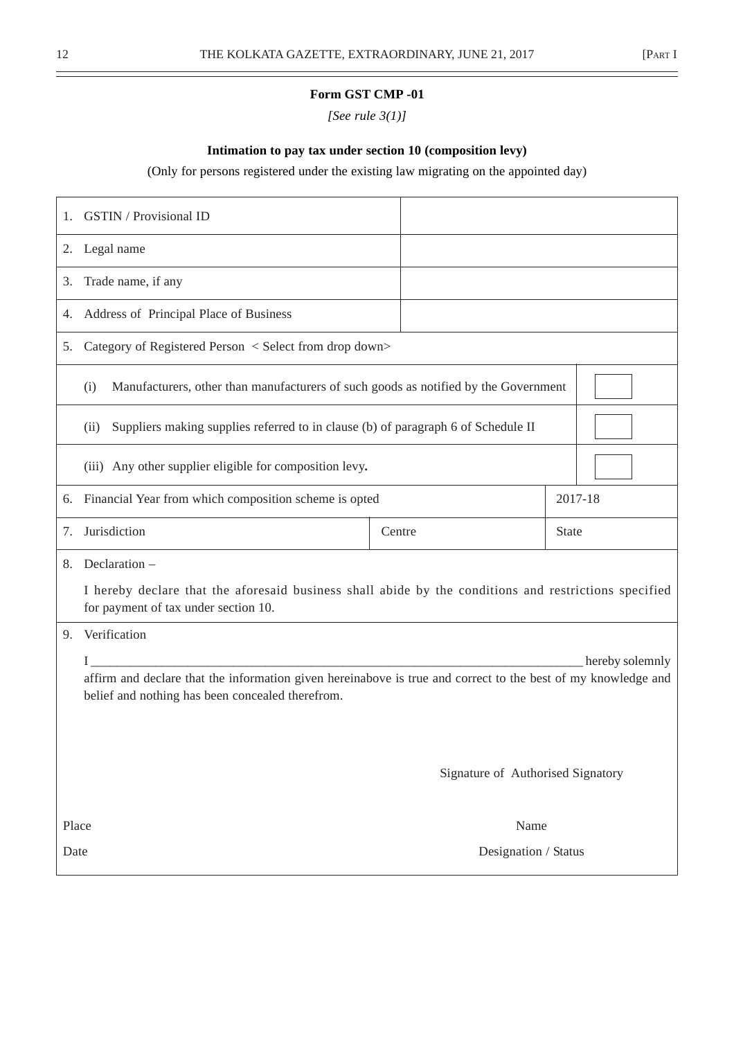**Form GST CMP -01**

*[See rule 3(1)]*

**Intimation to pay tax under section 10 (composition levy)**

(Only for persons registered under the existing law migrating on the appointed day)

| | | | |
|---|---|---|---|
| 1. GSTIN / Provisional ID | | | |
| 2. Legal name | | | |
| 3. Trade name, if any | | | |
| 4. Address of Principal Place of Business | | | |
| 5. Category of Registered Person < Select from drop down> | | | |
| (i) Manufacturers, other than manufacturers of such goods as notified by the Government | | | ☐ |
| (ii) Suppliers making supplies referred to in clause (b) of paragraph 6 of Schedule II | | | ☐ |
| (iii) Any other supplier eligible for composition levy**.** | | | ☐ |
| 6. Financial Year from which composition scheme is opted | | | 2017-18 |
| 7. Jurisdiction | Centre | | State |

8. Declaration –

I hereby declare that the aforesaid business shall abide by the conditions and restrictions specified for payment of tax under section 10.

9. Verification

I \_\_\_\_\_\_\_\_\_\_\_\_\_\_\_\_\_\_\_\_\_\_\_\_\_\_\_\_\_\_\_\_\_\_\_\_\_\_\_\_\_\_\_\_\_\_\_\_\_\_\_\_\_\_\_\_\_\_\_\_ hereby solemnly affirm and declare that the information given hereinabove is true and correct to the best of my knowledge and belief and nothing has been concealed therefrom.

Signature of Authorised Signatory

Place	Name

Date	Designation / Status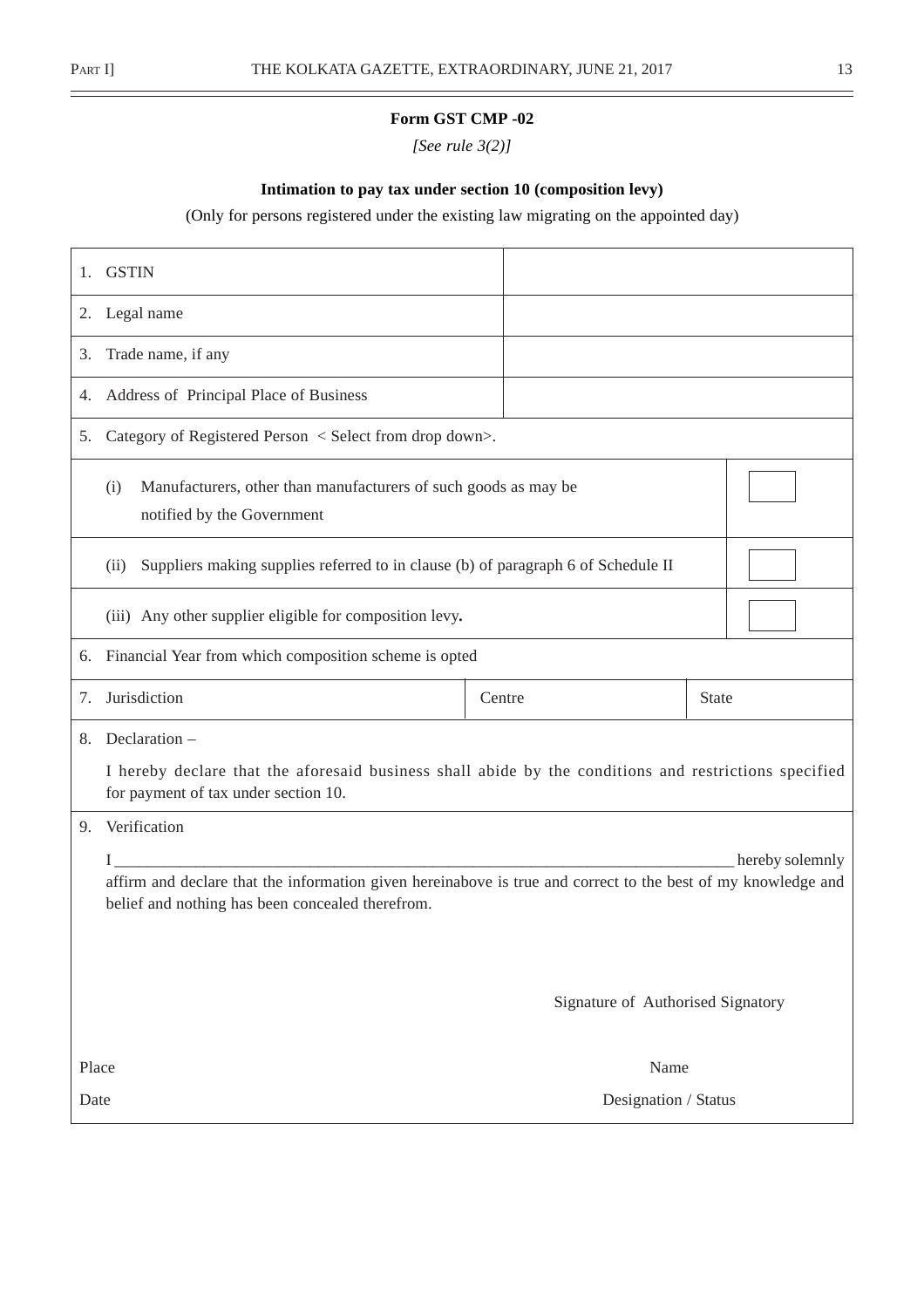**Form GST CMP -02**

*[See rule 3(2)]*

**Intimation to pay tax under section 10 (composition levy)**

(Only for persons registered under the existing law migrating on the appointed day)

| | | |
|---|---|---|
| 1. GSTIN | | |
| 2. Legal name | | |
| 3. Trade name, if any | | |
| 4. Address of Principal Place of Business | | |
| 5. Category of Registered Person < Select from drop down>. | | |
| (i) Manufacturers, other than manufacturers of such goods as may be notified by the Government | | ☐ |
| (ii) Suppliers making supplies referred to in clause (b) of paragraph 6 of Schedule II | | ☐ |
| (iii) Any other supplier eligible for composition levy**.** | | ☐ |
| 6. Financial Year from which composition scheme is opted | | |
| 7. Jurisdiction | Centre | State |

8. Declaration –

I hereby declare that the aforesaid business shall abide by the conditions and restrictions specified for payment of tax under section 10.

9. Verification

I ____________________________________________________________________________ hereby solemnly affirm and declare that the information given hereinabove is true and correct to the best of my knowledge and belief and nothing has been concealed therefrom.

Signature of Authorised Signatory

Place — Name

Date — Designation / Status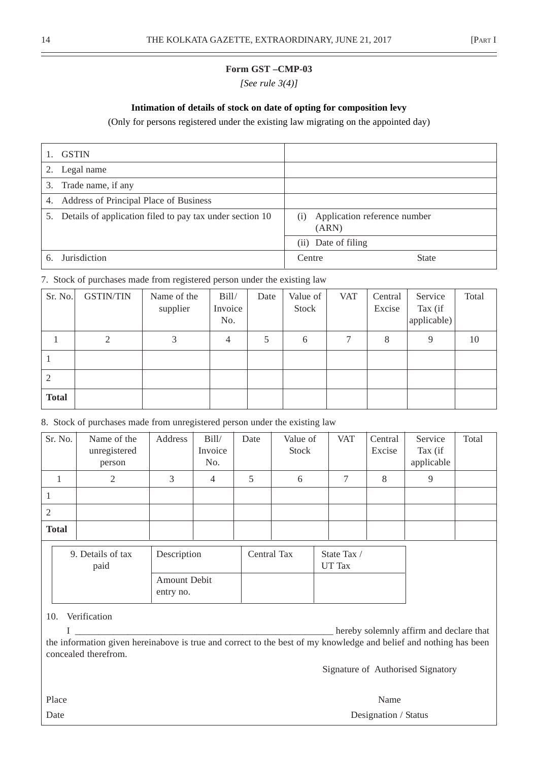**Form GST –CMP-03**

*[See rule 3(4)]*

**Intimation of details of stock on date of opting for composition levy**

(Only for persons registered under the existing law migrating on the appointed day)

| | | |
|---|---|---|
| 1. GSTIN | | |
| 2. Legal name | | |
| 3. Trade name, if any | | |
| 4. Address of Principal Place of Business | | |
| 5. Details of application filed to pay tax under section 10 | (i) Application reference number (ARN) | |
| | (ii) Date of filing | |
| 6. Jurisdiction | Centre | State |

7. Stock of purchases made from registered person under the existing law

| Sr. No. | GSTIN/TIN | Name of the supplier | Bill/ Invoice No. | Date | Value of Stock | VAT | Central Excise | Service Tax (if applicable) | Total |
|---|---|---|---|---|---|---|---|---|---|
| 1 | 2 | 3 | 4 | 5 | 6 | 7 | 8 | 9 | 10 |
| 1 | | | | | | | | | |
| 2 | | | | | | | | | |
| **Total** | | | | | | | | | |

8. Stock of purchases made from unregistered person under the existing law

| Sr. No. | Name of the unregistered person | Address | Bill/ Invoice No. | Date | Value of Stock | VAT | Central Excise | Service Tax (if applicable | Total |
|---|---|---|---|---|---|---|---|---|---|
| 1 | 2 | 3 | 4 | 5 | 6 | 7 | 8 | 9 | |
| 1 | | | | | | | | | |
| 2 | | | | | | | | | |
| **Total** | | | | | | | | | |

| 9. Details of tax paid | Description | Central Tax | State Tax / UT Tax |
|---|---|---|---|
| | Amount Debit entry no. | | |

10. Verification

I \_\_\_\_\_\_\_\_\_\_\_\_\_\_\_\_\_\_\_\_\_\_\_\_\_\_\_\_\_\_\_\_\_\_\_\_\_\_\_\_\_\_\_\_\_\_\_\_\_\_\_ hereby solemnly affirm and declare that the information given hereinabove is true and correct to the best of my knowledge and belief and nothing has been concealed therefrom.

Signature of Authorised Signatory

Place　　　　　　　　　　　　　　　　　　　　　　　　　　Name

Date　　　　　　　　　　　　　　　　　　　　　　　　　　Designation / Status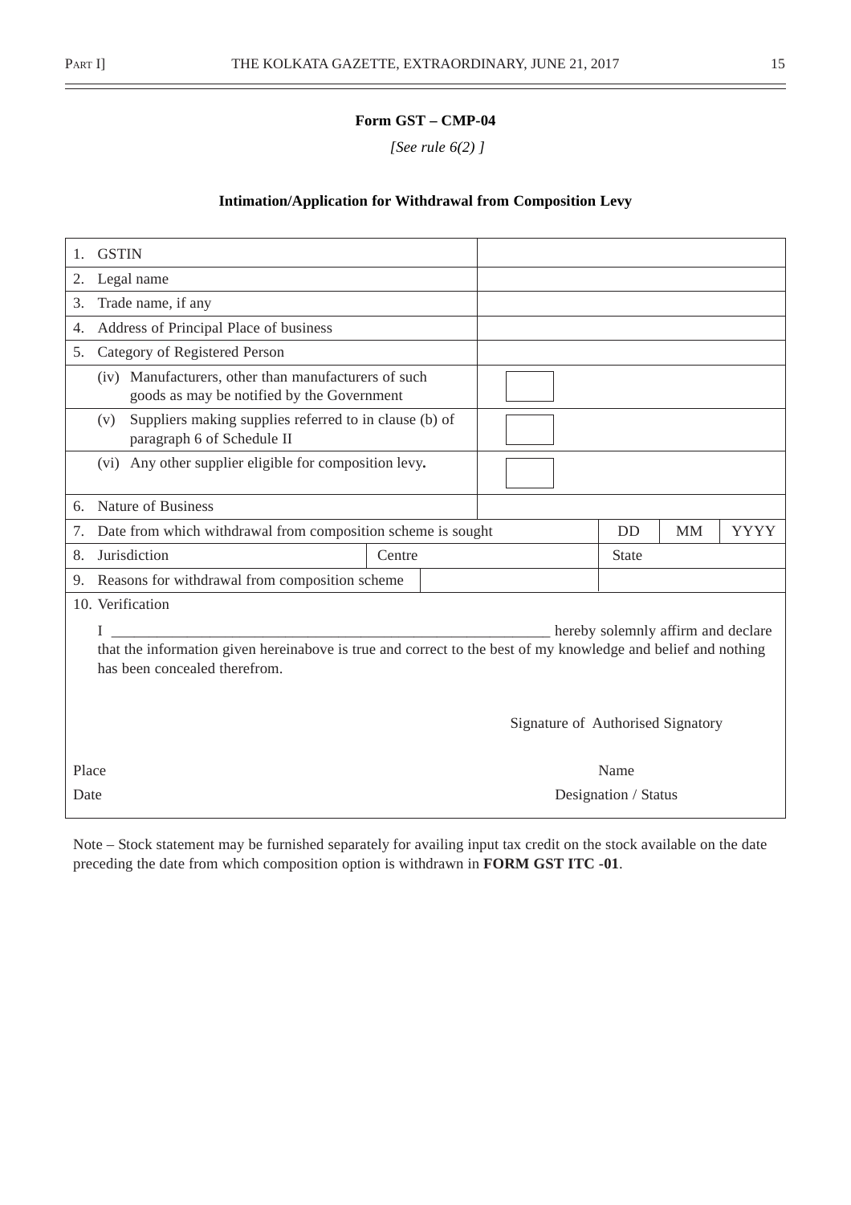**Form GST – CMP-04**

*[See rule 6(2) ]*

**Intimation/Application for Withdrawal from Composition Levy**

| | | | | | |
|---|---|---|---|---|---|
| 1. GSTIN | | | | | |
| 2. Legal name | | | | | |
| 3. Trade name, if any | | | | | |
| 4. Address of Principal Place of business | | | | | |
| 5. Category of Registered Person | | | | | |
| (iv) Manufacturers, other than manufacturers of such goods as may be notified by the Government | ☐ | | | | |
| (v) Suppliers making supplies referred to in clause (b) of paragraph 6 of Schedule II | ☐ | | | | |
| (vi) Any other supplier eligible for composition levy**.** | ☐ | | | | |
| 6. Nature of Business | | | | | |
| 7. Date from which withdrawal from composition scheme is sought | | | DD | MM | YYYY |
| 8. Jurisdiction | Centre | | State | | |
| 9. Reasons for withdrawal from composition scheme | | | | | |

10. Verification

I __________________________________________ hereby solemnly affirm and declare that the information given hereinabove is true and correct to the best of my knowledge and belief and nothing has been concealed therefrom.

Signature of Authorised Signatory

Place

Name

Date

Designation / Status

Note – Stock statement may be furnished separately for availing input tax credit on the stock available on the date preceding the date from which composition option is withdrawn in **FORM GST ITC -01**.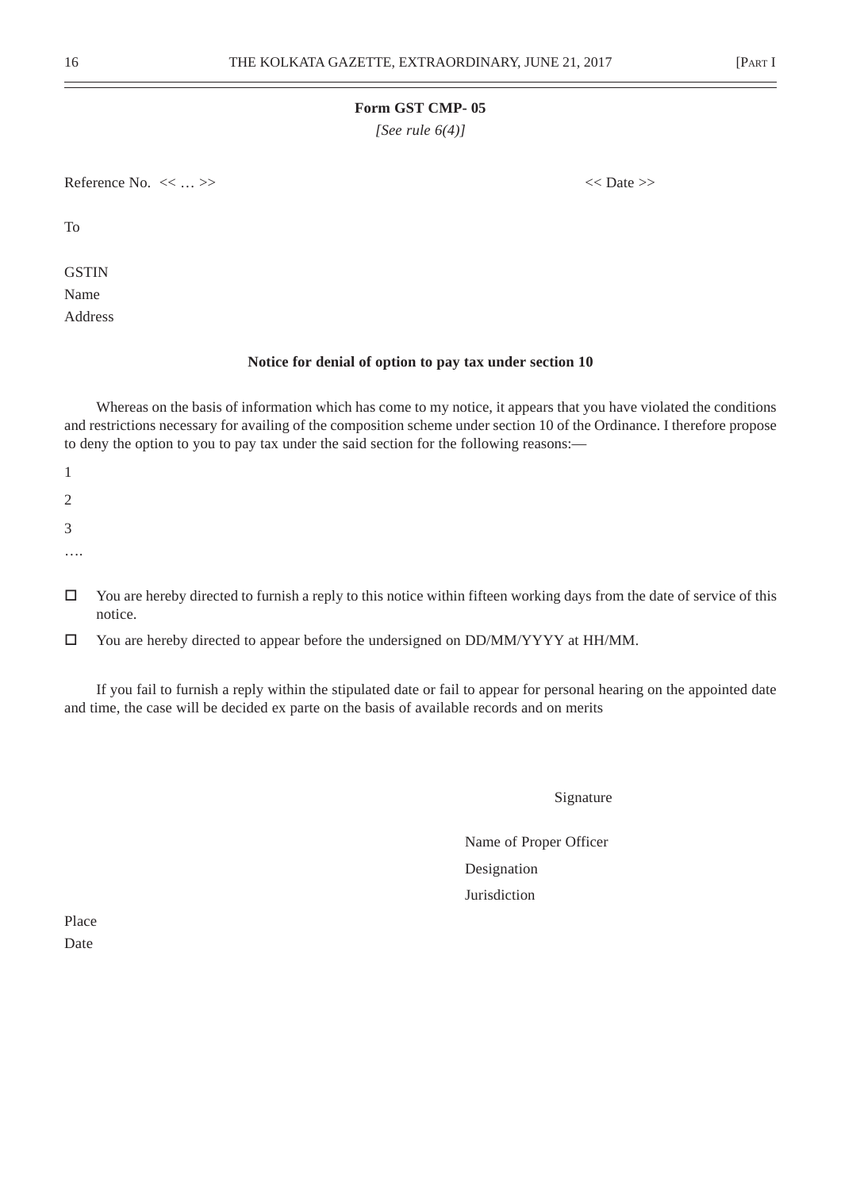**Form GST CMP- 05**

*[See rule 6(4)]*

Reference No. << … >>                                                                                    << Date >>

To

GSTIN

Name

Address

**Notice for denial of option to pay tax under section 10**

Whereas on the basis of information which has come to my notice, it appears that you have violated the conditions and restrictions necessary for availing of the composition scheme under section 10 of the Ordinance. I therefore propose to deny the option to you to pay tax under the said section for the following reasons:—

1

2

3

….

- ☐ You are hereby directed to furnish a reply to this notice within fifteen working days from the date of service of this notice.
- ☐ You are hereby directed to appear before the undersigned on DD/MM/YYYY at HH/MM.

If you fail to furnish a reply within the stipulated date or fail to appear for personal hearing on the appointed date and time, the case will be decided ex parte on the basis of available records and on merits

Signature

Name of Proper Officer

Designation

Jurisdiction

Place

Date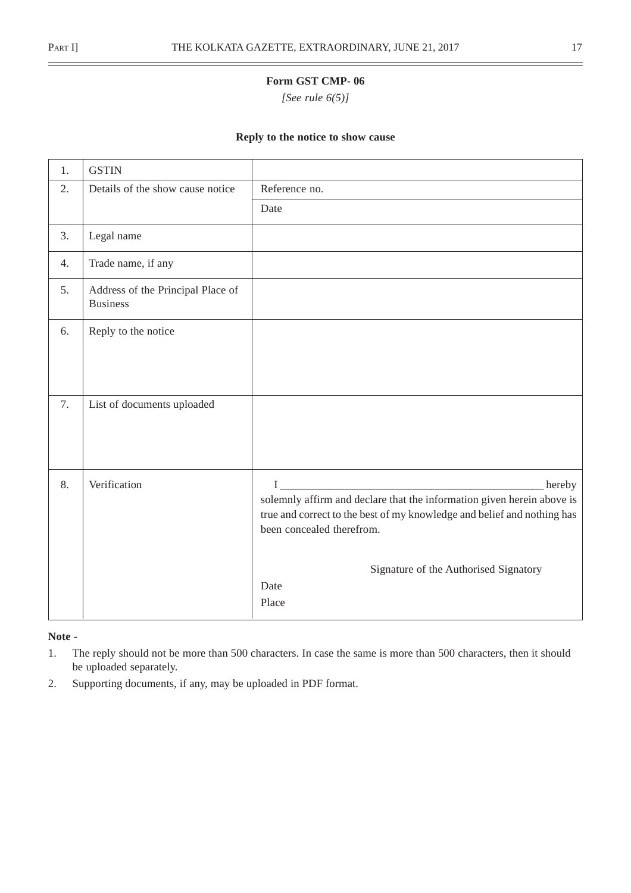**Form GST CMP- 06**

*[See rule 6(5)]*

**Reply to the notice to show cause**

| 1. | GSTIN | |
|---|---|---|
| 2. | Details of the show cause notice | Reference no. |
| | | Date |
| 3. | Legal name | |
| 4. | Trade name, if any | |
| 5. | Address of the Principal Place of Business | |
| 6. | Reply to the notice | |
| 7. | List of documents uploaded | |
| 8. | Verification | I _______________________________________________ hereby solemnly affirm and declare that the information given herein above is true and correct to the best of my knowledge and belief and nothing has been concealed therefrom.<br><br>Signature of the Authorised Signatory<br>Date<br>Place |

**Note -**

1. The reply should not be more than 500 characters. In case the same is more than 500 characters, then it should be uploaded separately.
2. Supporting documents, if any, may be uploaded in PDF format.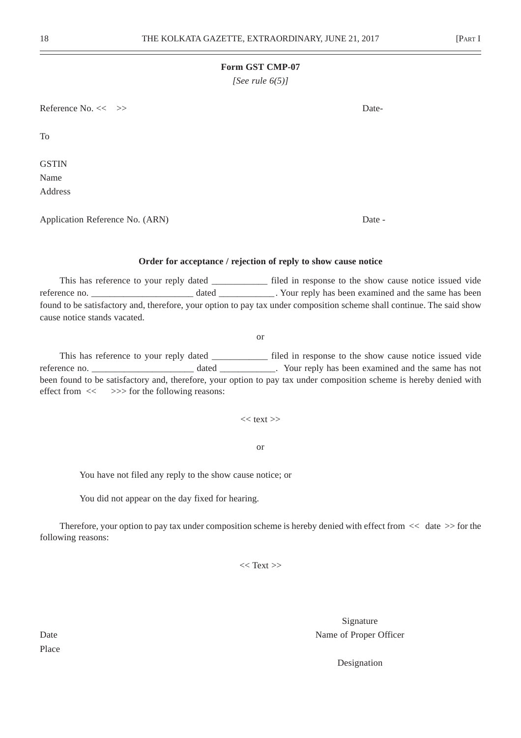**Form GST CMP-07**

*[See rule 6(5)]*

Reference No. << >> Date-

To

GSTIN
Name
Address

Application Reference No. (ARN) Date -

**Order for acceptance / rejection of reply to show cause notice**

This has reference to your reply dated ____________ filed in response to the show cause notice issued vide reference no. ______________________ dated ____________. Your reply has been examined and the same has been found to be satisfactory and, therefore, your option to pay tax under composition scheme shall continue. The said show cause notice stands vacated.

or

This has reference to your reply dated ____________ filed in response to the show cause notice issued vide reference no. ______________________ dated ____________. Your reply has been examined and the same has not been found to be satisfactory and, therefore, your option to pay tax under composition scheme is hereby denied with effect from << >>> for the following reasons:

<< text >>

or

You have not filed any reply to the show cause notice; or

You did not appear on the day fixed for hearing.

Therefore, your option to pay tax under composition scheme is hereby denied with effect from << date >> for the following reasons:

<< Text >>

Signature
Name of Proper Officer

Designation

Date
Place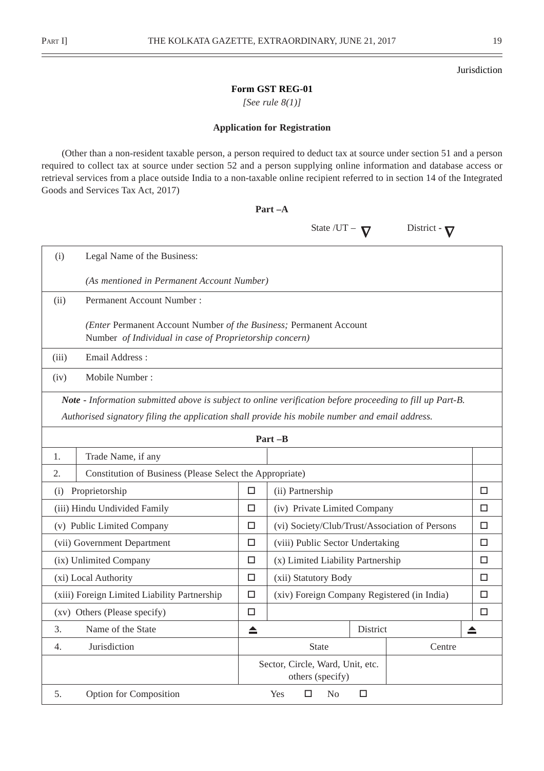Jurisdiction

**Form GST REG-01**

*[See rule 8(1)]*

**Application for Registration**

(Other than a non-resident taxable person, a person required to deduct tax at source under section 51 and a person required to collect tax at source under section 52 and a person supplying online information and database access or retrieval services from a place outside India to a non-taxable online recipient referred to in section 14 of the Integrated Goods and Services Tax Act, 2017)

**Part –A**

State /UT – ∇ District - ∇

| | |
|---|---|
| (i) | Legal Name of the Business:<br>*(As mentioned in Permanent Account Number)* |
| (ii) | Permanent Account Number :<br>*(Enter* Permanent Account Number *of the Business;* Permanent Account Number *of Individual in case of Proprietorship concern)* |
| (iii) | Email Address : |
| (iv) | Mobile Number : |

***Note*** *- Information submitted above is subject to online verification before proceeding to fill up Part-B.*

*Authorised signatory filing the application shall provide his mobile number and email address.*

**Part –B**

| | | | | | |
|---|---|---|---|---|---|
| 1. | Trade Name, if any | | | | |
| 2. | Constitution of Business (Please Select the Appropriate) | | | | |
| (i) Proprietorship | | ☐ | (ii) Partnership | | ☐ |
| (iii) Hindu Undivided Family | | ☐ | (iv) Private Limited Company | | ☐ |
| (v) Public Limited Company | | ☐ | (vi) Society/Club/Trust/Association of Persons | | ☐ |
| (vii) Government Department | | ☐ | (viii) Public Sector Undertaking | | ☐ |
| (ix) Unlimited Company | | ☐ | (x) Limited Liability Partnership | | ☐ |
| (xi) Local Authority | | ☐ | (xii) Statutory Body | | ☐ |
| (xiii) Foreign Limited Liability Partnership | | ☐ | (xiv) Foreign Company Registered (in India) | | ☐ |
| (xv) Others (Please specify) | | ☐ | | | ☐ |
| 3. | Name of the State | ⏏ | | District | ⏏ |
| 4. | Jurisdiction | State | | Centre | |
| | | Sector, Circle, Ward, Unit, etc. others (specify) | | | |
| 5. | Option for Composition | Yes ☐ No ☐ | | | |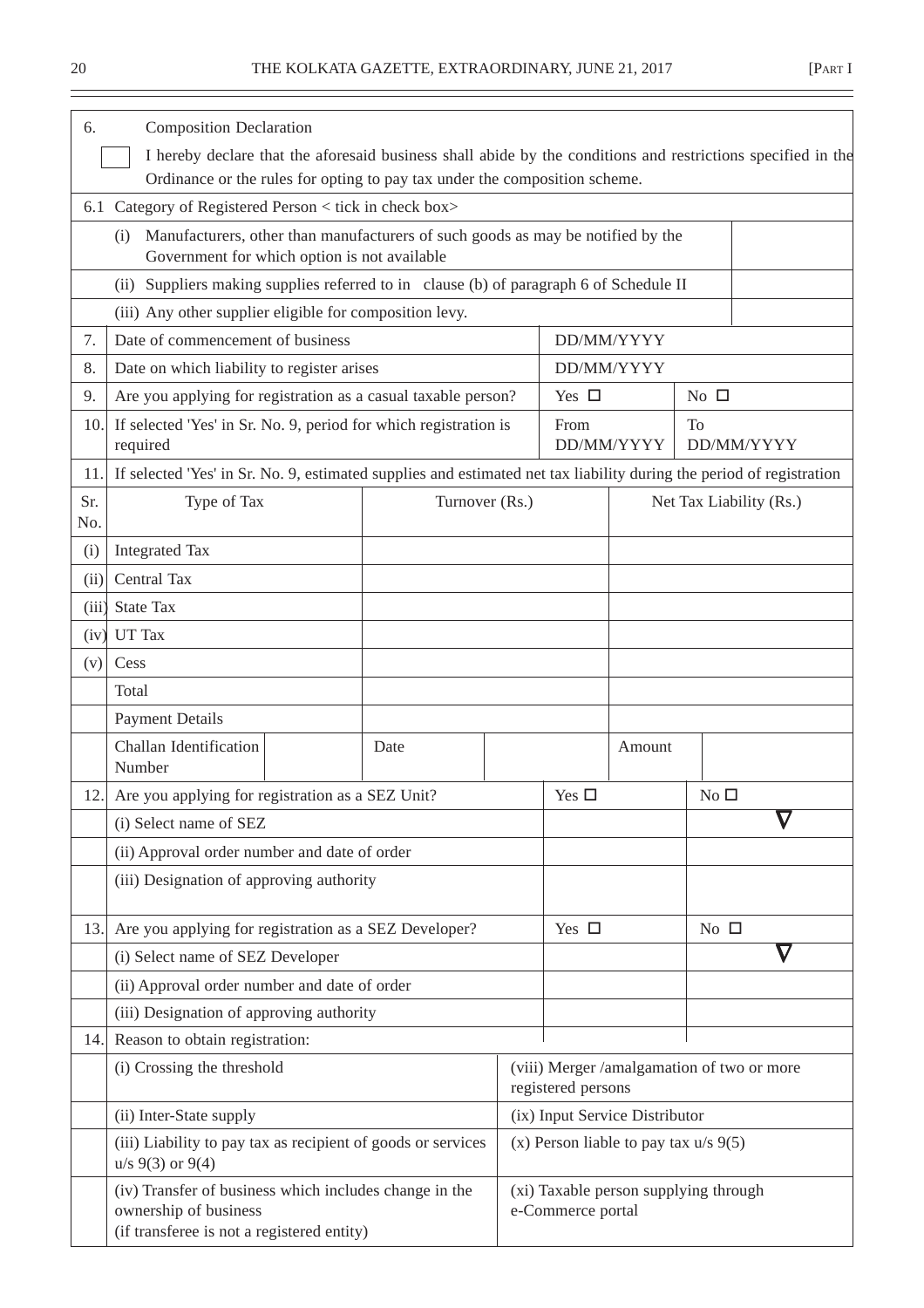| 6. | Composition Declaration | | | | |
|---|---|---|---|---|---|
| ☐ | I hereby declare that the aforesaid business shall abide by the conditions and restrictions specified in the Ordinance or the rules for opting to pay tax under the composition scheme. | | | | |
| 6.1 | Category of Registered Person < tick in check box> | | | | |
| | (i) Manufacturers, other than manufacturers of such goods as may be notified by the Government for which option is not available | | | | |
| | (ii) Suppliers making supplies referred to in clause (b) of paragraph 6 of Schedule II | | | | |
| | (iii) Any other supplier eligible for composition levy. | | | | |
| 7. | Date of commencement of business | | DD/MM/YYYY | | |
| 8. | Date on which liability to register arises | | DD/MM/YYYY | | |
| 9. | Are you applying for registration as a casual taxable person? | | Yes ☐ | No ☐ | |
| 10. | If selected 'Yes' in Sr. No. 9, period for which registration is required | | From DD/MM/YYYY | To DD/MM/YYYY | |
| 11. | If selected 'Yes' in Sr. No. 9, estimated supplies and estimated net tax liability during the period of registration | | | | |

| Sr. No. | Type of Tax | | Turnover (Rs.) | | Net Tax Liability (Rs.) | |
|---|---|---|---|---|---|---|
| (i) | Integrated Tax | | | | | |
| (ii) | Central Tax | | | | | |
| (iii) | State Tax | | | | | |
| (iv) | UT Tax | | | | | |
| (v) | Cess | | | | | |
| | Total | | | | | |
| | Payment Details | | | | | |
| | Challan Identification Number | | Date | | Amount | |

| 12. | Are you applying for registration as a SEZ Unit? | Yes ☐ | No ☐ |
|---|---|---|---|
| | (i) Select name of SEZ | | ∇ |
| | (ii) Approval order number and date of order | | |
| | (iii) Designation of approving authority | | |
| 13. | Are you applying for registration as a SEZ Developer? | Yes ☐ | No ☐ |
| | (i) Select name of SEZ Developer | | ∇ |
| | (ii) Approval order number and date of order | | |
| | (iii) Designation of approving authority | | |
| 14. | Reason to obtain registration: | | |

| | | |
|---|---|---|
| | (i) Crossing the threshold | (viii) Merger /amalgamation of two or more registered persons |
| | (ii) Inter-State supply | (ix) Input Service Distributor |
| | (iii) Liability to pay tax as recipient of goods or services u/s 9(3) or 9(4) | (x) Person liable to pay tax u/s 9(5) |
| | (iv) Transfer of business which includes change in the ownership of business (if transferee is not a registered entity) | (xi) Taxable person supplying through e-Commerce portal |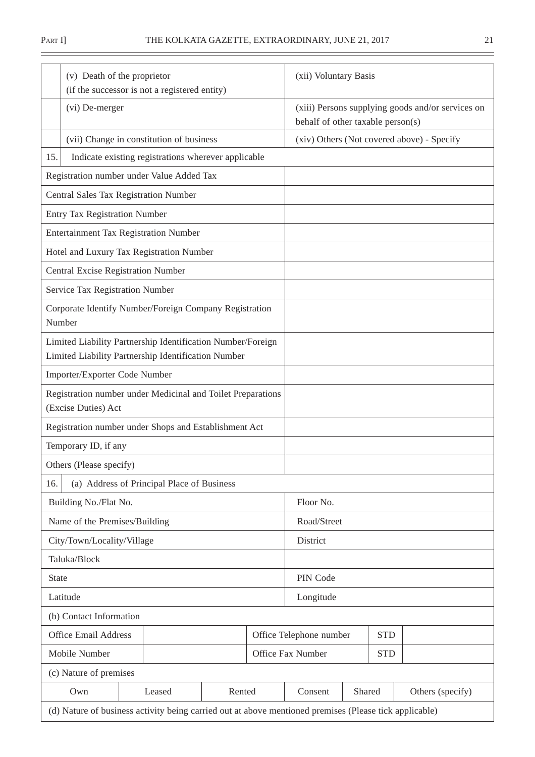| | | |
|---|---|---|
| | (v) Death of the proprietor (if the successor is not a registered entity) | (xii) Voluntary Basis |
| | (vi) De-merger | (xiii) Persons supplying goods and/or services on behalf of other taxable person(s) |
| | (vii) Change in constitution of business | (xiv) Others (Not covered above) - Specify |
| 15. | Indicate existing registrations wherever applicable | |

| | |
|---|---|
| Registration number under Value Added Tax | |
| Central Sales Tax Registration Number | |
| Entry Tax Registration Number | |
| Entertainment Tax Registration Number | |
| Hotel and Luxury Tax Registration Number | |
| Central Excise Registration Number | |
| Service Tax Registration Number | |
| Corporate Identify Number/Foreign Company Registration Number | |
| Limited Liability Partnership Identification Number/Foreign Limited Liability Partnership Identification Number | |
| Importer/Exporter Code Number | |
| Registration number under Medicinal and Toilet Preparations (Excise Duties) Act | |
| Registration number under Shops and Establishment Act | |
| Temporary ID, if any | |
| Others (Please specify) | |

16. (a) Address of Principal Place of Business

| | |
|---|---|
| Building No./Flat No. | Floor No. |
| Name of the Premises/Building | Road/Street |
| City/Town/Locality/Village | District |
| Taluka/Block | |
| State | PIN Code |
| Latitude | Longitude |

(b) Contact Information

| | | | | |
|---|---|---|---|---|
| Office Email Address | | Office Telephone number | STD | |
| Mobile Number | | Office Fax Number | STD | |

(c) Nature of premises

| Own | Leased | Rented | Consent | Shared | Others (specify) |
|---|---|---|---|---|---|

(d) Nature of business activity being carried out at above mentioned premises (Please tick applicable)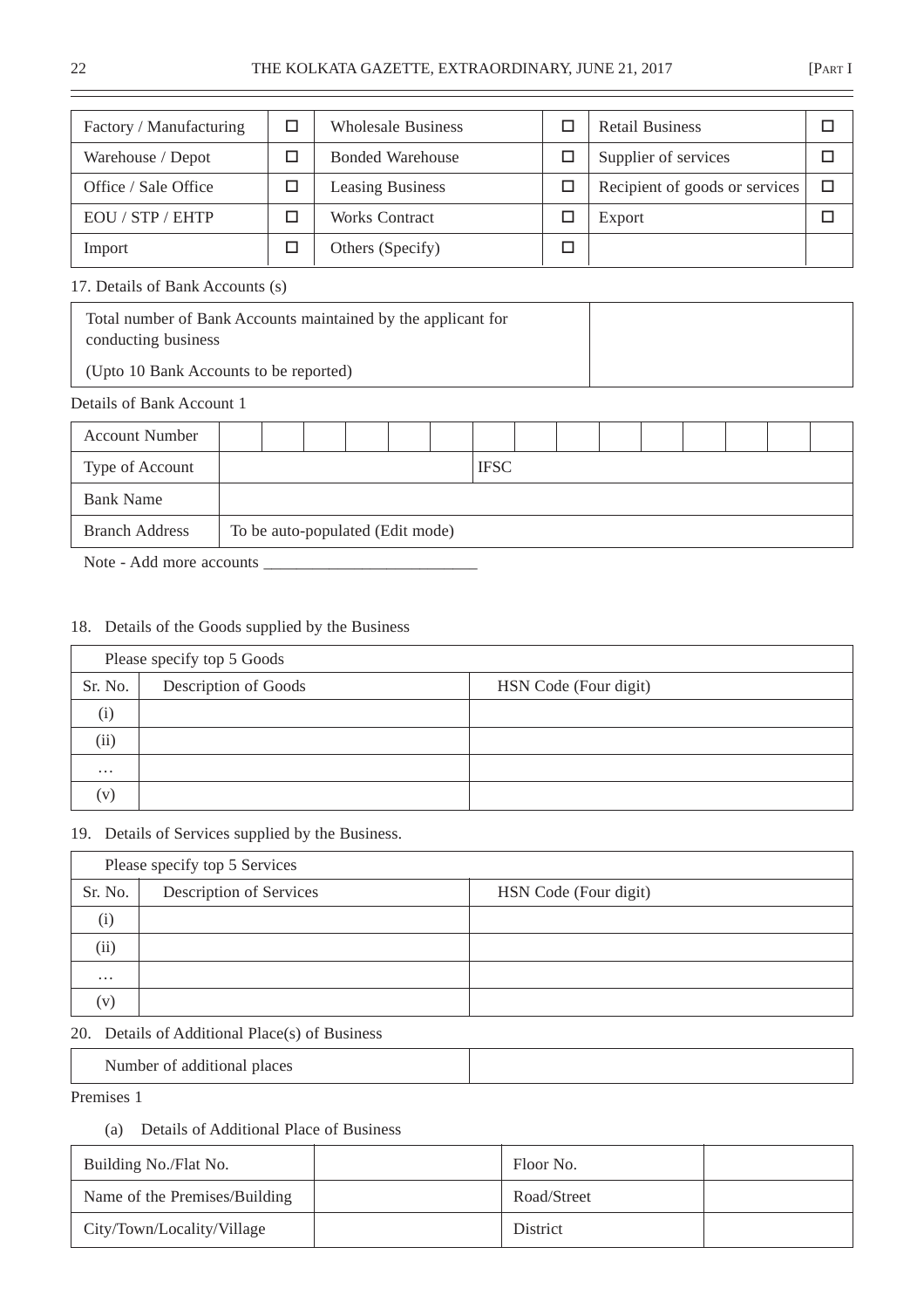| Factory / Manufacturing | ☐ | Wholesale Business | ☐ | Retail Business | ☐ |
|---|---|---|---|---|---|
| Warehouse / Depot | ☐ | Bonded Warehouse | ☐ | Supplier of services | ☐ |
| Office / Sale Office | ☐ | Leasing Business | ☐ | Recipient of goods or services | ☐ |
| EOU / STP / EHTP | ☐ | Works Contract | ☐ | Export | ☐ |
| Import | ☐ | Others (Specify) | ☐ | | |

17. Details of Bank Accounts (s)

| Total number of Bank Accounts maintained by the applicant for conducting business<br>(Upto 10 Bank Accounts to be reported) | |
|---|---|

Details of Bank Account 1

| Account Number | | | | | | | | | | | | | | | |
|---|---|---|---|---|---|---|---|---|---|---|---|---|---|---|---|
| Type of Account | | | | | | | IFSC | | | | | | | | |
| Bank Name | | | | | | | | | | | | | | | |
| Branch Address | To be auto-populated (Edit mode) | | | | | | | | | | | | | | |

Note - Add more accounts __________________________

18. Details of the Goods supplied by the Business

| Please specify top 5 Goods | | |
|---|---|---|
| Sr. No. | Description of Goods | HSN Code (Four digit) |
| (i) | | |
| (ii) | | |
| … | | |
| (v) | | |

19. Details of Services supplied by the Business.

| Please specify top 5 Services | | |
|---|---|---|
| Sr. No. | Description of Services | HSN Code (Four digit) |
| (i) | | |
| (ii) | | |
| … | | |
| (v) | | |

20. Details of Additional Place(s) of Business

| Number of additional places | |
|---|---|

Premises 1

(a) Details of Additional Place of Business

| Building No./Flat No. | | Floor No. | |
|---|---|---|---|
| Name of the Premises/Building | | Road/Street | |
| City/Town/Locality/Village | | District | |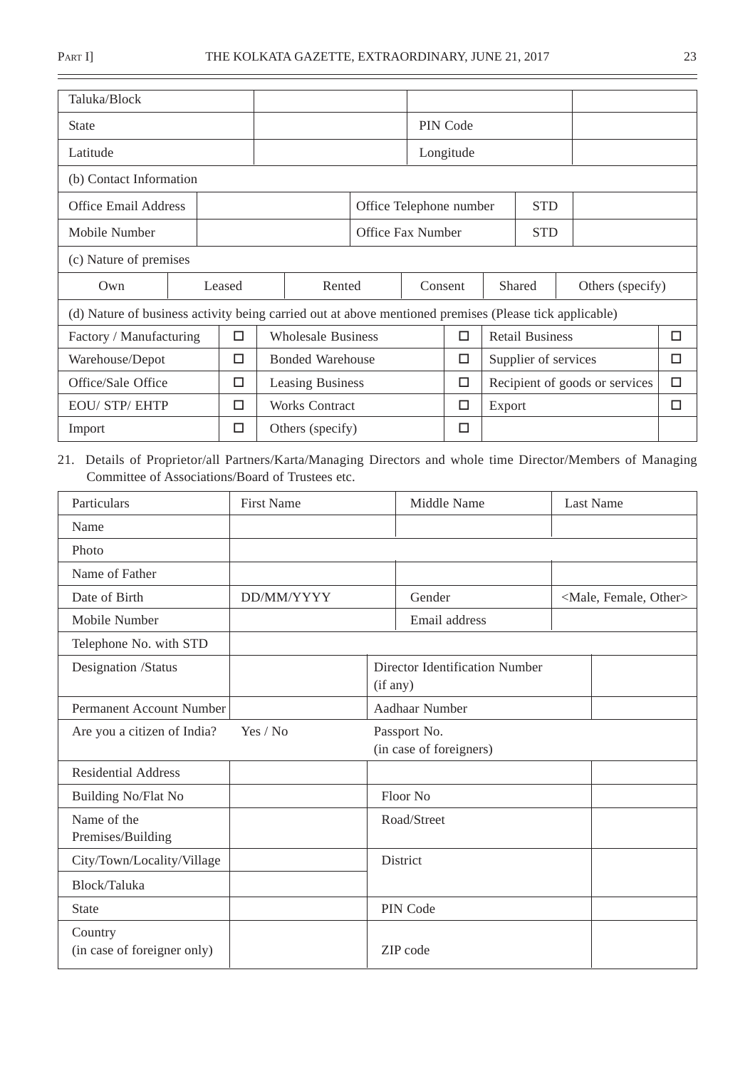| Taluka/Block | | | |
|---|---|---|---|
| State | | PIN Code | |
| Latitude | | Longitude | |

(b) Contact Information

| Office Email Address | | Office Telephone number | STD | |
|---|---|---|---|---|
| Mobile Number | | Office Fax Number | STD | |

(c) Nature of premises

| Own | Leased | Rented | Consent | Shared | Others (specify) |
|---|---|---|---|---|---|

(d) Nature of business activity being carried out at above mentioned premises (Please tick applicable)

| Factory / Manufacturing | ☐ | Wholesale Business | ☐ | Retail Business | ☐ |
|---|---|---|---|---|---|
| Warehouse/Depot | ☐ | Bonded Warehouse | ☐ | Supplier of services | ☐ |
| Office/Sale Office | ☐ | Leasing Business | ☐ | Recipient of goods or services | ☐ |
| EOU/ STP/ EHTP | ☐ | Works Contract | ☐ | Export | ☐ |
| Import | ☐ | Others (specify) | ☐ | | |

21. Details of Proprietor/all Partners/Karta/Managing Directors and whole time Director/Members of Managing Committee of Associations/Board of Trustees etc.

| Particulars | First Name | Middle Name | Last Name |
|---|---|---|---|
| Name | | | |
| Photo | | | |
| Name of Father | | | |
| Date of Birth | DD/MM/YYYY | Gender | <Male, Female, Other> |
| Mobile Number | | Email address | |
| Telephone No. with STD | | | |
| Designation /Status | | Director Identification Number (if any) | |
| Permanent Account Number | | Aadhaar Number | |
| Are you a citizen of India? | Yes / No | Passport No. (in case of foreigners) | |
| Residential Address | | | |
| Building No/Flat No | | Floor No | |
| Name of the Premises/Building | | Road/Street | |
| City/Town/Locality/Village | | District | |
| Block/Taluka | | | |
| State | | PIN Code | |
| Country (in case of foreigner only) | | ZIP code | |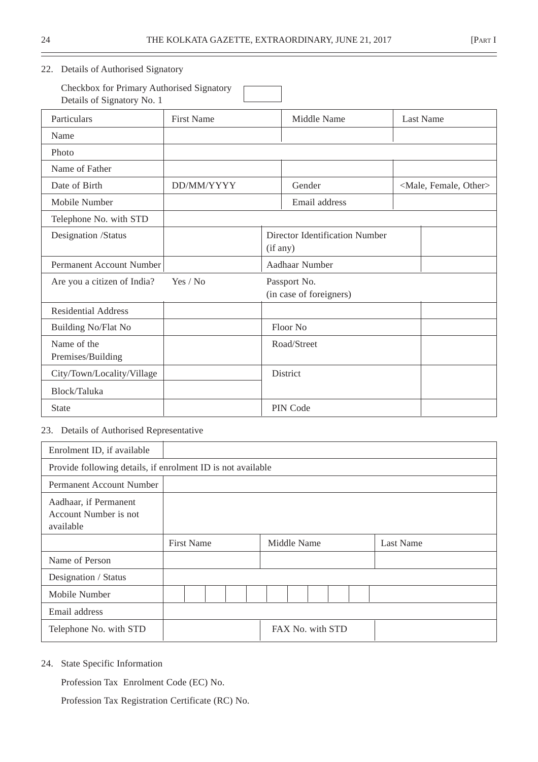22. Details of Authorised Signatory

Checkbox for Primary Authorised Signatory ☐
Details of Signatory No. 1

| Particulars | First Name | Middle Name | Last Name |
|---|---|---|---|
| Name | | | |
| Photo | | | |
| Name of Father | | | |
| Date of Birth | DD/MM/YYYY | Gender | <Male, Female, Other> |
| Mobile Number | | Email address | |
| Telephone No. with STD | | | |
| Designation /Status | | Director Identification Number (if any) | |
| Permanent Account Number | | Aadhaar Number | |
| Are you a citizen of India? | Yes / No | Passport No. (in case of foreigners) | |
| Residential Address | | | |
| Building No/Flat No | | Floor No | |
| Name of the Premises/Building | | Road/Street | |
| City/Town/Locality/Village | | District | |
| Block/Taluka | | | |
| State | | PIN Code | |

23. Details of Authorised Representative

| Enrolment ID, if available | | | |
|---|---|---|---|
| Provide following details, if enrolment ID is not available | | | |
| Permanent Account Number | | | |
| Aadhaar, if Permanent Account Number is not available | | | |
| | First Name | Middle Name | Last Name |
| Name of Person | | | |
| Designation / Status | | | |
| Mobile Number | | | |
| Email address | | | |
| Telephone No. with STD | | FAX No. with STD | |

24. State Specific Information

Profession Tax Enrolment Code (EC) No.

Profession Tax Registration Certificate (RC) No.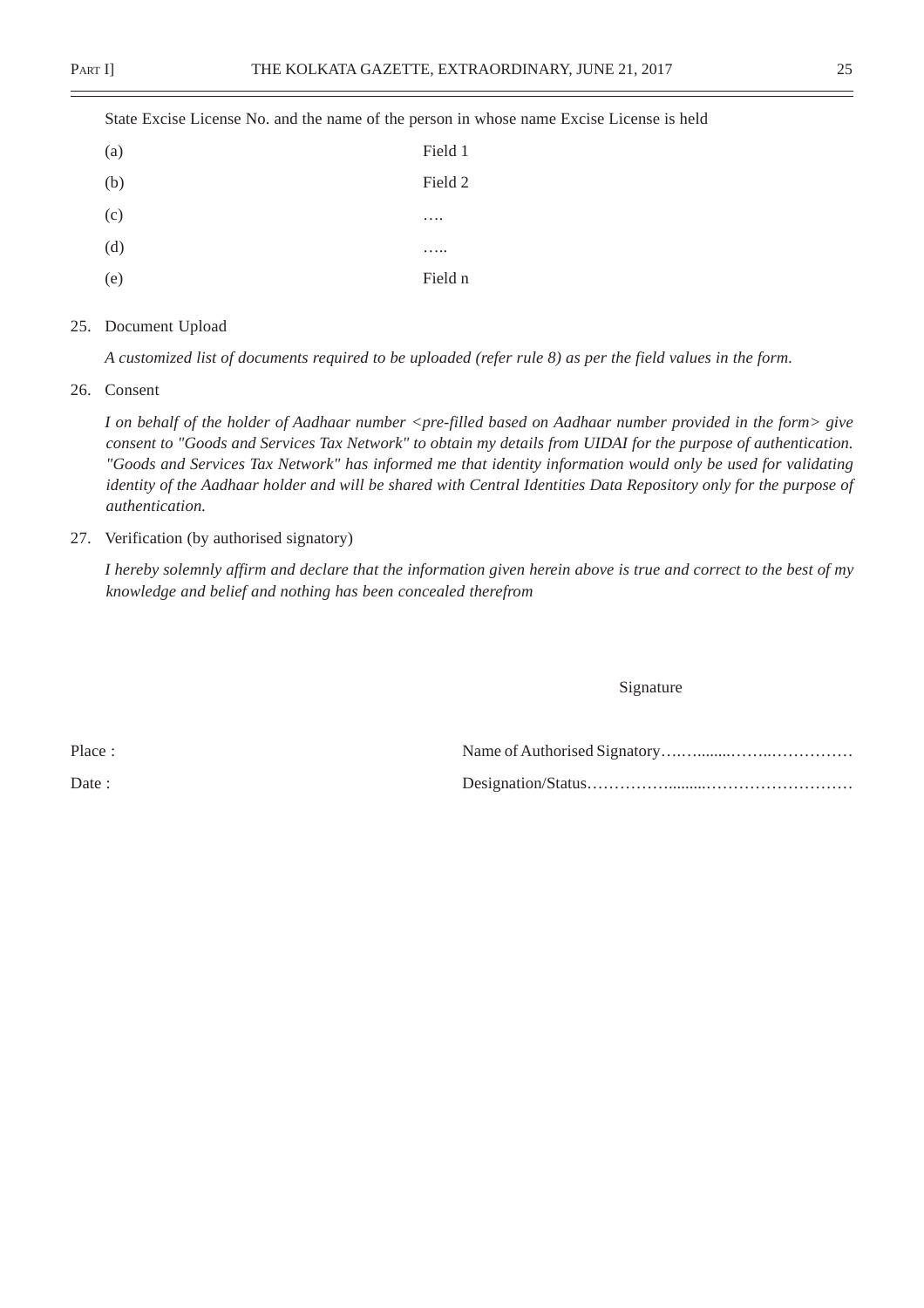State Excise License No. and the name of the person in whose name Excise License is held

| | |
|---|---|
| (a) | Field 1 |
| (b) | Field 2 |
| (c) | …. |
| (d) | ….. |
| (e) | Field n |

25. Document Upload

*A customized list of documents required to be uploaded (refer rule 8) as per the field values in the form.*

26. Consent

*I on behalf of the holder of Aadhaar number <pre-filled based on Aadhaar number provided in the form> give consent to "Goods and Services Tax Network" to obtain my details from UIDAI for the purpose of authentication. "Goods and Services Tax Network" has informed me that identity information would only be used for validating identity of the Aadhaar holder and will be shared with Central Identities Data Repository only for the purpose of authentication.*

27. Verification (by authorised signatory)

*I hereby solemnly affirm and declare that the information given herein above is true and correct to the best of my knowledge and belief and nothing has been concealed therefrom*

Signature

Place :

Name of Authorised Signatory…………………………………

Date :

Designation/Status…………………………………………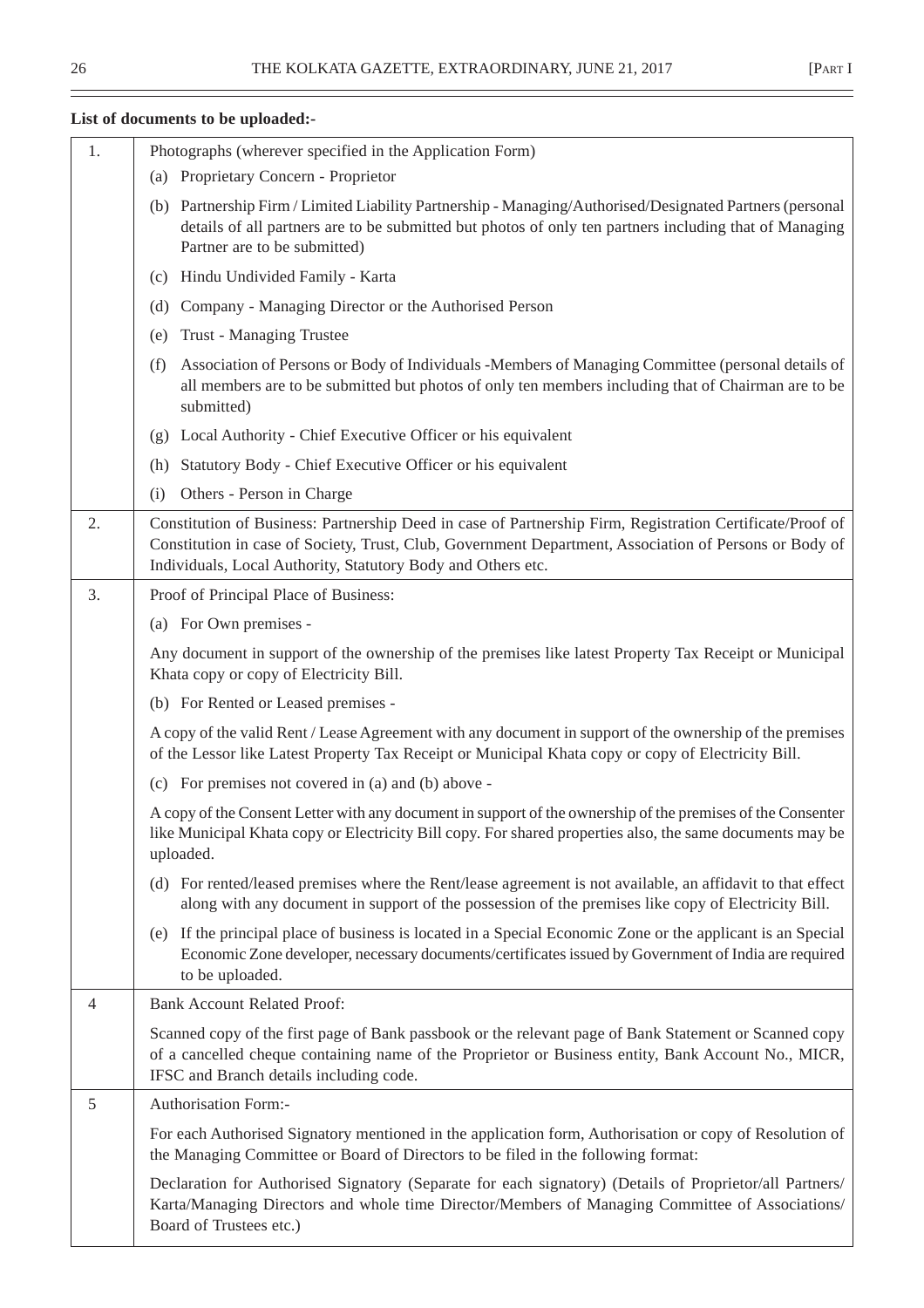**List of documents to be uploaded:-**

| | |
|---|---|
| 1. | Photographs (wherever specified in the Application Form) |
| | (a) Proprietary Concern - Proprietor |
| | (b) Partnership Firm / Limited Liability Partnership - Managing/Authorised/Designated Partners (personal details of all partners are to be submitted but photos of only ten partners including that of Managing Partner are to be submitted) |
| | (c) Hindu Undivided Family - Karta |
| | (d) Company - Managing Director or the Authorised Person |
| | (e) Trust - Managing Trustee |
| | (f) Association of Persons or Body of Individuals -Members of Managing Committee (personal details of all members are to be submitted but photos of only ten members including that of Chairman are to be submitted) |
| | (g) Local Authority - Chief Executive Officer or his equivalent |
| | (h) Statutory Body - Chief Executive Officer or his equivalent |
| | (i) Others - Person in Charge |
| 2. | Constitution of Business: Partnership Deed in case of Partnership Firm, Registration Certificate/Proof of Constitution in case of Society, Trust, Club, Government Department, Association of Persons or Body of Individuals, Local Authority, Statutory Body and Others etc. |
| 3. | Proof of Principal Place of Business: |
| | (a) For Own premises - |
| | Any document in support of the ownership of the premises like latest Property Tax Receipt or Municipal Khata copy or copy of Electricity Bill. |
| | (b) For Rented or Leased premises - |
| | A copy of the valid Rent / Lease Agreement with any document in support of the ownership of the premises of the Lessor like Latest Property Tax Receipt or Municipal Khata copy or copy of Electricity Bill. |
| | (c) For premises not covered in (a) and (b) above - |
| | A copy of the Consent Letter with any document in support of the ownership of the premises of the Consenter like Municipal Khata copy or Electricity Bill copy. For shared properties also, the same documents may be uploaded. |
| | (d) For rented/leased premises where the Rent/lease agreement is not available, an affidavit to that effect along with any document in support of the possession of the premises like copy of Electricity Bill. |
| | (e) If the principal place of business is located in a Special Economic Zone or the applicant is an Special Economic Zone developer, necessary documents/certificates issued by Government of India are required to be uploaded. |
| 4 | Bank Account Related Proof: |
| | Scanned copy of the first page of Bank passbook or the relevant page of Bank Statement or Scanned copy of a cancelled cheque containing name of the Proprietor or Business entity, Bank Account No., MICR, IFSC and Branch details including code. |
| 5 | Authorisation Form:- |
| | For each Authorised Signatory mentioned in the application form, Authorisation or copy of Resolution of the Managing Committee or Board of Directors to be filed in the following format: |
| | Declaration for Authorised Signatory (Separate for each signatory) (Details of Proprietor/all Partners/ Karta/Managing Directors and whole time Director/Members of Managing Committee of Associations/ Board of Trustees etc.) |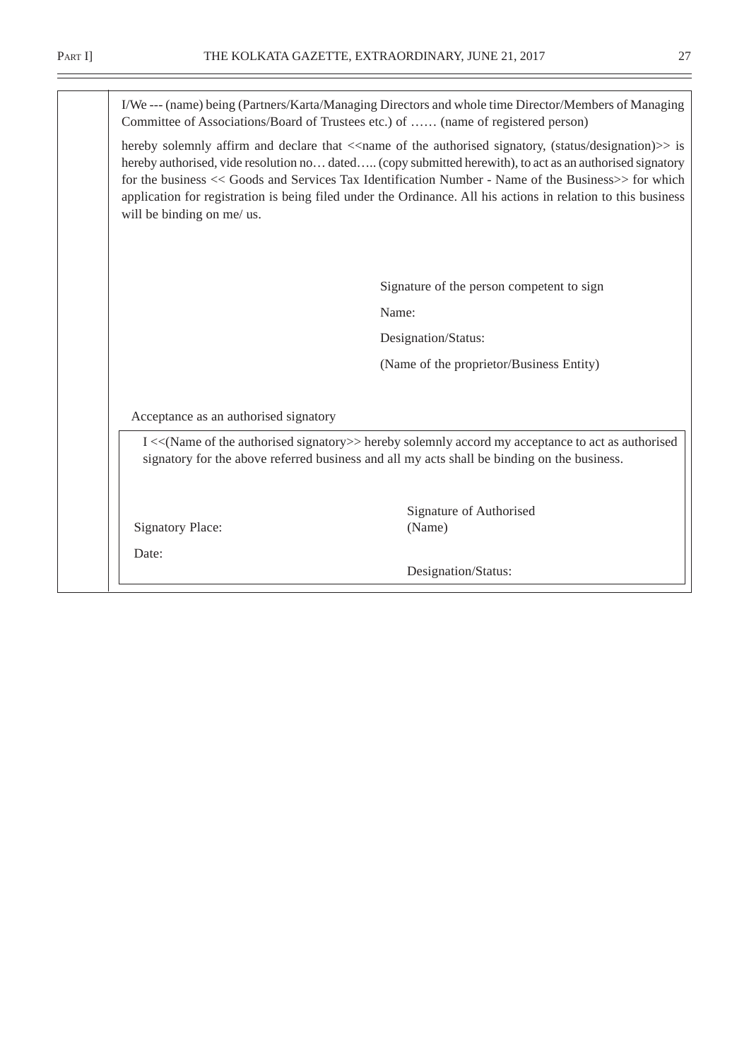I/We --- (name) being (Partners/Karta/Managing Directors and whole time Director/Members of Managing Committee of Associations/Board of Trustees etc.) of …… (name of registered person)

hereby solemnly affirm and declare that <<name of the authorised signatory, (status/designation)>> is hereby authorised, vide resolution no… dated….. (copy submitted herewith), to act as an authorised signatory for the business << Goods and Services Tax Identification Number - Name of the Business>> for which application for registration is being filed under the Ordinance. All his actions in relation to this business will be binding on me/ us.

Signature of the person competent to sign

Name:

Designation/Status:

(Name of the proprietor/Business Entity)

Acceptance as an authorised signatory

I <<(Name of the authorised signatory>> hereby solemnly accord my acceptance to act as authorised signatory for the above referred business and all my acts shall be binding on the business.

Signature of Authorised Signatory Place: (Name)

Date:

Designation/Status: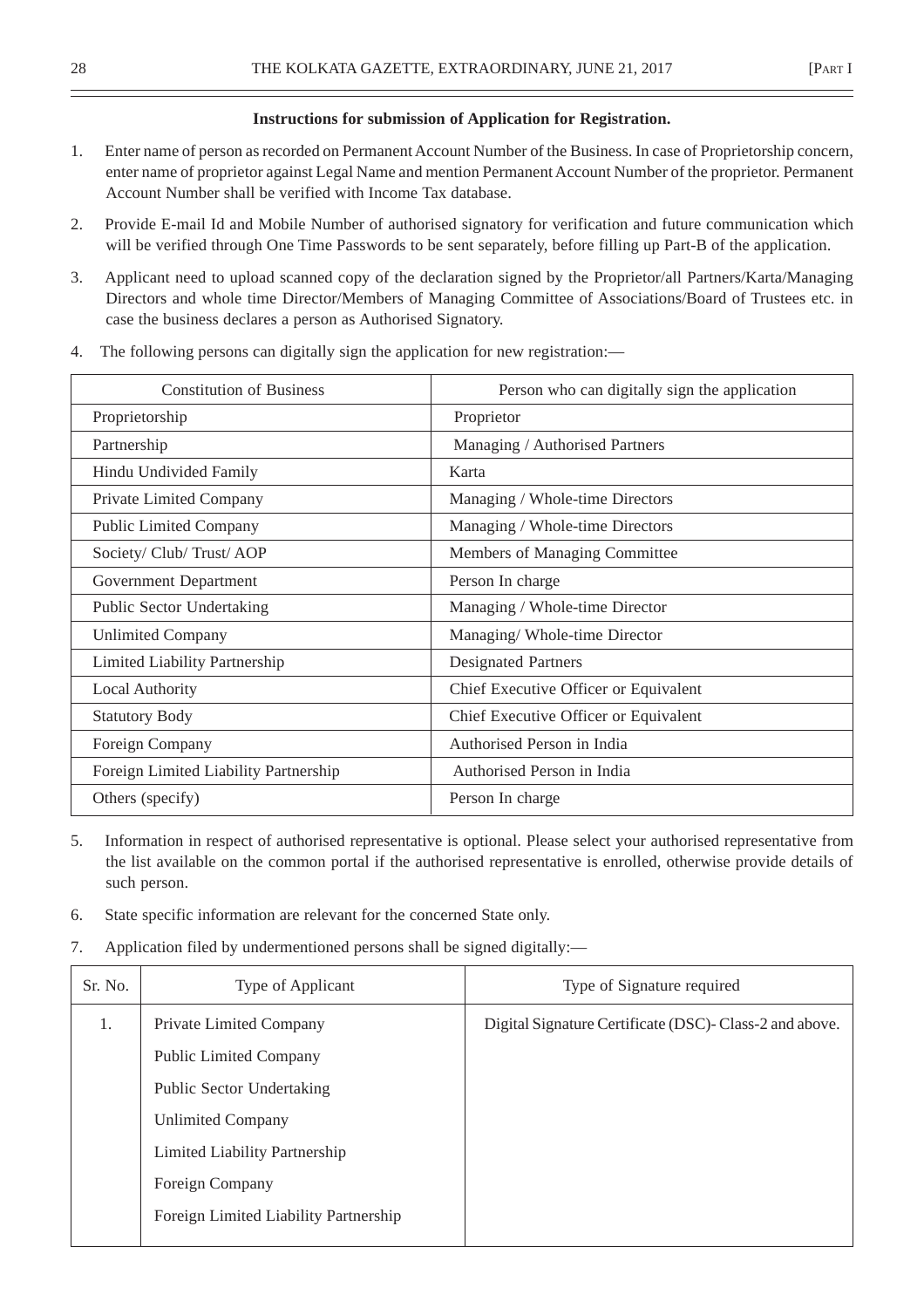**Instructions for submission of Application for Registration.**

1. Enter name of person as recorded on Permanent Account Number of the Business. In case of Proprietorship concern, enter name of proprietor against Legal Name and mention Permanent Account Number of the proprietor. Permanent Account Number shall be verified with Income Tax database.

2. Provide E-mail Id and Mobile Number of authorised signatory for verification and future communication which will be verified through One Time Passwords to be sent separately, before filling up Part-B of the application.

3. Applicant need to upload scanned copy of the declaration signed by the Proprietor/all Partners/Karta/Managing Directors and whole time Director/Members of Managing Committee of Associations/Board of Trustees etc. in case the business declares a person as Authorised Signatory.

4. The following persons can digitally sign the application for new registration:—

| Constitution of Business | Person who can digitally sign the application |
|---|---|
| Proprietorship | Proprietor |
| Partnership | Managing / Authorised Partners |
| Hindu Undivided Family | Karta |
| Private Limited Company | Managing / Whole-time Directors |
| Public Limited Company | Managing / Whole-time Directors |
| Society/ Club/ Trust/ AOP | Members of Managing Committee |
| Government Department | Person In charge |
| Public Sector Undertaking | Managing / Whole-time Director |
| Unlimited Company | Managing/ Whole-time Director |
| Limited Liability Partnership | Designated Partners |
| Local Authority | Chief Executive Officer or Equivalent |
| Statutory Body | Chief Executive Officer or Equivalent |
| Foreign Company | Authorised Person in India |
| Foreign Limited Liability Partnership | Authorised Person in India |
| Others (specify) | Person In charge |

5. Information in respect of authorised representative is optional. Please select your authorised representative from the list available on the common portal if the authorised representative is enrolled, otherwise provide details of such person.

6. State specific information are relevant for the concerned State only.

7. Application filed by undermentioned persons shall be signed digitally:—

| Sr. No. | Type of Applicant | Type of Signature required |
|---|---|---|
| 1. | Private Limited Company<br>Public Limited Company<br>Public Sector Undertaking<br>Unlimited Company<br>Limited Liability Partnership<br>Foreign Company<br>Foreign Limited Liability Partnership | Digital Signature Certificate (DSC)- Class-2 and above. |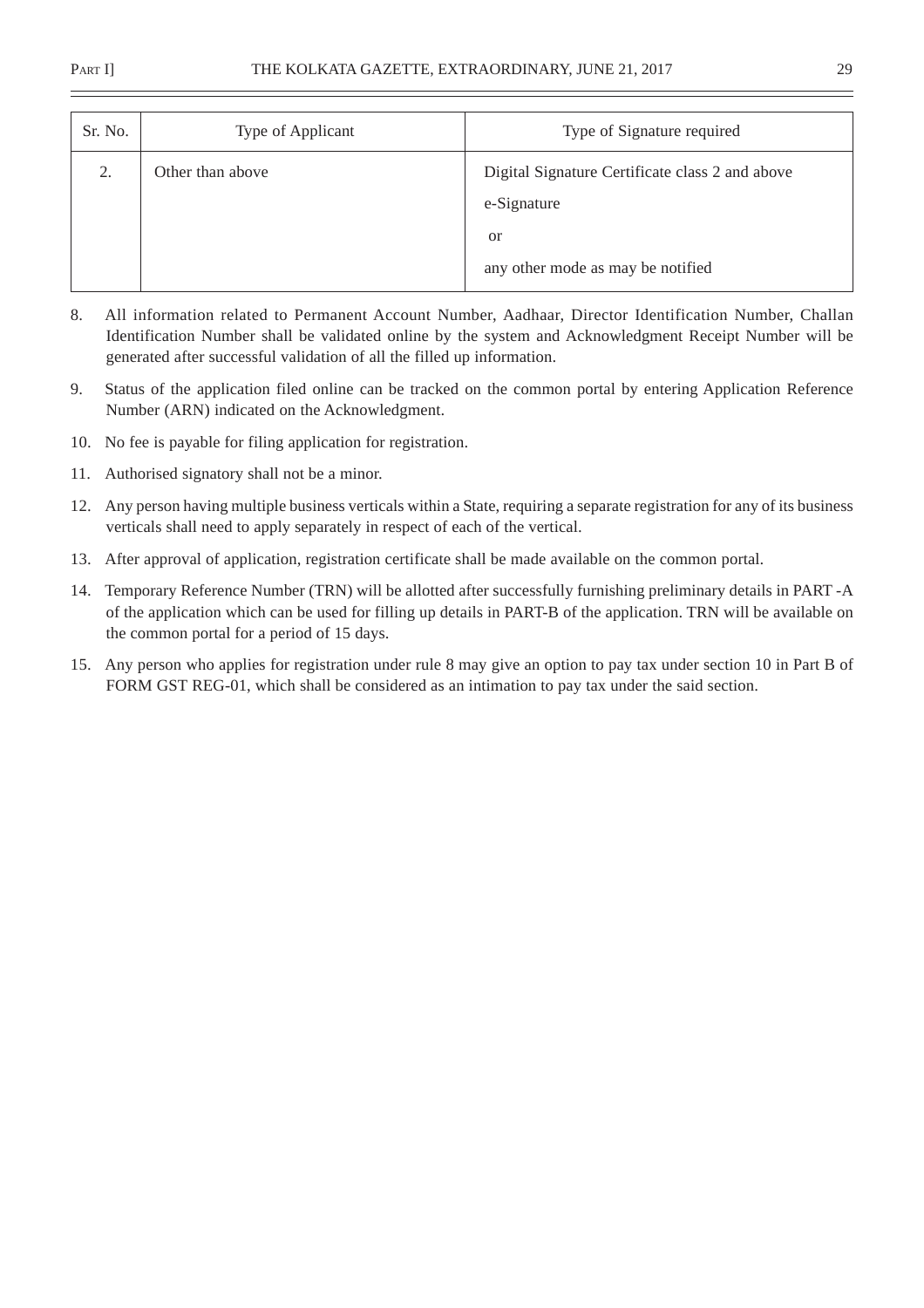| Sr. No. | Type of Applicant | Type of Signature required |
|---|---|---|
| 2. | Other than above | Digital Signature Certificate class 2 and above<br>e-Signature<br>or<br>any other mode as may be notified |

8. All information related to Permanent Account Number, Aadhaar, Director Identification Number, Challan Identification Number shall be validated online by the system and Acknowledgment Receipt Number will be generated after successful validation of all the filled up information.

9. Status of the application filed online can be tracked on the common portal by entering Application Reference Number (ARN) indicated on the Acknowledgment.

10. No fee is payable for filing application for registration.

11. Authorised signatory shall not be a minor.

12. Any person having multiple business verticals within a State, requiring a separate registration for any of its business verticals shall need to apply separately in respect of each of the vertical.

13. After approval of application, registration certificate shall be made available on the common portal.

14. Temporary Reference Number (TRN) will be allotted after successfully furnishing preliminary details in PART -A of the application which can be used for filling up details in PART-B of the application. TRN will be available on the common portal for a period of 15 days.

15. Any person who applies for registration under rule 8 may give an option to pay tax under section 10 in Part B of FORM GST REG-01, which shall be considered as an intimation to pay tax under the said section.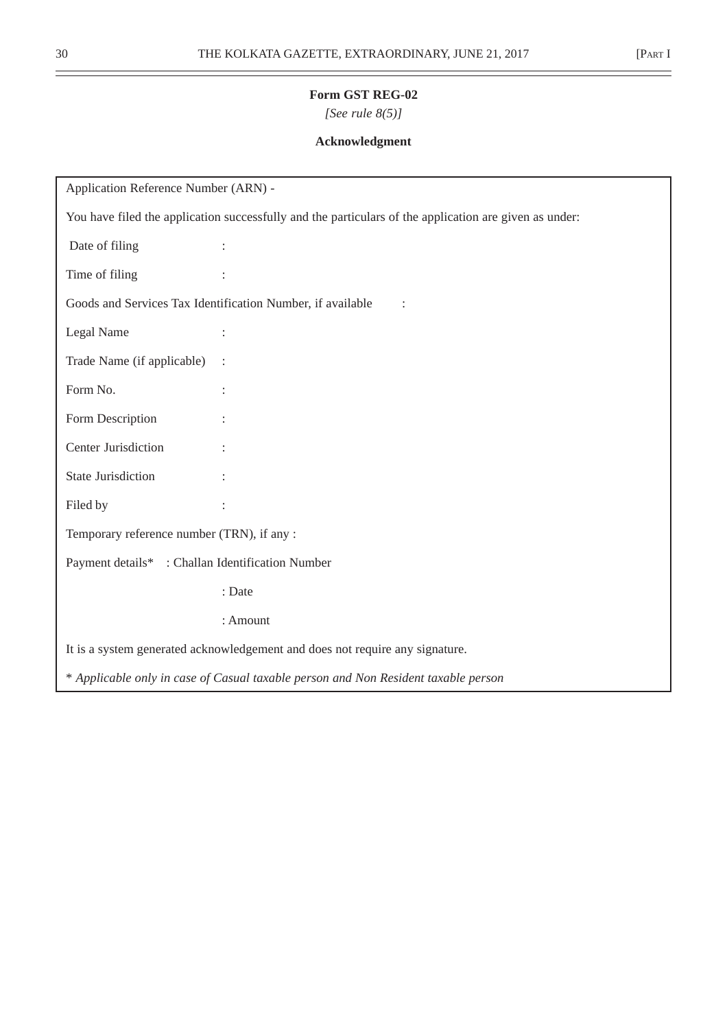**Form GST REG-02**

*[See rule 8(5)]*

**Acknowledgment**

Application Reference Number (ARN) -

You have filed the application successfully and the particulars of the application are given as under:

Date of filing :

Time of filing :

Goods and Services Tax Identification Number, if available :

Legal Name :

Trade Name (if applicable) :

Form No. :

Form Description :

Center Jurisdiction :

State Jurisdiction :

Filed by :

Temporary reference number (TRN), if any :

Payment details* : Challan Identification Number

: Date

: Amount

It is a system generated acknowledgement and does not require any signature.

* *Applicable only in case of Casual taxable person and Non Resident taxable person*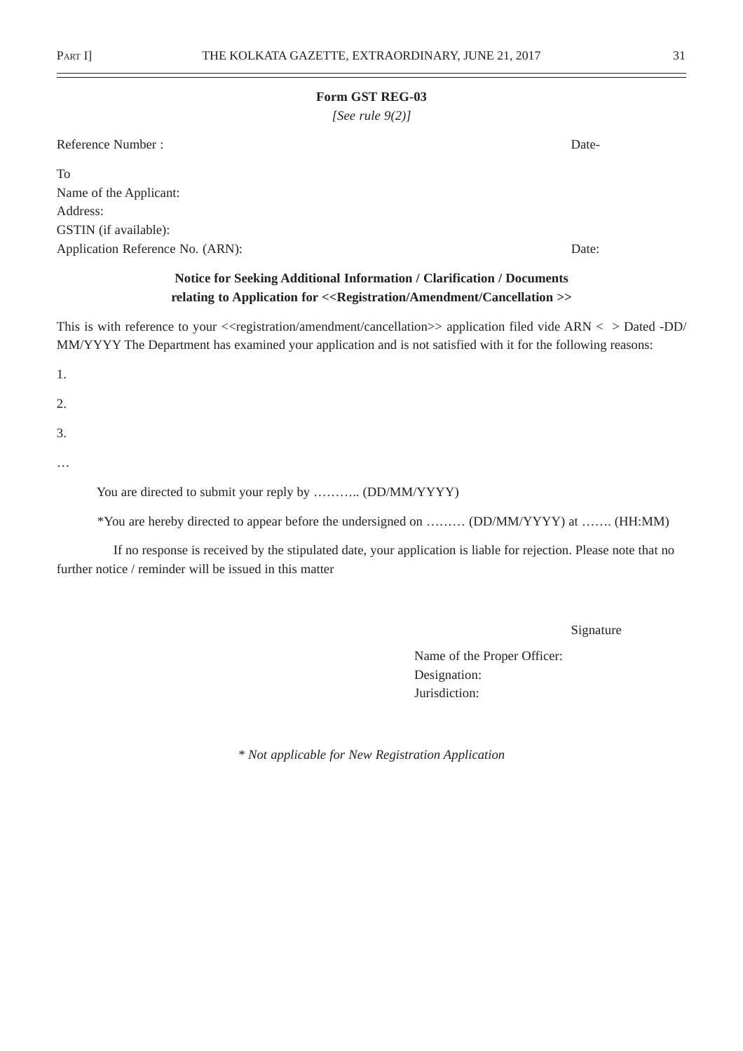**Form GST REG-03**

*[See rule 9(2)]*

Reference Number : Date-

To
Name of the Applicant:
Address:
GSTIN (if available):
Application Reference No. (ARN): Date:

**Notice for Seeking Additional Information / Clarification / Documents relating to Application for <<Registration/Amendment/Cancellation >>**

This is with reference to your <<registration/amendment/cancellation>> application filed vide ARN < > Dated -DD/MM/YYYY The Department has examined your application and is not satisfied with it for the following reasons:

1.

2.

3.

…

You are directed to submit your reply by ……….. (DD/MM/YYYY)

*You are hereby directed to appear before the undersigned on ……… (DD/MM/YYYY) at ……. (HH:MM)

If no response is received by the stipulated date, your application is liable for rejection. Please note that no further notice / reminder will be issued in this matter

Signature

Name of the Proper Officer:
Designation:
Jurisdiction:

*\* Not applicable for New Registration Application*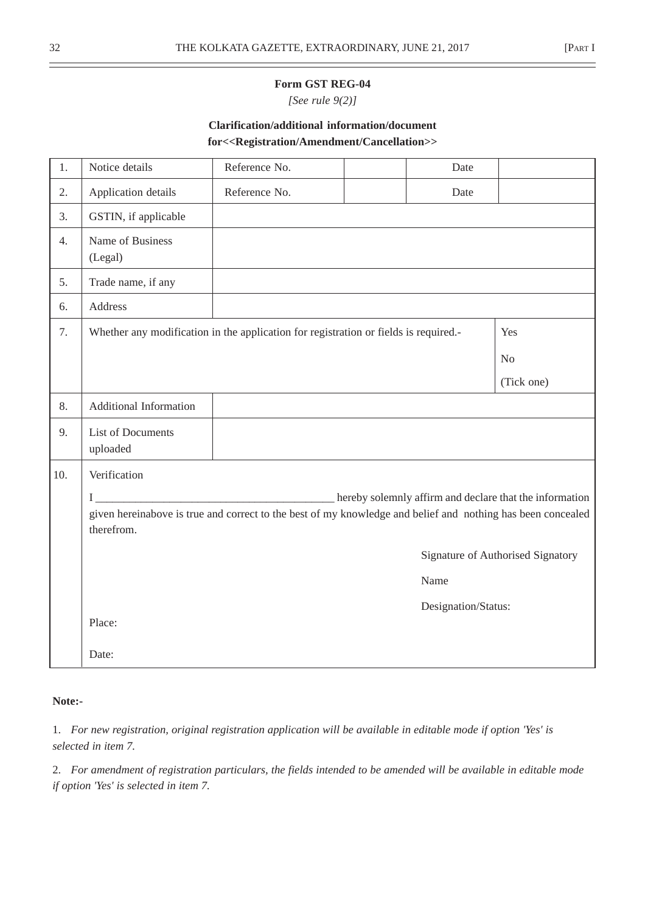**Form GST REG-04**

*[See rule 9(2)]*

**Clarification/additional information/document for<<Registration/Amendment/Cancellation>>**

| | | | | | |
|---|---|---|---|---|---|
| 1. | Notice details | Reference No. | | Date | |
| 2. | Application details | Reference No. | | Date | |
| 3. | GSTIN, if applicable | | | | |
| 4. | Name of Business (Legal) | | | | |
| 5. | Trade name, if any | | | | |
| 6. | Address | | | | |
| 7. | Whether any modification in the application for registration or fields is required.- | | | | Yes<br>No<br>(Tick one) |
| 8. | Additional Information | | | | |
| 9. | List of Documents uploaded | | | | |
| 10. | Verification<br>I ________________________________________ hereby solemnly affirm and declare that the information given hereinabove is true and correct to the best of my knowledge and belief and nothing has been concealed therefrom.<br>Signature of Authorised Signatory<br>Name<br>Designation/Status:<br>Place:<br>Date: | | | | |

**Note:-**

1. *For new registration, original registration application will be available in editable mode if option 'Yes' is selected in item 7.*

2. *For amendment of registration particulars, the fields intended to be amended will be available in editable mode if option 'Yes' is selected in item 7.*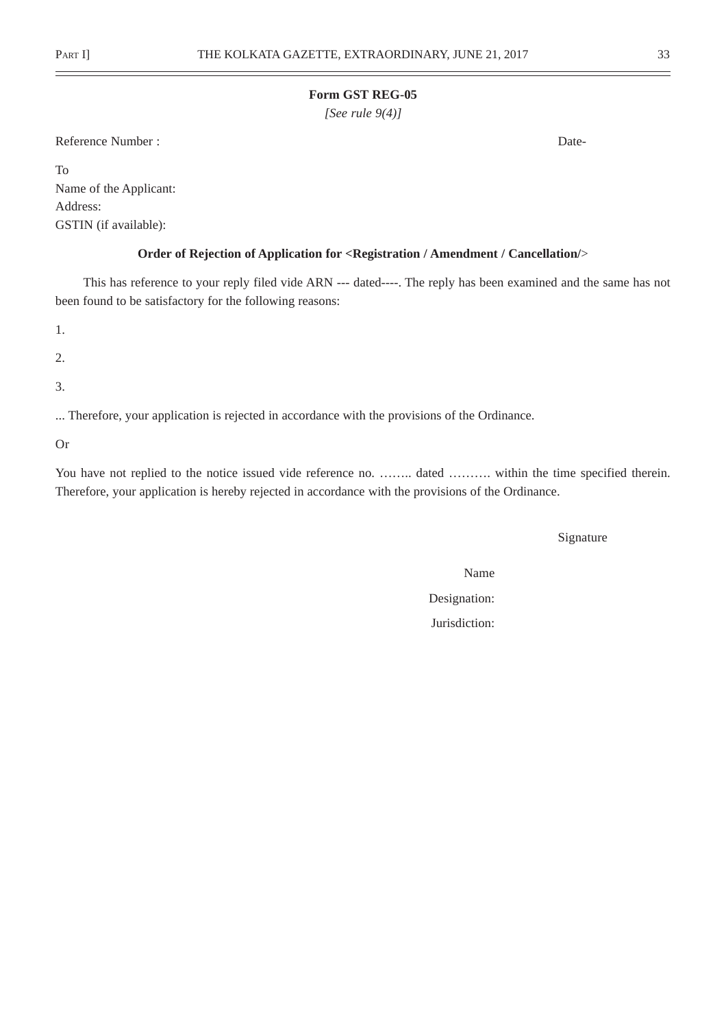**Form GST REG-05**

*[See rule 9(4)]*

Reference Number : Date-

To
Name of the Applicant:
Address:
GSTIN (if available):

**Order of Rejection of Application for <Registration / Amendment / Cancellation/>**

This has reference to your reply filed vide ARN --- dated----. The reply has been examined and the same has not been found to be satisfactory for the following reasons:

1.

2.

3.

... Therefore, your application is rejected in accordance with the provisions of the Ordinance.

Or

You have not replied to the notice issued vide reference no. …….. dated ………. within the time specified therein. Therefore, your application is hereby rejected in accordance with the provisions of the Ordinance.

Signature

Name

Designation:

Jurisdiction: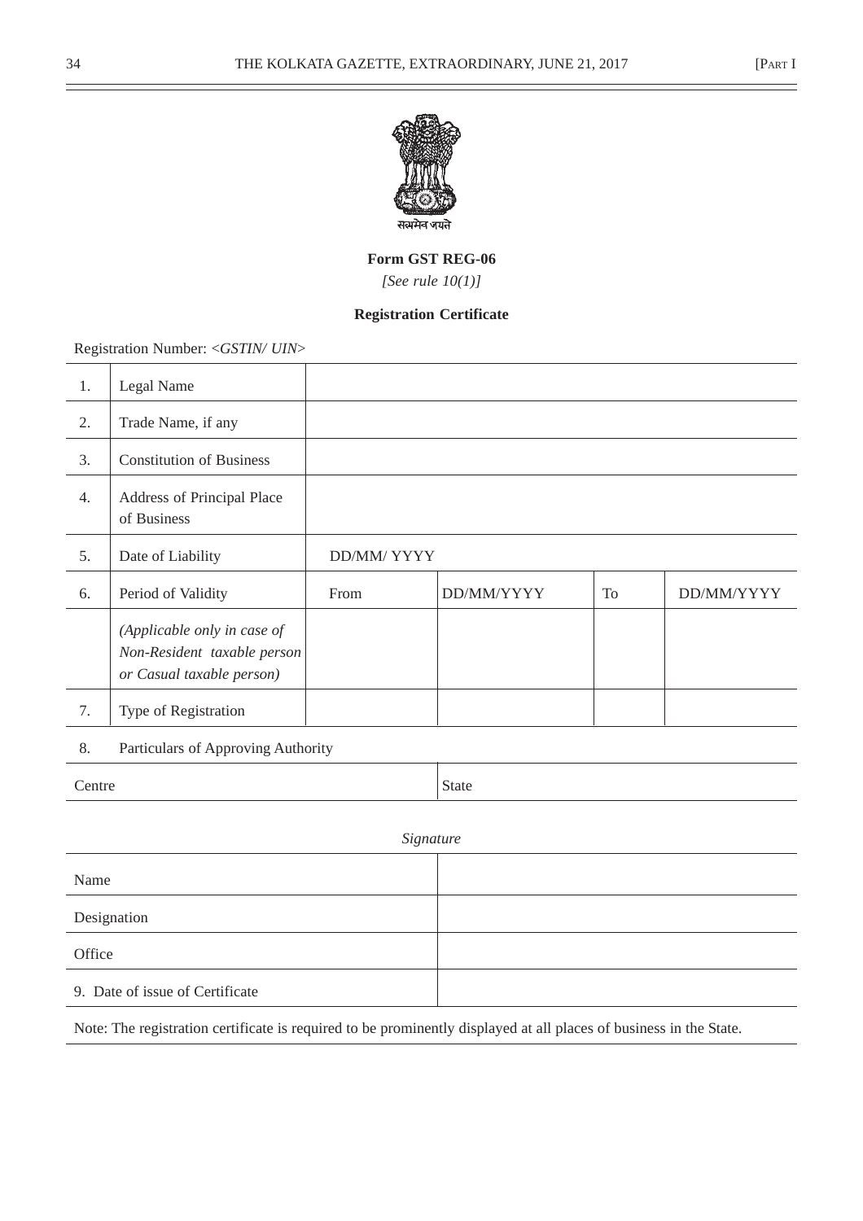सत्यमेव जयते

**Form GST REG-06**

*[See rule 10(1)]*

**Registration Certificate**

Registration Number: <*GSTIN/ UIN*>

| | | | | | |
|---|---|---|---|---|---|
| 1. | Legal Name | | | | |
| 2. | Trade Name, if any | | | | |
| 3. | Constitution of Business | | | | |
| 4. | Address of Principal Place of Business | | | | |
| 5. | Date of Liability | DD/MM/ YYYY | | | |
| 6. | Period of Validity | From | DD/MM/YYYY | To | DD/MM/YYYY |
| | *(Applicable only in case of Non-Resident taxable person or Casual taxable person)* | | | | |
| 7. | Type of Registration | | | | |
| 8. | Particulars of Approving Authority | | | | |

| | |
|---|---|
| Centre | State |

*Signature*

| | |
|---|---|
| Name | |
| Designation | |
| Office | |
| 9. Date of issue of Certificate | |

Note: The registration certificate is required to be prominently displayed at all places of business in the State.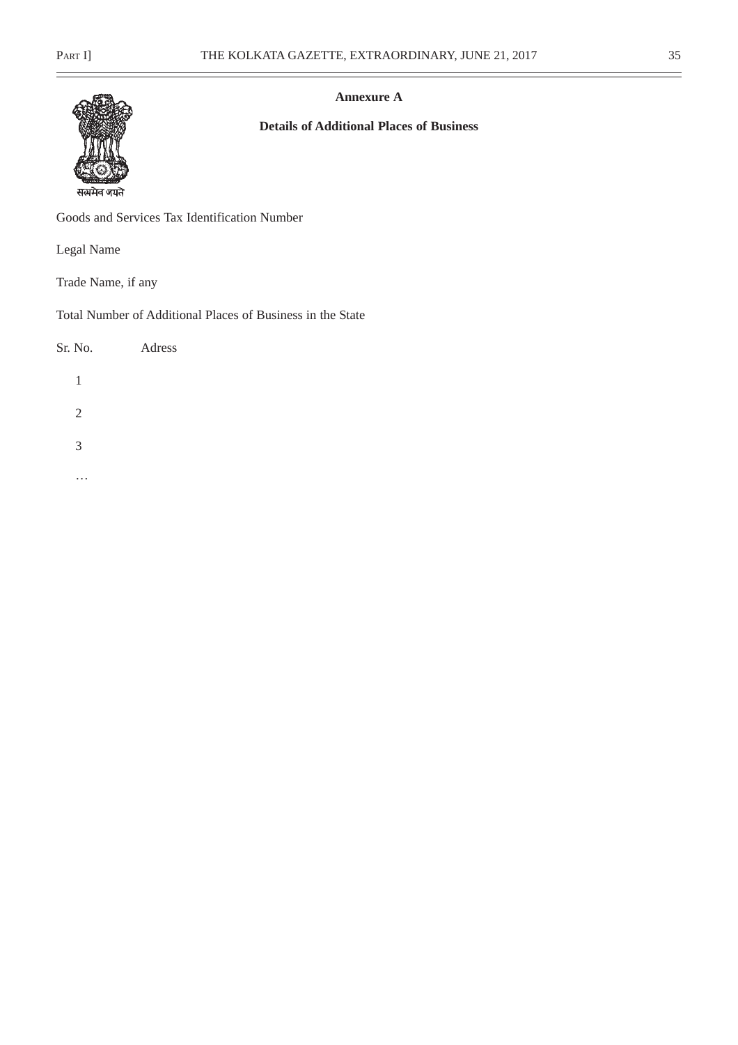**Annexure A**

**Details of Additional Places of Business**

Goods and Services Tax Identification Number

Legal Name

Trade Name, if any

Total Number of Additional Places of Business in the State

| Sr. No. | Adress |
|---|---|
| 1 | |
| 2 | |
| 3 | |
| … | |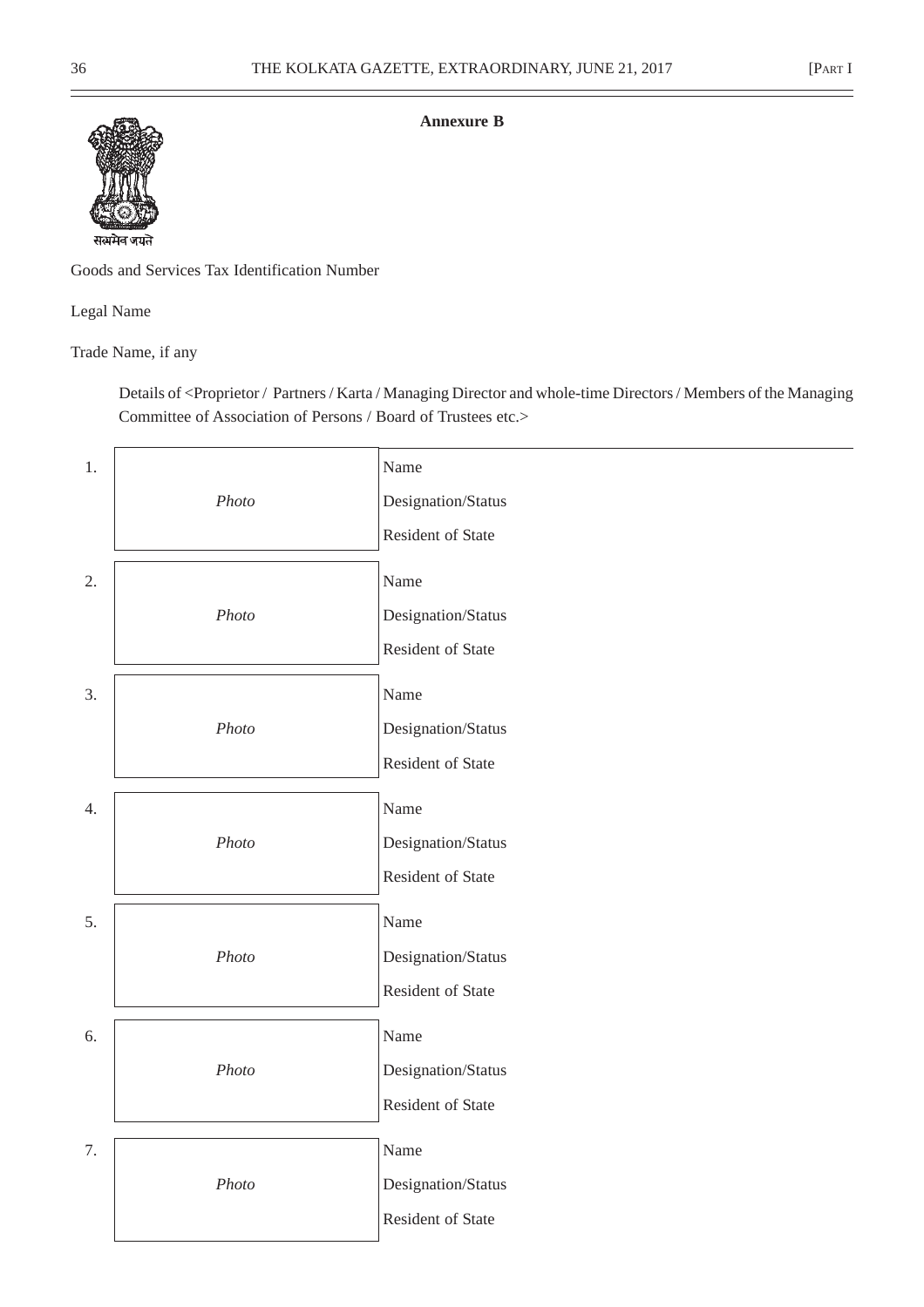**Annexure B**

सत्यमेव जयते

Goods and Services Tax Identification Number

Legal Name

Trade Name, if any

Details of <Proprietor / Partners / Karta / Managing Director and whole-time Directors / Members of the Managing Committee of Association of Persons / Board of Trustees etc.>

| | | |
|---|---|---|
| 1. | *Photo* | Name<br>Designation/Status<br>Resident of State |
| 2. | *Photo* | Name<br>Designation/Status<br>Resident of State |
| 3. | *Photo* | Name<br>Designation/Status<br>Resident of State |
| 4. | *Photo* | Name<br>Designation/Status<br>Resident of State |
| 5. | *Photo* | Name<br>Designation/Status<br>Resident of State |
| 6. | *Photo* | Name<br>Designation/Status<br>Resident of State |
| 7. | *Photo* | Name<br>Designation/Status<br>Resident of State |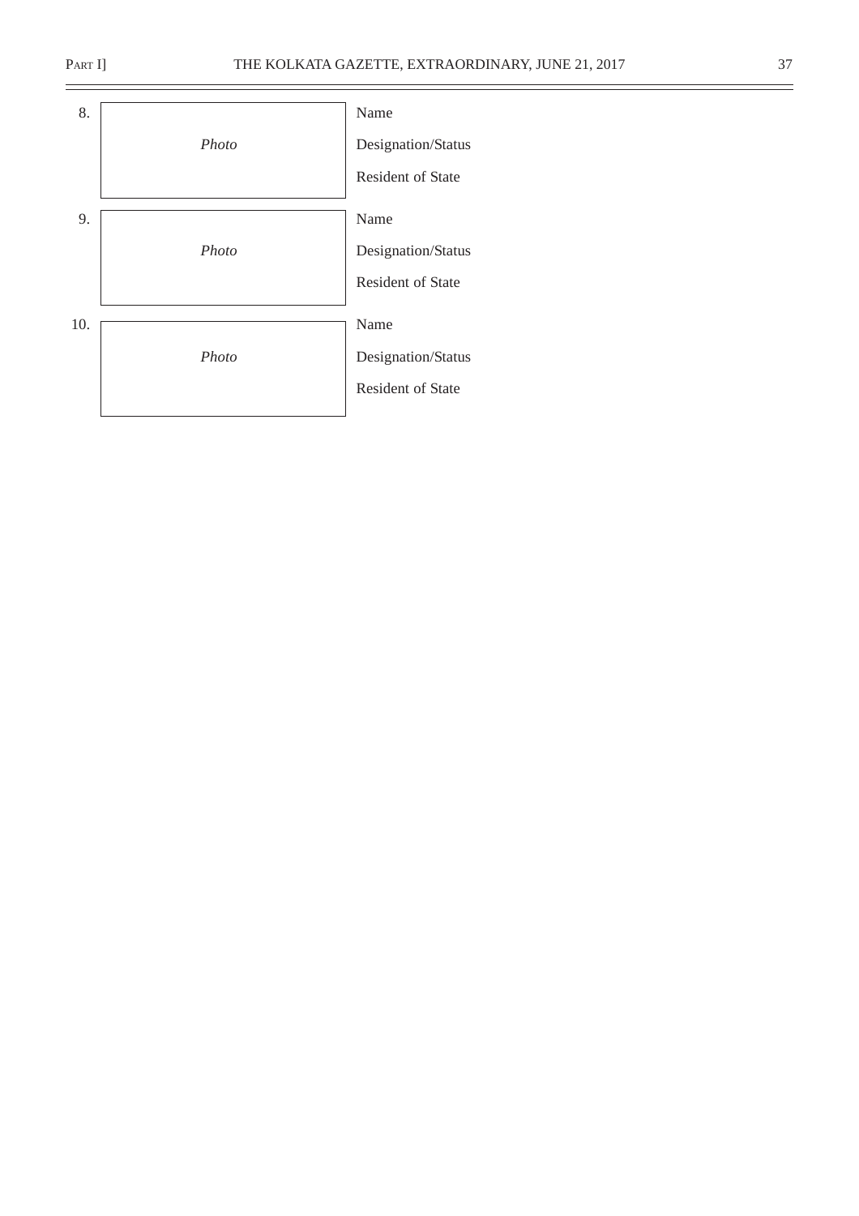| | | |
|---|---|---|
| 8. | *Photo* | Name<br>Designation/Status<br>Resident of State |
| 9. | *Photo* | Name<br>Designation/Status<br>Resident of State |
| 10. | *Photo* | Name<br>Designation/Status<br>Resident of State |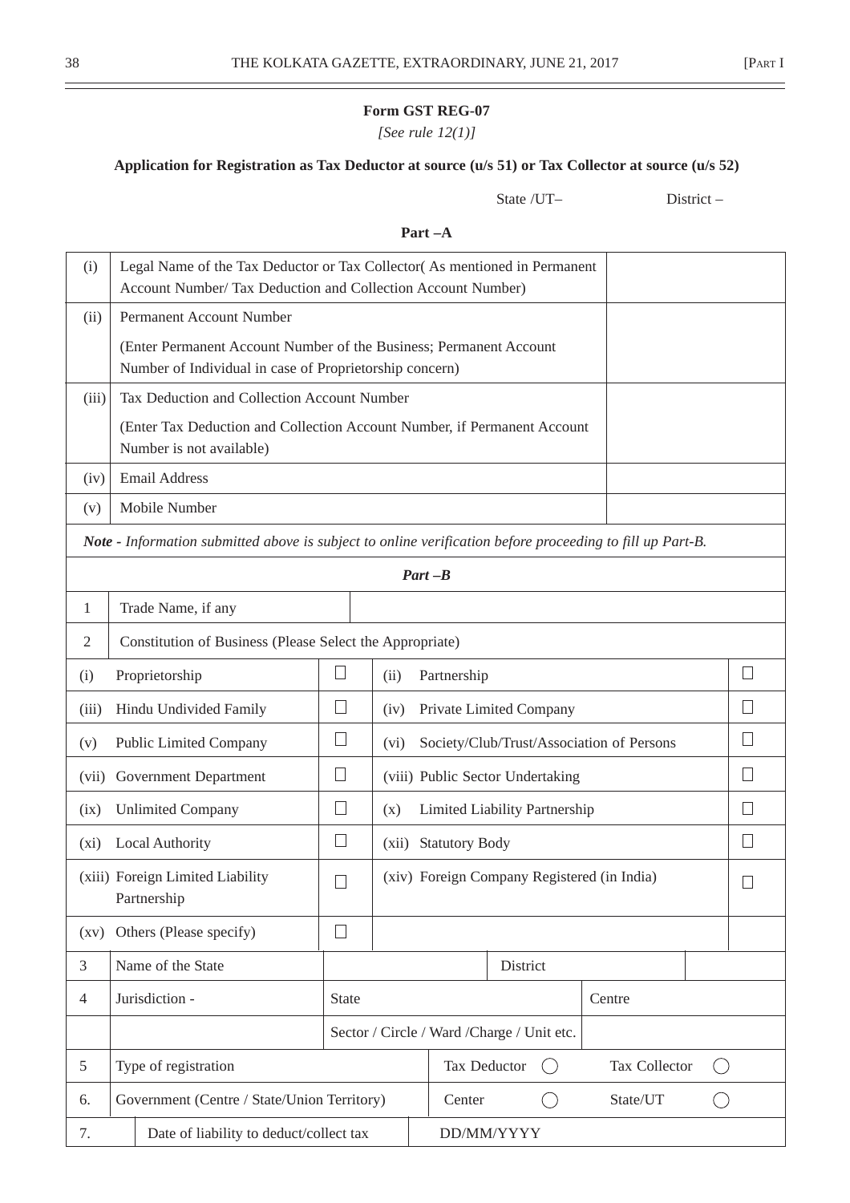**Form GST REG-07**

*[See rule 12(1)]*

**Application for Registration as Tax Deductor at source (u/s 51) or Tax Collector at source (u/s 52)**

State /UT–　　　　　District –

**Part –A**

| | | |
|---|---|---|
| (i) | Legal Name of the Tax Deductor or Tax Collector( As mentioned in Permanent Account Number/ Tax Deduction and Collection Account Number) | |
| (ii) | Permanent Account Number<br>(Enter Permanent Account Number of the Business; Permanent Account Number of Individual in case of Proprietorship concern) | |
| (iii) | Tax Deduction and Collection Account Number<br>(Enter Tax Deduction and Collection Account Number, if Permanent Account Number is not available) | |
| (iv) | Email Address | |
| (v) | Mobile Number | |

***Note -** Information submitted above is subject to online verification before proceeding to fill up Part-B.*

***Part –B***

| | | |
|---|---|---|
| 1 | Trade Name, if any | |
| 2 | Constitution of Business (Please Select the Appropriate) | |

| | | | | |
|---|---|---|---|---|
| (i) Proprietorship | ☐ | (ii) | Partnership | ☐ |
| (iii) Hindu Undivided Family | ☐ | (iv) | Private Limited Company | ☐ |
| (v) Public Limited Company | ☐ | (vi) | Society/Club/Trust/Association of Persons | ☐ |
| (vii) Government Department | ☐ | (viii) | Public Sector Undertaking | ☐ |
| (ix) Unlimited Company | ☐ | (x) | Limited Liability Partnership | ☐ |
| (xi) Local Authority | ☐ | (xii) | Statutory Body | ☐ |
| (xiii) Foreign Limited Liability Partnership | ☐ | (xiv) | Foreign Company Registered (in India) | ☐ |
| (xv) Others (Please specify) | ☐ | | | |

| | | | | | |
|---|---|---|---|---|---|
| 3 | Name of the State | | District | | |
| 4 | Jurisdiction - | State | | Centre | |
| | | Sector / Circle / Ward /Charge / Unit etc. | | | |
| 5 | Type of registration | | Tax Deductor ◯ | | Tax Collector ◯ |
| 6. | Government (Centre / State/Union Territory) | | Center ◯ | | State/UT ◯ |
| 7. | Date of liability to deduct/collect tax | | DD/MM/YYYY | | |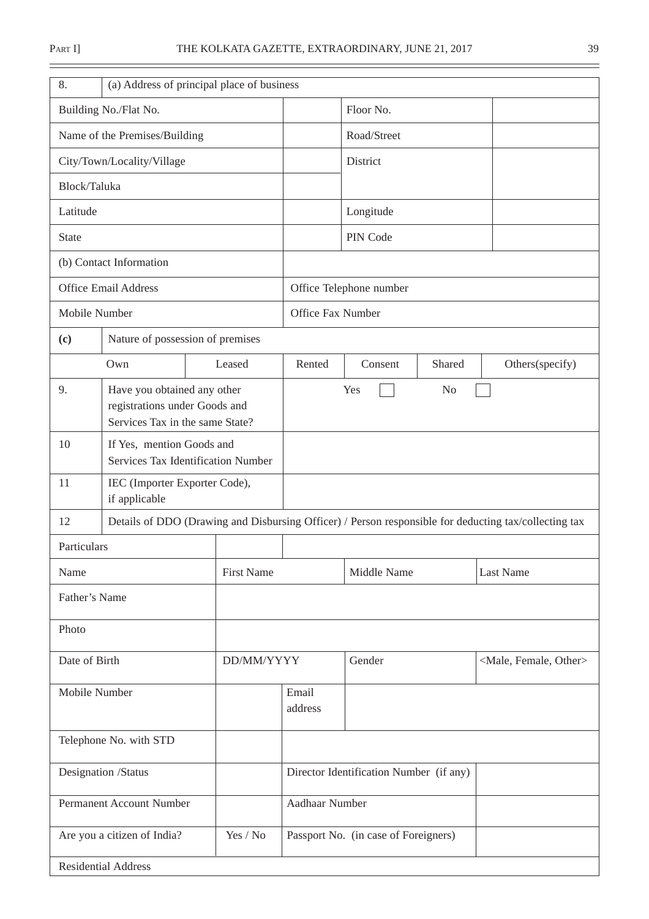| 8. | (a) Address of principal place of business | | | | |
|---|---|---|---|---|---|
| Building No./Flat No. | | | Floor No. | | |
| Name of the Premises/Building | | | Road/Street | | |
| City/Town/Locality/Village | | | District | | |
| Block/Taluka | | | | | |
| Latitude | | | Longitude | | |
| State | | | PIN Code | | |
| (b) Contact Information | | | | | |
| Office Email Address | | Office Telephone number | | | |
| Mobile Number | | Office Fax Number | | | |
| **(c)** | Nature of possession of premises | | | | |

| Own | Leased | Rented | Consent | Shared | Others(specify) |
|---|---|---|---|---|---|

| 9. | Have you obtained any other registrations under Goods and Services Tax in the same State? | Yes ☐ No ☐ |
|---|---|---|
| 10 | If Yes, mention Goods and Services Tax Identification Number | |
| 11 | IEC (Importer Exporter Code), if applicable | |
| 12 | Details of DDO (Drawing and Disbursing Officer) / Person responsible for deducting tax/collecting tax | |

| Particulars | | | | |
|---|---|---|---|---|
| Name | First Name | | Middle Name | Last Name |
| Father's Name | | | | |
| Photo | | | | |
| Date of Birth | DD/MM/YYYY | | Gender | <Male, Female, Other> |
| Mobile Number | | Email address | | |
| Telephone No. with STD | | | | |
| Designation /Status | | Director Identification Number (if any) | | |
| Permanent Account Number | | Aadhaar Number | | |
| Are you a citizen of India? | Yes / No | Passport No. (in case of Foreigners) | | |
| Residential Address | | | | |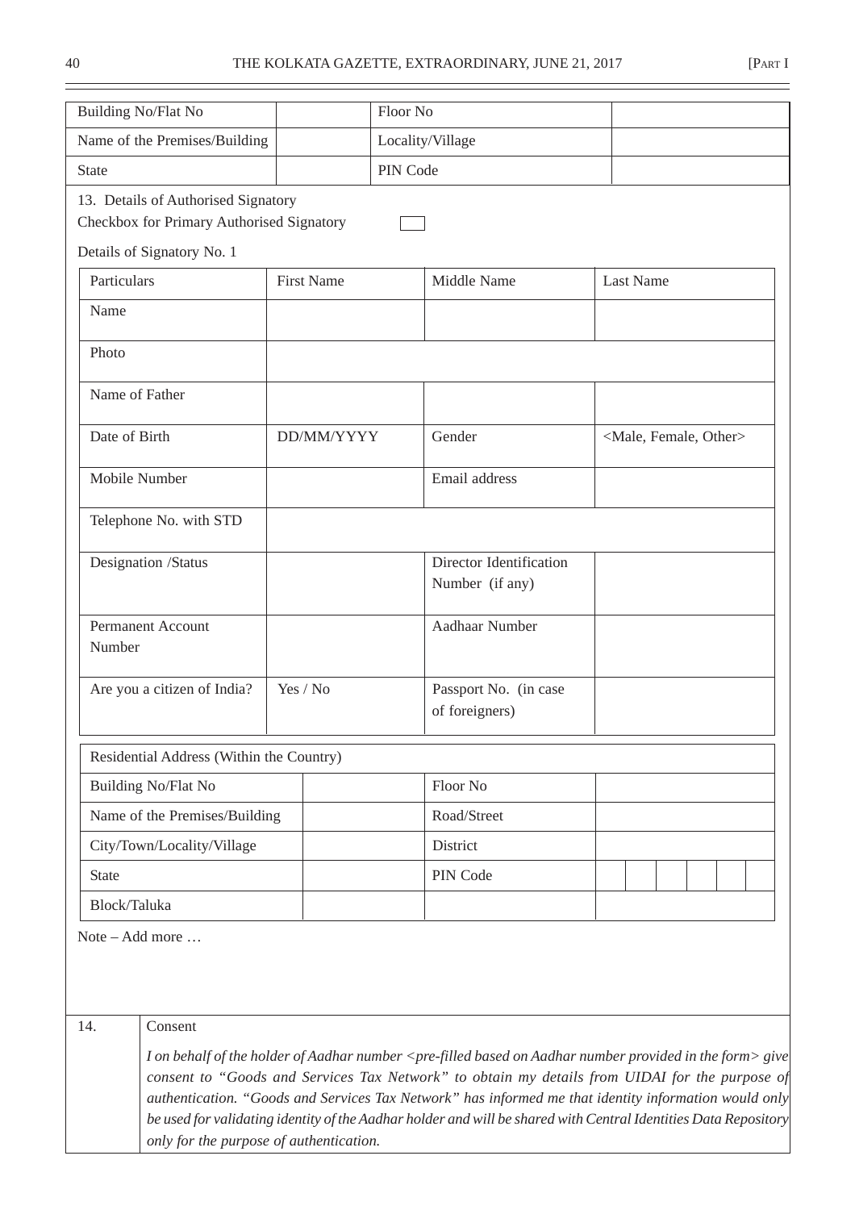| Building No/Flat No | | Floor No | |
|---|---|---|---|
| Name of the Premises/Building | | Locality/Village | |
| State | | PIN Code | |

13. Details of Authorised Signatory

Checkbox for Primary Authorised Signatory ☐

Details of Signatory No. 1

| Particulars | First Name | Middle Name | Last Name |
|---|---|---|---|
| Name | | | |
| Photo | | | |
| Name of Father | | | |
| Date of Birth | DD/MM/YYYY | Gender | <Male, Female, Other> |
| Mobile Number | | Email address | |
| Telephone No. with STD | | | |
| Designation /Status | | Director Identification Number (if any) | |
| Permanent Account Number | | Aadhaar Number | |
| Are you a citizen of India? | Yes / No | Passport No. (in case of foreigners) | |

| Residential Address (Within the Country) | | | |
|---|---|---|---|
| Building No/Flat No | | Floor No | |
| Name of the Premises/Building | | Road/Street | |
| City/Town/Locality/Village | | District | |
| State | | PIN Code | |
| Block/Taluka | | | |

Note – Add more …

| 14. | Consent |
|---|---|
| | *I on behalf of the holder of Aadhar number <pre-filled based on Aadhar number provided in the form> give consent to "Goods and Services Tax Network" to obtain my details from UIDAI for the purpose of authentication. "Goods and Services Tax Network" has informed me that identity information would only be used for validating identity of the Aadhar holder and will be shared with Central Identities Data Repository only for the purpose of authentication.* |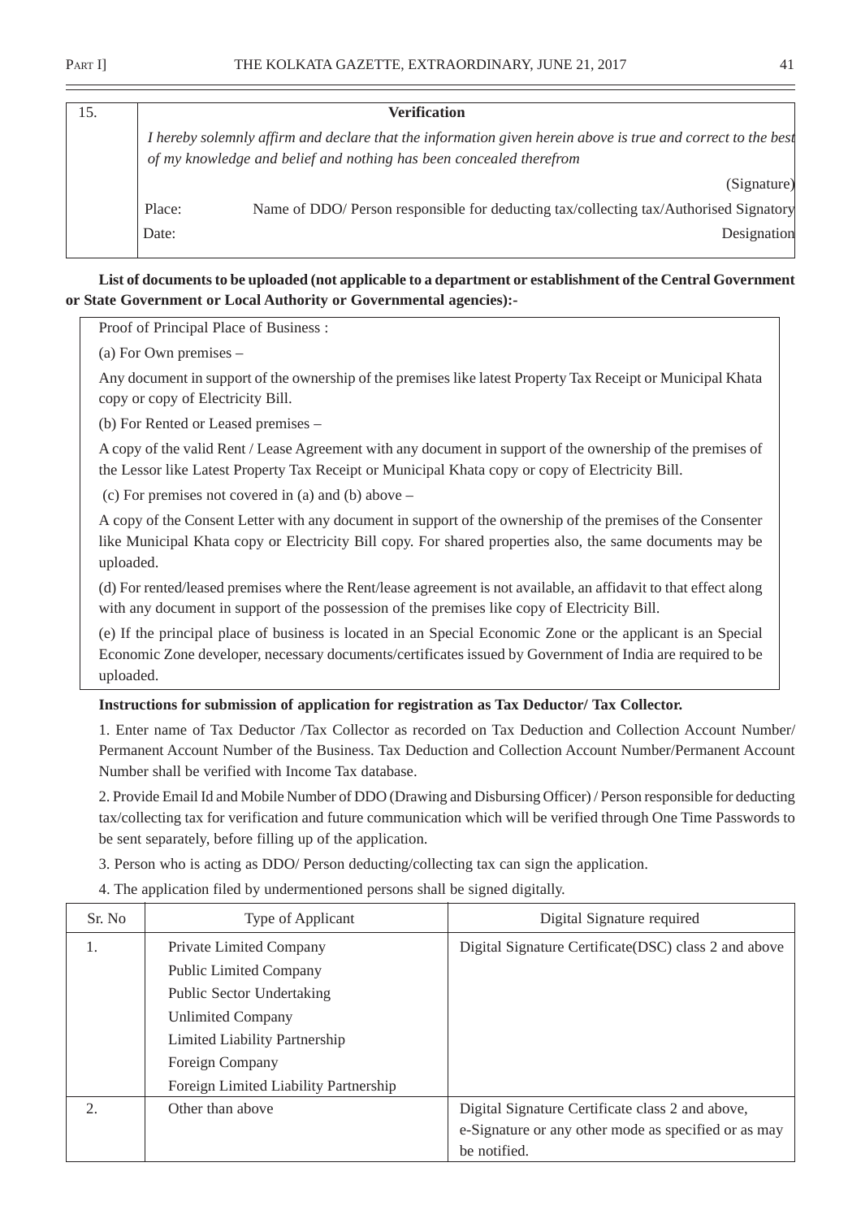| 15. | **Verification** | |
|---|---|---|
| | *I hereby solemnly affirm and declare that the information given herein above is true and correct to the best of my knowledge and belief and nothing has been concealed therefrom* | |
| | | (Signature) |
| | Place: | Name of DDO/ Person responsible for deducting tax/collecting tax/Authorised Signatory |
| | Date: | Designation |

**List of documents to be uploaded (not applicable to a department or establishment of the Central Government or State Government or Local Authority or Governmental agencies):-**

Proof of Principal Place of Business :

(a) For Own premises –

Any document in support of the ownership of the premises like latest Property Tax Receipt or Municipal Khata copy or copy of Electricity Bill.

(b) For Rented or Leased premises –

A copy of the valid Rent / Lease Agreement with any document in support of the ownership of the premises of the Lessor like Latest Property Tax Receipt or Municipal Khata copy or copy of Electricity Bill.

(c) For premises not covered in (a) and (b) above –

A copy of the Consent Letter with any document in support of the ownership of the premises of the Consenter like Municipal Khata copy or Electricity Bill copy. For shared properties also, the same documents may be uploaded.

(d) For rented/leased premises where the Rent/lease agreement is not available, an affidavit to that effect along with any document in support of the possession of the premises like copy of Electricity Bill.

(e) If the principal place of business is located in an Special Economic Zone or the applicant is an Special Economic Zone developer, necessary documents/certificates issued by Government of India are required to be uploaded.

**Instructions for submission of application for registration as Tax Deductor/ Tax Collector.**

1. Enter name of Tax Deductor /Tax Collector as recorded on Tax Deduction and Collection Account Number/ Permanent Account Number of the Business. Tax Deduction and Collection Account Number/Permanent Account Number shall be verified with Income Tax database.

2. Provide Email Id and Mobile Number of DDO (Drawing and Disbursing Officer) / Person responsible for deducting tax/collecting tax for verification and future communication which will be verified through One Time Passwords to be sent separately, before filling up of the application.

3. Person who is acting as DDO/ Person deducting/collecting tax can sign the application.

4. The application filed by undermentioned persons shall be signed digitally.

| Sr. No | Type of Applicant | Digital Signature required |
|---|---|---|
| 1. | Private Limited Company<br>Public Limited Company<br>Public Sector Undertaking<br>Unlimited Company<br>Limited Liability Partnership<br>Foreign Company<br>Foreign Limited Liability Partnership | Digital Signature Certificate(DSC) class 2 and above |
| 2. | Other than above | Digital Signature Certificate class 2 and above, e-Signature or any other mode as specified or as may be notified. |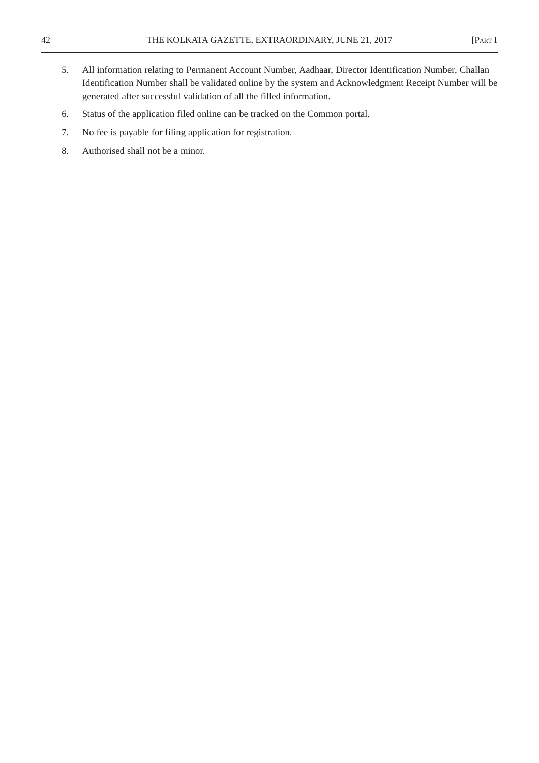5. All information relating to Permanent Account Number, Aadhaar, Director Identification Number, Challan Identification Number shall be validated online by the system and Acknowledgment Receipt Number will be generated after successful validation of all the filled information.

6. Status of the application filed online can be tracked on the Common portal.

7. No fee is payable for filing application for registration.

8. Authorised shall not be a minor.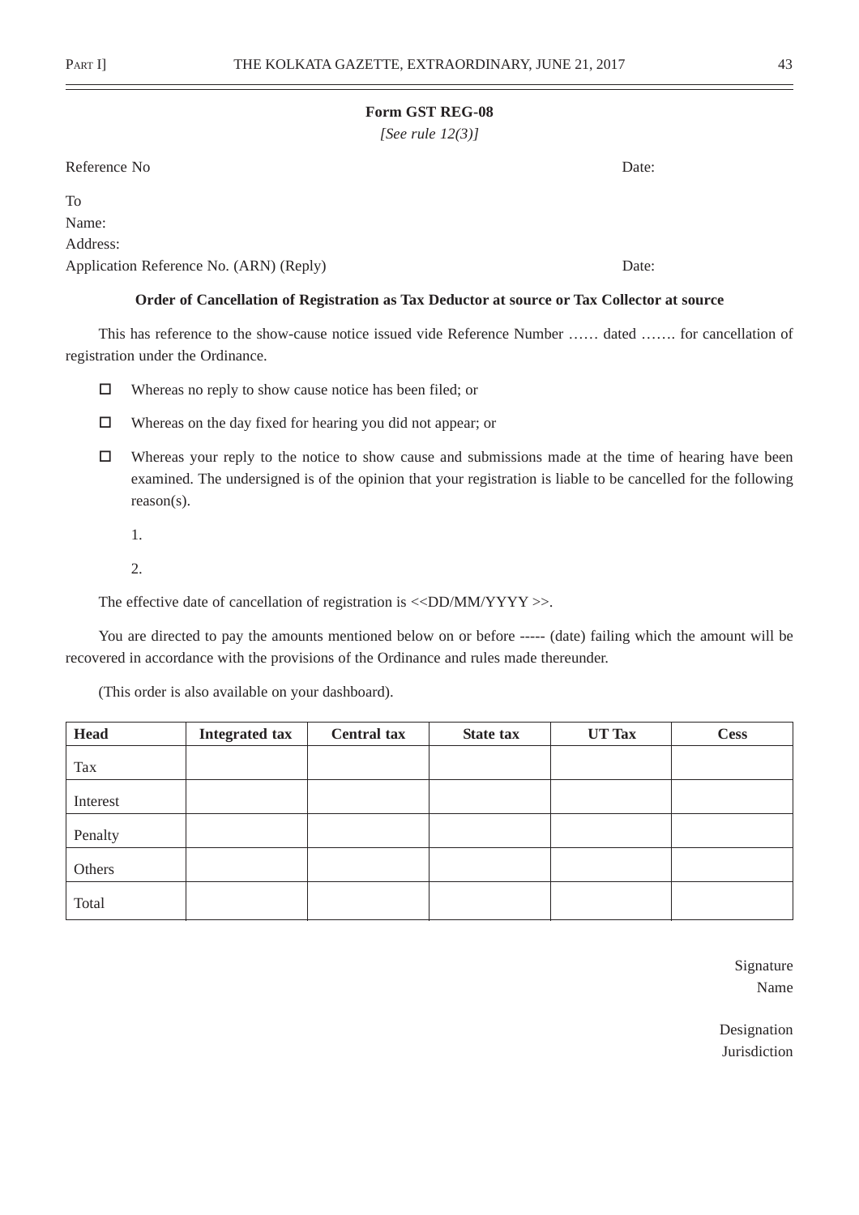**Form GST REG-08**

*[See rule 12(3)]*

Reference No Date:

To
Name:
Address:
Application Reference No. (ARN) (Reply) Date:

**Order of Cancellation of Registration as Tax Deductor at source or Tax Collector at source**

This has reference to the show-cause notice issued vide Reference Number …… dated ……. for cancellation of registration under the Ordinance.

- ☐ Whereas no reply to show cause notice has been filed; or
- ☐ Whereas on the day fixed for hearing you did not appear; or
- ☐ Whereas your reply to the notice to show cause and submissions made at the time of hearing have been examined. The undersigned is of the opinion that your registration is liable to be cancelled for the following reason(s).

  1.

  2.

The effective date of cancellation of registration is <<DD/MM/YYYY >>.

You are directed to pay the amounts mentioned below on or before ----- (date) failing which the amount will be recovered in accordance with the provisions of the Ordinance and rules made thereunder.

(This order is also available on your dashboard).

| Head | Integrated tax | Central tax | State tax | UT Tax | Cess |
|---|---|---|---|---|---|
| Tax | | | | | |
| Interest | | | | | |
| Penalty | | | | | |
| Others | | | | | |
| Total | | | | | |

Signature
Name

Designation
Jurisdiction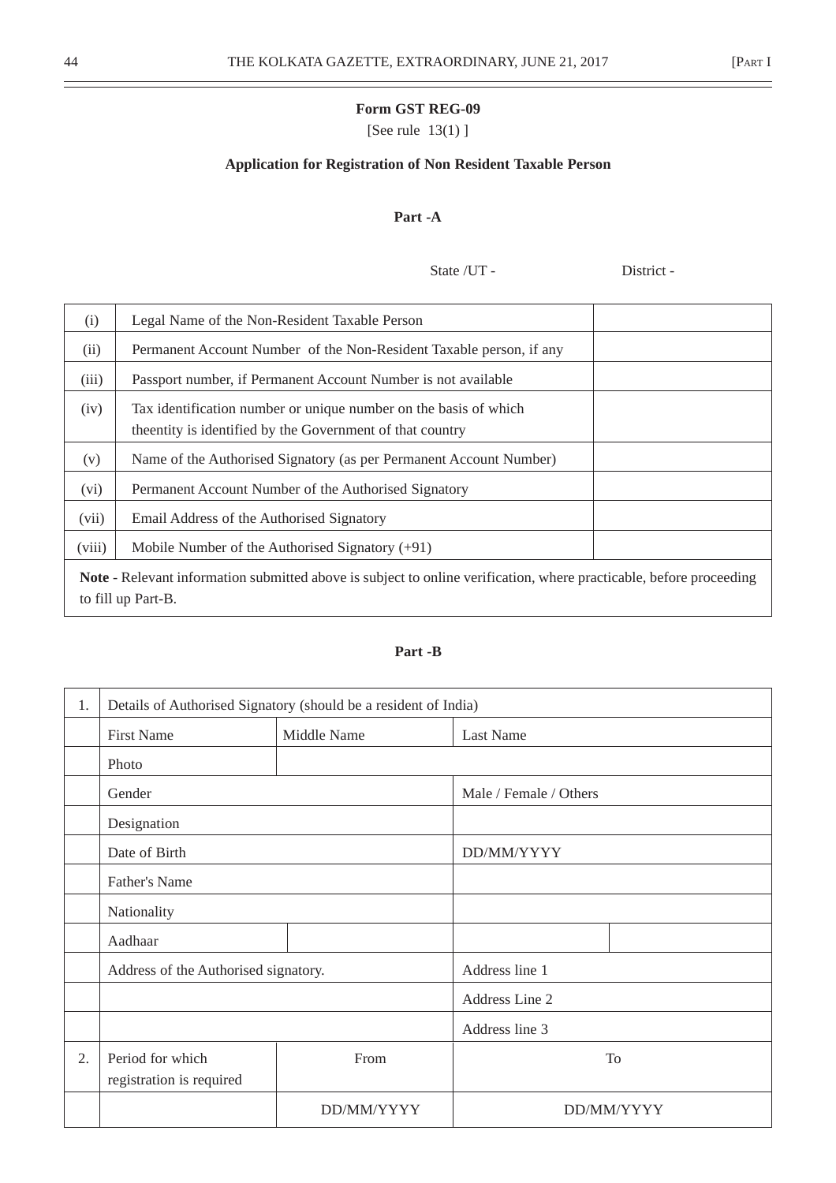**Form GST REG-09**

[See rule 13(1) ]

**Application for Registration of Non Resident Taxable Person**

**Part -A**

State /UT - District -

| | | |
|---|---|---|
| (i) | Legal Name of the Non-Resident Taxable Person | |
| (ii) | Permanent Account Number of the Non-Resident Taxable person, if any | |
| (iii) | Passport number, if Permanent Account Number is not available | |
| (iv) | Tax identification number or unique number on the basis of which theentity is identified by the Government of that country | |
| (v) | Name of the Authorised Signatory (as per Permanent Account Number) | |
| (vi) | Permanent Account Number of the Authorised Signatory | |
| (vii) | Email Address of the Authorised Signatory | |
| (viii) | Mobile Number of the Authorised Signatory (+91) | |

**Note** - Relevant information submitted above is subject to online verification, where practicable, before proceeding to fill up Part-B.

**Part -B**

| | | | | |
|---|---|---|---|---|
| 1. | Details of Authorised Signatory (should be a resident of India) | | | |
| | First Name | Middle Name | Last Name | |
| | Photo | | | |
| | Gender | | Male / Female / Others | |
| | Designation | | | |
| | Date of Birth | | DD/MM/YYYY | |
| | Father's Name | | | |
| | Nationality | | | |
| | Aadhaar | | | |
| | Address of the Authorised signatory. | | Address line 1 | |
| | | | Address Line 2 | |
| | | | Address line 3 | |
| 2. | Period for which registration is required | From | To | |
| | | DD/MM/YYYY | DD/MM/YYYY | |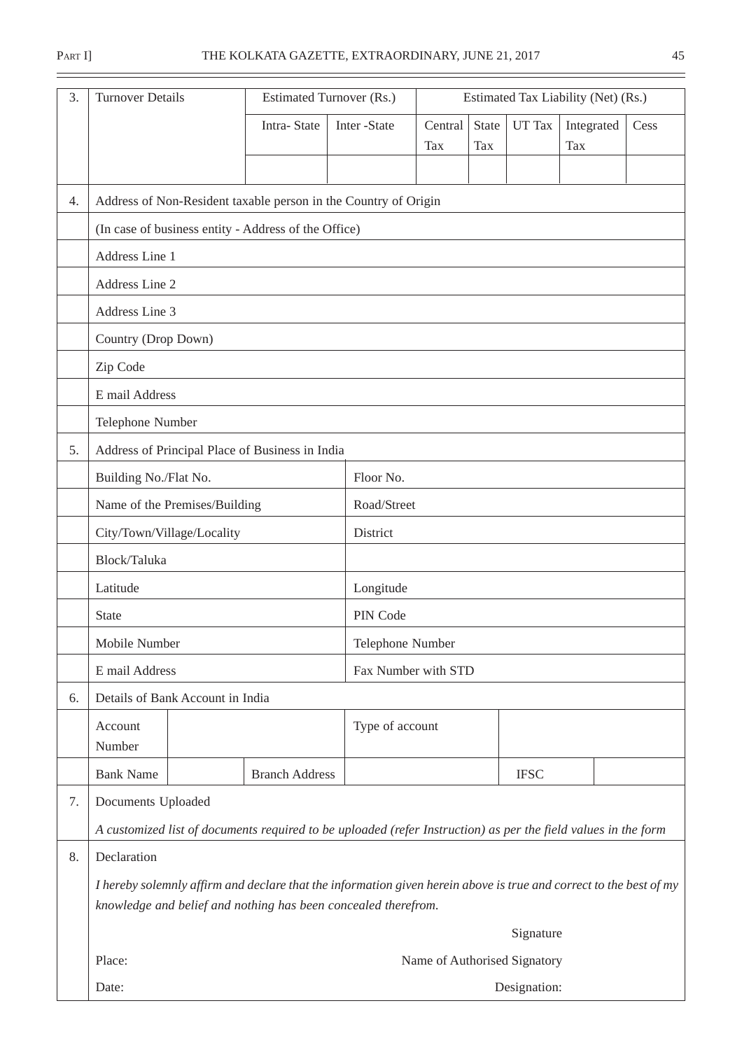| 3. | Turnover Details | Estimated Turnover (Rs.) | | Estimated Tax Liability (Net) (Rs.) | | | | |
|---|---|---|---|---|---|---|---|---|
| | | Intra- State | Inter -State | Central Tax | State Tax | UT Tax | Integrated Tax | Cess |
| | | | | | | | | |

| | | |
|---|---|---|
| 4. | Address of Non-Resident taxable person in the Country of Origin | |
| | (In case of business entity - Address of the Office) | |
| | Address Line 1 | |
| | Address Line 2 | |
| | Address Line 3 | |
| | Country (Drop Down) | |
| | Zip Code | |
| | E mail Address | |
| | Telephone Number | |
| 5. | Address of Principal Place of Business in India | |
| | Building No./Flat No. | Floor No. |
| | Name of the Premises/Building | Road/Street |
| | City/Town/Village/Locality | District |
| | Block/Taluka | |
| | Latitude | Longitude |
| | State | PIN Code |
| | Mobile Number | Telephone Number |
| | E mail Address | Fax Number with STD |

| | | | | | | |
|---|---|---|---|---|---|---|
| 6. | Details of Bank Account in India | | | | | |
| | Account Number | | | Type of account | | |
| | Bank Name | | Branch Address | | IFSC | |

7. Documents Uploaded

*A customized list of documents required to be uploaded (refer Instruction) as per the field values in the form*

8. Declaration

*I hereby solemnly affirm and declare that the information given herein above is true and correct to the best of my knowledge and belief and nothing has been concealed therefrom.*

Signature

Place: Name of Authorised Signatory

Date: Designation: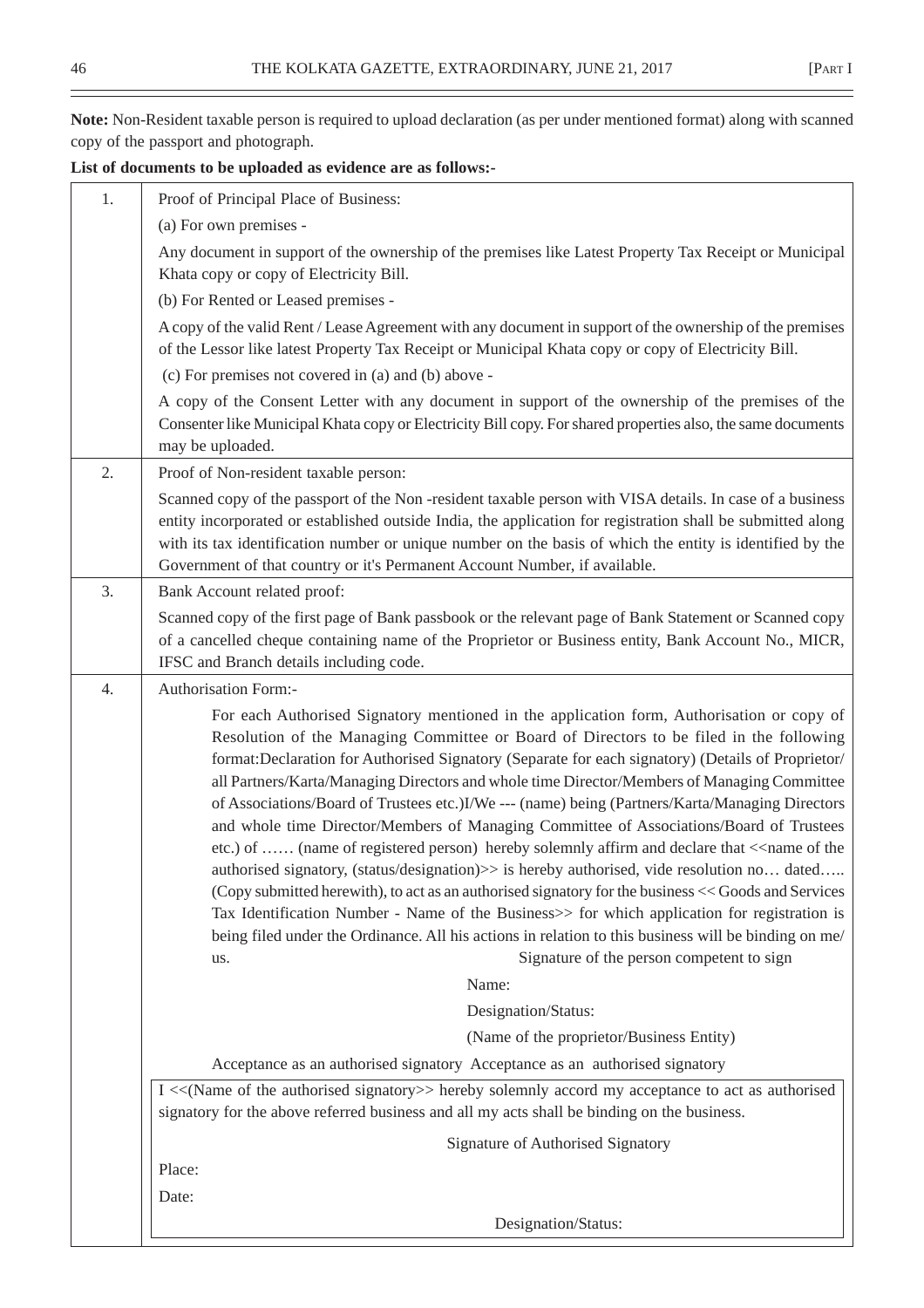**Note:** Non-Resident taxable person is required to upload declaration (as per under mentioned format) along with scanned copy of the passport and photograph.

**List of documents to be uploaded as evidence are as follows:-**

| | |
|---|---|
| 1. | Proof of Principal Place of Business:<br>(a) For own premises -<br>Any document in support of the ownership of the premises like Latest Property Tax Receipt or Municipal Khata copy or copy of Electricity Bill.<br>(b) For Rented or Leased premises -<br>A copy of the valid Rent / Lease Agreement with any document in support of the ownership of the premises of the Lessor like latest Property Tax Receipt or Municipal Khata copy or copy of Electricity Bill.<br>(c) For premises not covered in (a) and (b) above -<br>A copy of the Consent Letter with any document in support of the ownership of the premises of the Consenter like Municipal Khata copy or Electricity Bill copy. For shared properties also, the same documents may be uploaded. |
| 2. | Proof of Non-resident taxable person:<br>Scanned copy of the passport of the Non -resident taxable person with VISA details. In case of a business entity incorporated or established outside India, the application for registration shall be submitted along with its tax identification number or unique number on the basis of which the entity is identified by the Government of that country or it's Permanent Account Number, if available. |
| 3. | Bank Account related proof:<br>Scanned copy of the first page of Bank passbook or the relevant page of Bank Statement or Scanned copy of a cancelled cheque containing name of the Proprietor or Business entity, Bank Account No., MICR, IFSC and Branch details including code. |
| 4. | Authorisation Form:-<br>For each Authorised Signatory mentioned in the application form, Authorisation or copy of Resolution of the Managing Committee or Board of Directors to be filed in the following format:Declaration for Authorised Signatory (Separate for each signatory) (Details of Proprietor/ all Partners/Karta/Managing Directors and whole time Director/Members of Managing Committee of Associations/Board of Trustees etc.)I/We --- (name) being (Partners/Karta/Managing Directors and whole time Director/Members of Managing Committee of Associations/Board of Trustees etc.) of …… (name of registered person) hereby solemnly affirm and declare that <<name of the authorised signatory, (status/designation)>> is hereby authorised, vide resolution no… dated….. (Copy submitted herewith), to act as an authorised signatory for the business << Goods and Services Tax Identification Number - Name of the Business>> for which application for registration is being filed under the Ordinance. All his actions in relation to this business will be binding on me/ us. Signature of the person competent to sign<br>Name:<br>Designation/Status:<br>(Name of the proprietor/Business Entity)<br>Acceptance as an authorised signatory Acceptance as an authorised signatory<br>I <<(Name of the authorised signatory>> hereby solemnly accord my acceptance to act as authorised signatory for the above referred business and all my acts shall be binding on the business.<br>Signature of Authorised Signatory<br>Place:<br>Date:<br>Designation/Status: |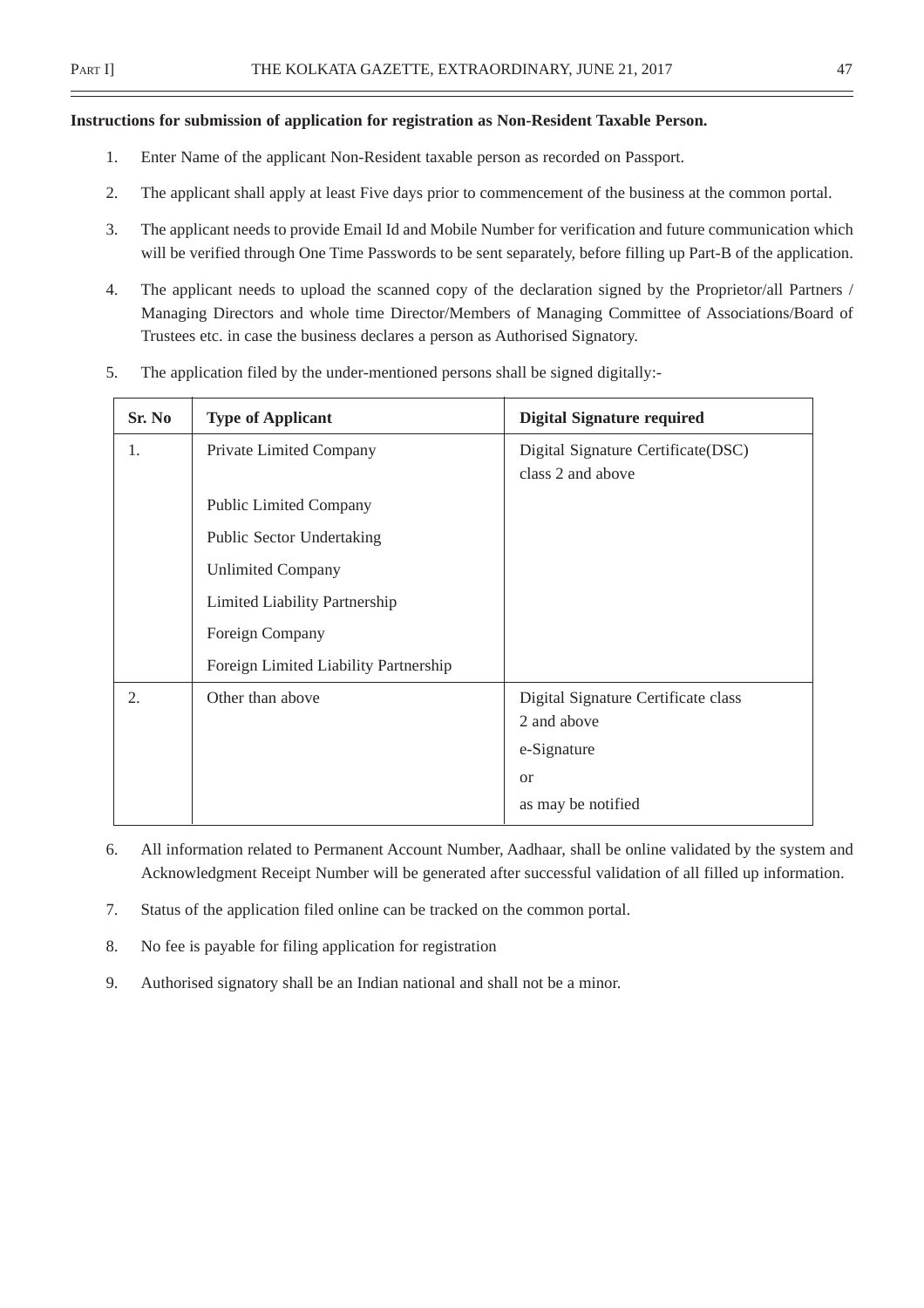**Instructions for submission of application for registration as Non-Resident Taxable Person.**

1. Enter Name of the applicant Non-Resident taxable person as recorded on Passport.
2. The applicant shall apply at least Five days prior to commencement of the business at the common portal.
3. The applicant needs to provide Email Id and Mobile Number for verification and future communication which will be verified through One Time Passwords to be sent separately, before filling up Part-B of the application.
4. The applicant needs to upload the scanned copy of the declaration signed by the Proprietor/all Partners / Managing Directors and whole time Director/Members of Managing Committee of Associations/Board of Trustees etc. in case the business declares a person as Authorised Signatory.
5. The application filed by the under-mentioned persons shall be signed digitally:-

| Sr. No | Type of Applicant | Digital Signature required |
|---|---|---|
| 1. | Private Limited Company<br>Public Limited Company<br>Public Sector Undertaking<br>Unlimited Company<br>Limited Liability Partnership<br>Foreign Company<br>Foreign Limited Liability Partnership | Digital Signature Certificate(DSC) class 2 and above |
| 2. | Other than above | Digital Signature Certificate class 2 and above<br>e-Signature<br>or<br>as may be notified |

6. All information related to Permanent Account Number, Aadhaar, shall be online validated by the system and Acknowledgment Receipt Number will be generated after successful validation of all filled up information.
7. Status of the application filed online can be tracked on the common portal.
8. No fee is payable for filing application for registration
9. Authorised signatory shall be an Indian national and shall not be a minor.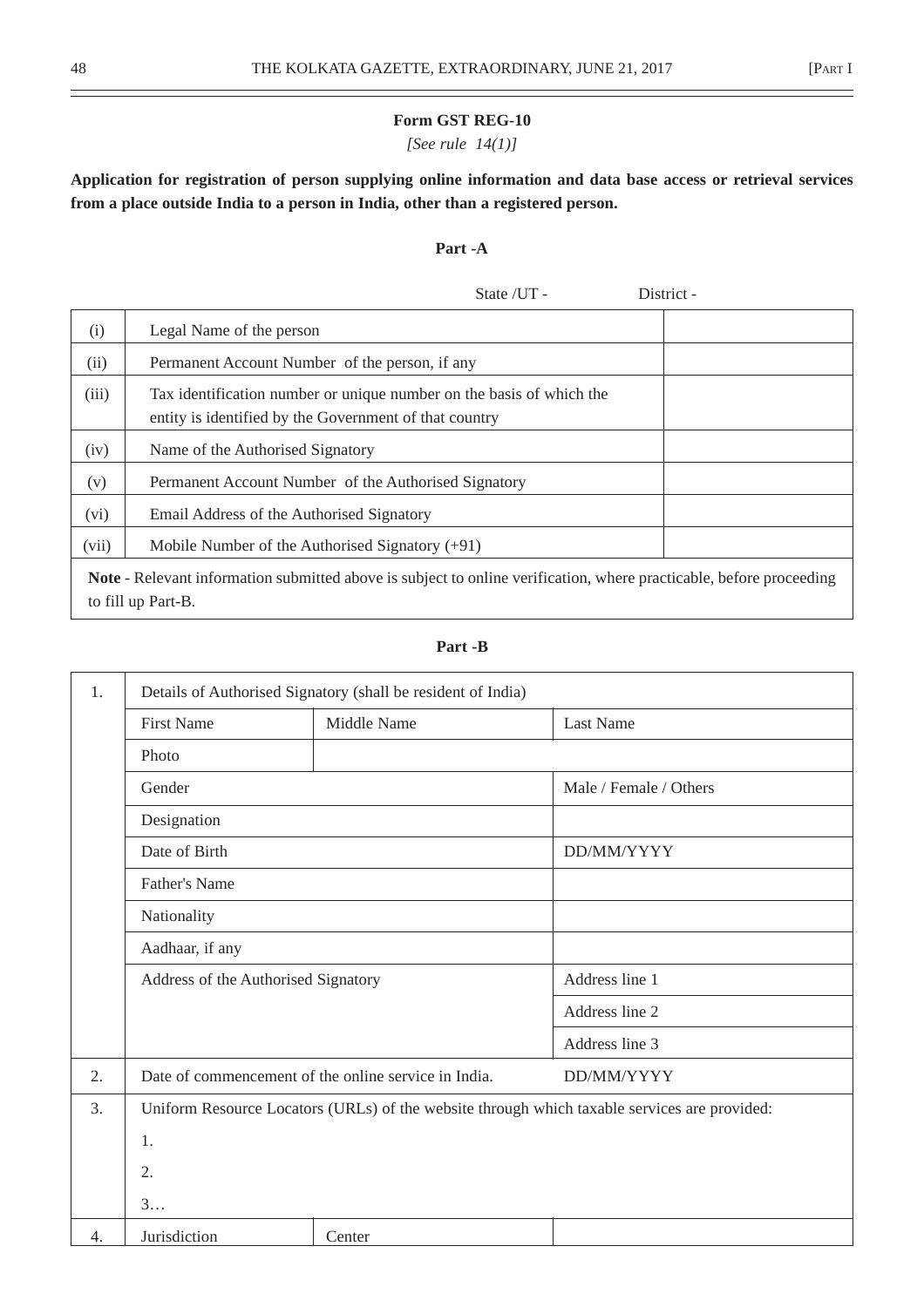**Form GST REG-10**

*[See rule 14(1)]*

**Application for registration of person supplying online information and data base access or retrieval services from a place outside India to a person in India, other than a registered person.**

**Part -A**

State /UT - District -

| | | |
|---|---|---|
| (i) | Legal Name of the person | |
| (ii) | Permanent Account Number of the person, if any | |
| (iii) | Tax identification number or unique number on the basis of which the entity is identified by the Government of that country | |
| (iv) | Name of the Authorised Signatory | |
| (v) | Permanent Account Number of the Authorised Signatory | |
| (vi) | Email Address of the Authorised Signatory | |
| (vii) | Mobile Number of the Authorised Signatory (+91) | |

**Note** - Relevant information submitted above is subject to online verification, where practicable, before proceeding to fill up Part-B.

**Part -B**

| | | | |
|---|---|---|---|
| 1. | Details of Authorised Signatory (shall be resident of India) | | |
| | First Name | Middle Name | Last Name |
| | Photo | | |
| | Gender | | Male / Female / Others |
| | Designation | | |
| | Date of Birth | | DD/MM/YYYY |
| | Father's Name | | |
| | Nationality | | |
| | Aadhaar, if any | | |
| | Address of the Authorised Signatory | | Address line 1 |
| | | | Address line 2 |
| | | | Address line 3 |
| 2. | Date of commencement of the online service in India. | | DD/MM/YYYY |
| 3. | Uniform Resource Locators (URLs) of the website through which taxable services are provided:<br>1.<br>2.<br>3… | | |
| 4. | Jurisdiction | Center | |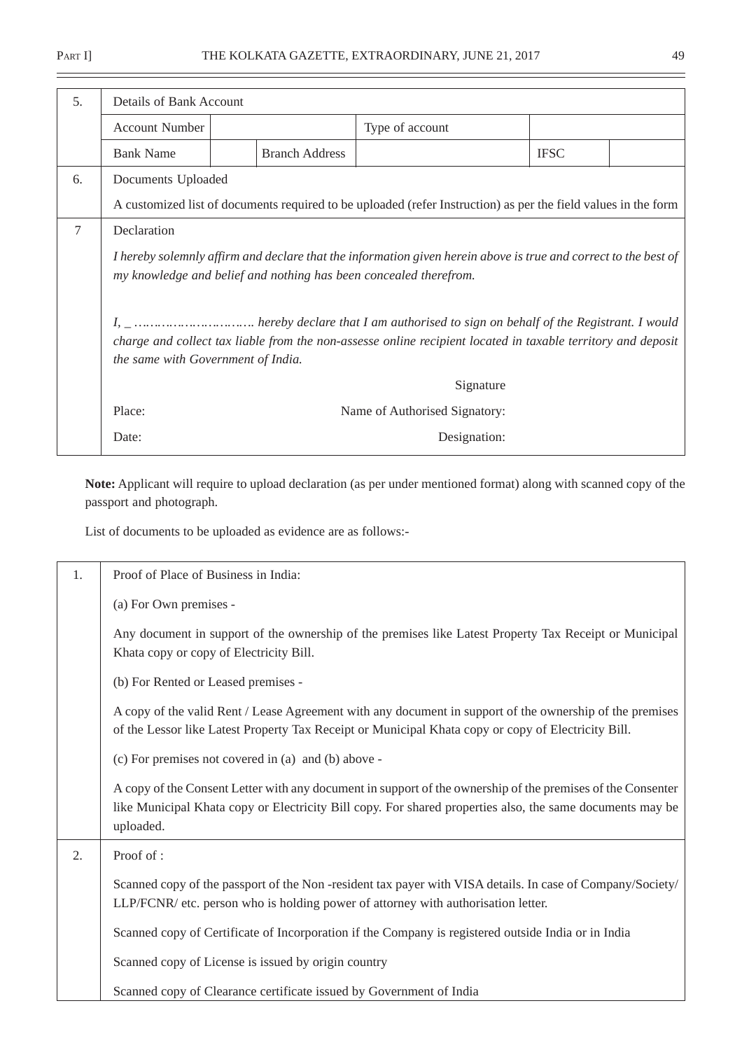| 5. | Details of Bank Account | | | | | |
|---|---|---|---|---|---|---|
| | Account Number | | | Type of account | | |
| | Bank Name | | Branch Address | | IFSC | |
| 6. | Documents Uploaded | | | | | |
| | A customized list of documents required to be uploaded (refer Instruction) as per the field values in the form | | | | | |
| 7 | Declaration | | | | | |
| | *I hereby solemnly affirm and declare that the information given herein above is true and correct to the best of my knowledge and belief and nothing has been concealed therefrom.* | | | | | |
| | *I, _ …………………………. hereby declare that I am authorised to sign on behalf of the Registrant. I would charge and collect tax liable from the non-assesse online recipient located in taxable territory and deposit the same with Government of India.* | | | | | |
| | | | | Signature | | |
| | Place: | | | Name of Authorised Signatory: | | |
| | Date: | | | Designation: | | |

**Note:** Applicant will require to upload declaration (as per under mentioned format) along with scanned copy of the passport and photograph.

List of documents to be uploaded as evidence are as follows:-

| 1. | Proof of Place of Business in India: |
|---|---|
| | (a) For Own premises - |
| | Any document in support of the ownership of the premises like Latest Property Tax Receipt or Municipal Khata copy or copy of Electricity Bill. |
| | (b) For Rented or Leased premises - |
| | A copy of the valid Rent / Lease Agreement with any document in support of the ownership of the premises of the Lessor like Latest Property Tax Receipt or Municipal Khata copy or copy of Electricity Bill. |
| | (c) For premises not covered in (a) and (b) above - |
| | A copy of the Consent Letter with any document in support of the ownership of the premises of the Consenter like Municipal Khata copy or Electricity Bill copy. For shared properties also, the same documents may be uploaded. |
| 2. | Proof of : |
| | Scanned copy of the passport of the Non -resident tax payer with VISA details. In case of Company/Society/ LLP/FCNR/ etc. person who is holding power of attorney with authorisation letter. |
| | Scanned copy of Certificate of Incorporation if the Company is registered outside India or in India |
| | Scanned copy of License is issued by origin country |
| | Scanned copy of Clearance certificate issued by Government of India |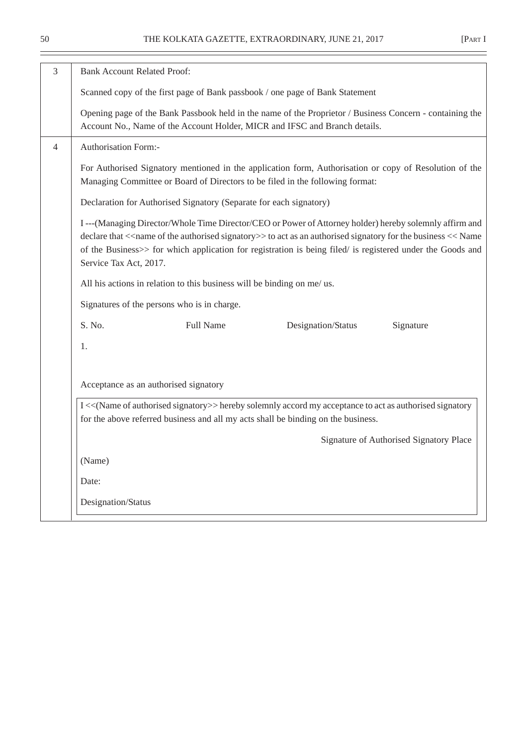| | |
|---|---|
| 3 | Bank Account Related Proof:<br><br>Scanned copy of the first page of Bank passbook / one page of Bank Statement<br><br>Opening page of the Bank Passbook held in the name of the Proprietor / Business Concern - containing the Account No., Name of the Account Holder, MICR and IFSC and Branch details. |
| 4 | Authorisation Form:-<br><br>For Authorised Signatory mentioned in the application form, Authorisation or copy of Resolution of the Managing Committee or Board of Directors to be filed in the following format:<br><br>Declaration for Authorised Signatory (Separate for each signatory)<br><br>I ---(Managing Director/Whole Time Director/CEO or Power of Attorney holder) hereby solemnly affirm and declare that <<name of the authorised signatory>> to act as an authorised signatory for the business << Name of the Business>> for which application for registration is being filed/ is registered under the Goods and Service Tax Act, 2017.<br><br>All his actions in relation to this business will be binding on me/ us.<br><br>Signatures of the persons who is in charge.<br><br>S. No. Full Name Designation/Status Signature<br><br>1.<br><br>Acceptance as an authorised signatory<br><br>I <<(Name of authorised signatory>> hereby solemnly accord my acceptance to act as authorised signatory for the above referred business and all my acts shall be binding on the business.<br><br>Signature of Authorised Signatory Place<br><br>(Name)<br><br>Date:<br><br>Designation/Status |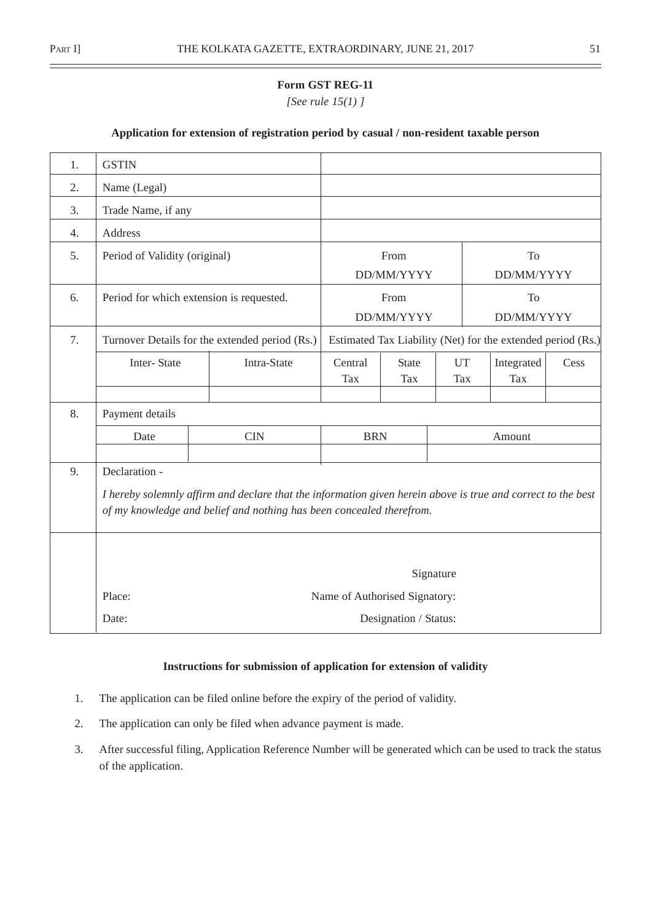**Form GST REG-11**

*[See rule 15(1) ]*

**Application for extension of registration period by casual / non-resident taxable person**

| 1. | GSTIN | | | | | | |
|---|---|---|---|---|---|---|---|
| 2. | Name (Legal) | | | | | | |
| 3. | Trade Name, if any | | | | | | |
| 4. | Address | | | | | | |
| 5. | Period of Validity (original) | | From DD/MM/YYYY | | | To DD/MM/YYYY | |
| 6. | Period for which extension is requested. | | From DD/MM/YYYY | | | To DD/MM/YYYY | |
| 7. | Turnover Details for the extended period (Rs.) | | Estimated Tax Liability (Net) for the extended period (Rs.) | | | | |
| | Inter- State | Intra-State | Central Tax | State Tax | UT Tax | Integrated Tax | Cess |
| | | | | | | | |
| 8. | Payment details | | | | | | |
| | Date | CIN | BRN | | Amount | | |
| | | | | | | | |
| 9. | Declaration - *I hereby solemnly affirm and declare that the information given herein above is true and correct to the best of my knowledge and belief and nothing has been concealed therefrom.* | | | | | | |

Signature

Place: Name of Authorised Signatory:

Date: Designation / Status:

**Instructions for submission of application for extension of validity**

1. The application can be filed online before the expiry of the period of validity.
2. The application can only be filed when advance payment is made.
3. After successful filing, Application Reference Number will be generated which can be used to track the status of the application.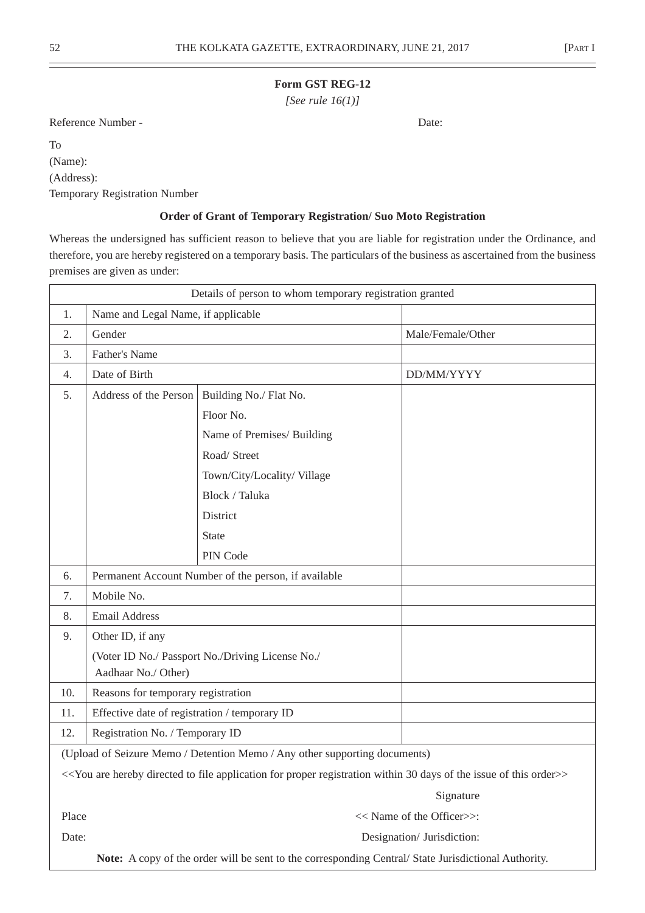**Form GST REG-12**

*[See rule 16(1)]*

Reference Number - Date:

To

(Name):

(Address):

Temporary Registration Number

**Order of Grant of Temporary Registration/ Suo Moto Registration**

Whereas the undersigned has sufficient reason to believe that you are liable for registration under the Ordinance, and therefore, you are hereby registered on a temporary basis. The particulars of the business as ascertained from the business premises are given as under:

| Details of person to whom temporary registration granted | | | |
|---|---|---|---|
| 1. | Name and Legal Name, if applicable | | |
| 2. | Gender | | Male/Female/Other |
| 3. | Father's Name | | |
| 4. | Date of Birth | | DD/MM/YYYY |
| 5. | Address of the Person | Building No./ Flat No. | |
| | | Floor No. | |
| | | Name of Premises/ Building | |
| | | Road/ Street | |
| | | Town/City/Locality/ Village | |
| | | Block / Taluka | |
| | | District | |
| | | State | |
| | | PIN Code | |
| 6. | Permanent Account Number of the person, if available | | |
| 7. | Mobile No. | | |
| 8. | Email Address | | |
| 9. | Other ID, if any (Voter ID No./ Passport No./Driving License No./ Aadhaar No./ Other) | | |
| 10. | Reasons for temporary registration | | |
| 11. | Effective date of registration / temporary ID | | |
| 12. | Registration No. / Temporary ID | | |

(Upload of Seizure Memo / Detention Memo / Any other supporting documents)

<<You are hereby directed to file application for proper registration within 30 days of the issue of this order>>

Signature

Place << Name of the Officer>>:

Date: Designation/ Jurisdiction:

**Note:** A copy of the order will be sent to the corresponding Central/ State Jurisdictional Authority.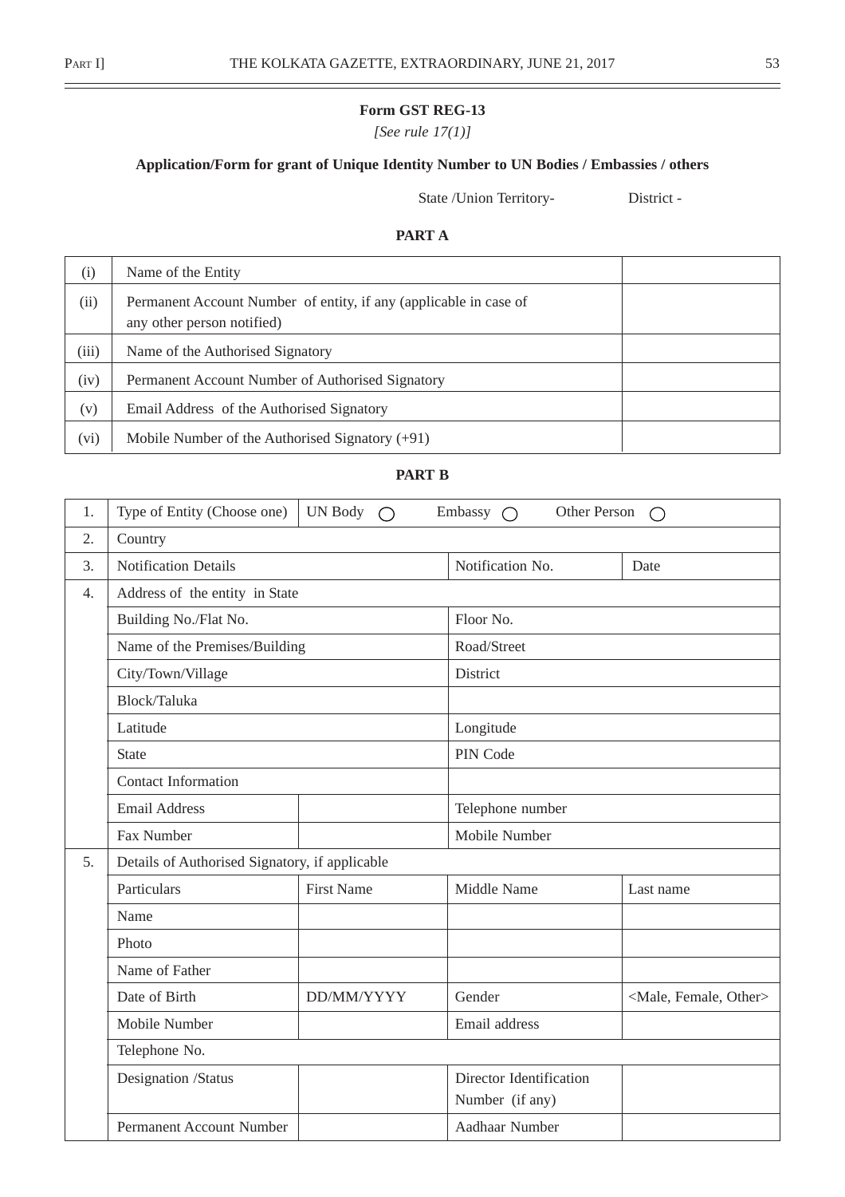**Form GST REG-13**

*[See rule 17(1)]*

**Application/Form for grant of Unique Identity Number to UN Bodies / Embassies / others**

State /Union Territory- District -

**PART A**

| | | |
|---|---|---|
| (i) | Name of the Entity | |
| (ii) | Permanent Account Number of entity, if any (applicable in case of any other person notified) | |
| (iii) | Name of the Authorised Signatory | |
| (iv) | Permanent Account Number of Authorised Signatory | |
| (v) | Email Address of the Authorised Signatory | |
| (vi) | Mobile Number of the Authorised Signatory (+91) | |

**PART B**

| | | | | |
|---|---|---|---|---|
| 1. | Type of Entity (Choose one) | UN Body ◯ | Embassy ◯ | Other Person ◯ |
| 2. | Country | | | |
| 3. | Notification Details | | Notification No. | Date |
| 4. | Address of the entity in State | | | |
| | Building No./Flat No. | | Floor No. | |
| | Name of the Premises/Building | | Road/Street | |
| | City/Town/Village | | District | |
| | Block/Taluka | | | |
| | Latitude | | Longitude | |
| | State | | PIN Code | |
| | Contact Information | | | |
| | Email Address | | Telephone number | |
| | Fax Number | | Mobile Number | |
| 5. | Details of Authorised Signatory, if applicable | | | |
| | Particulars | First Name | Middle Name | Last name |
| | Name | | | |
| | Photo | | | |
| | Name of Father | | | |
| | Date of Birth | DD/MM/YYYY | Gender | <Male, Female, Other> |
| | Mobile Number | | Email address | |
| | Telephone No. | | | |
| | Designation /Status | | Director Identification Number (if any) | |
| | Permanent Account Number | | Aadhaar Number | |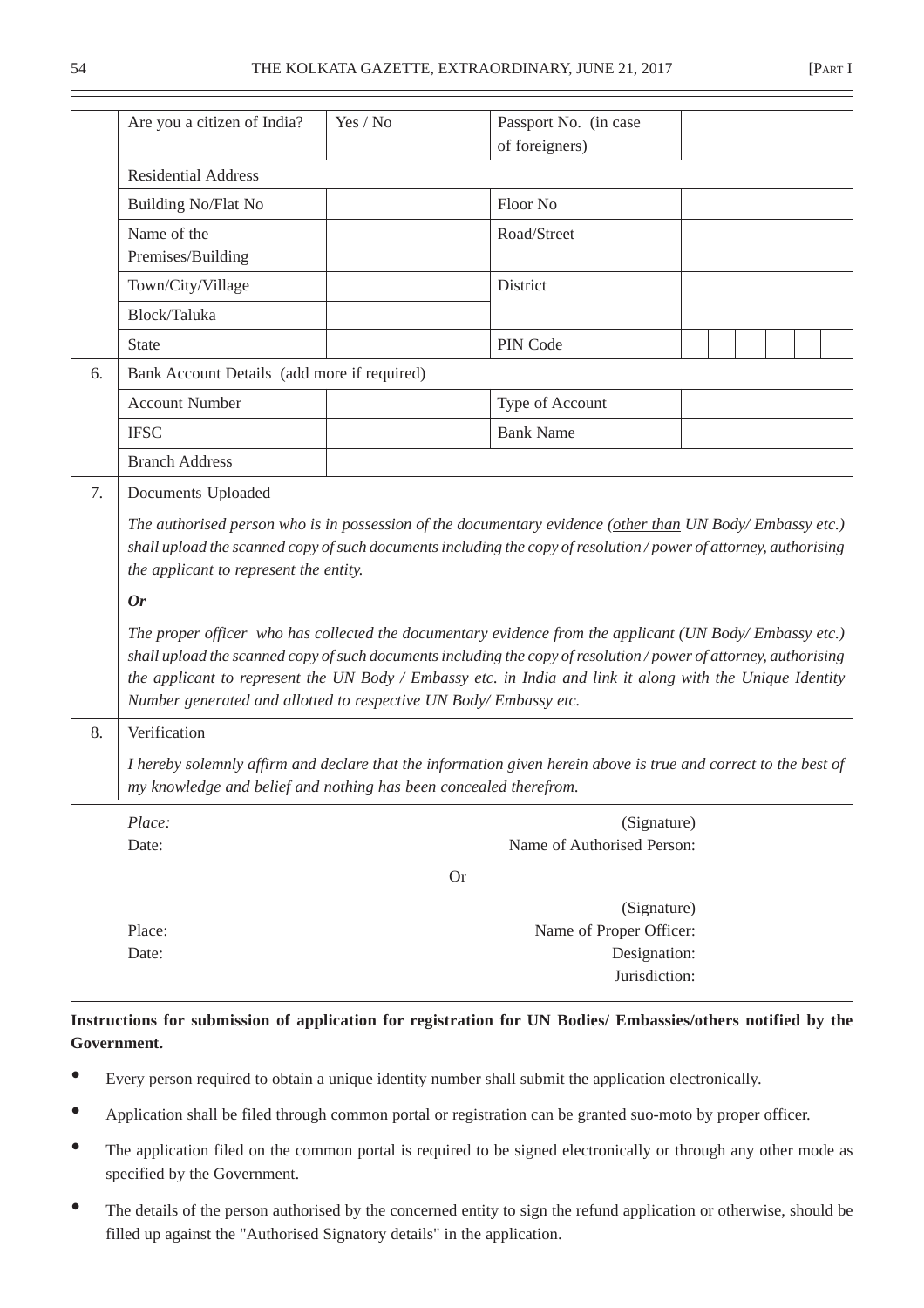| | | | | |
|---|---|---|---|---|
| | Are you a citizen of India? | Yes / No | Passport No. (in case of foreigners) | |
| | Residential Address | | | |
| | Building No/Flat No | | Floor No | |
| | Name of the Premises/Building | | Road/Street | |
| | Town/City/Village | | District | |
| | Block/Taluka | | | |
| | State | | PIN Code | |
| 6. | Bank Account Details (add more if required) | | | |
| | Account Number | | Type of Account | |
| | IFSC | | Bank Name | |
| | Branch Address | | | |
| 7. | Documents Uploaded<br>*The authorised person who is in possession of the documentary evidence (other than UN Body/ Embassy etc.) shall upload the scanned copy of such documents including the copy of resolution / power of attorney, authorising the applicant to represent the entity.*<br>***Or***<br>*The proper officer who has collected the documentary evidence from the applicant (UN Body/ Embassy etc.) shall upload the scanned copy of such documents including the copy of resolution / power of attorney, authorising the applicant to represent the UN Body / Embassy etc. in India and link it along with the Unique Identity Number generated and allotted to respective UN Body/ Embassy etc.* | | | |
| 8. | Verification<br>*I hereby solemnly affirm and declare that the information given herein above is true and correct to the best of my knowledge and belief and nothing has been concealed therefrom.* | | | |

*Place:* (Signature)

Date: Name of Authorised Person:

Or

(Signature)

Place: Name of Proper Officer:

Date: Designation:

Jurisdiction:

**Instructions for submission of application for registration for UN Bodies/ Embassies/others notified by the Government.**

- Every person required to obtain a unique identity number shall submit the application electronically.
- Application shall be filed through common portal or registration can be granted suo-moto by proper officer.
- The application filed on the common portal is required to be signed electronically or through any other mode as specified by the Government.
- The details of the person authorised by the concerned entity to sign the refund application or otherwise, should be filled up against the "Authorised Signatory details" in the application.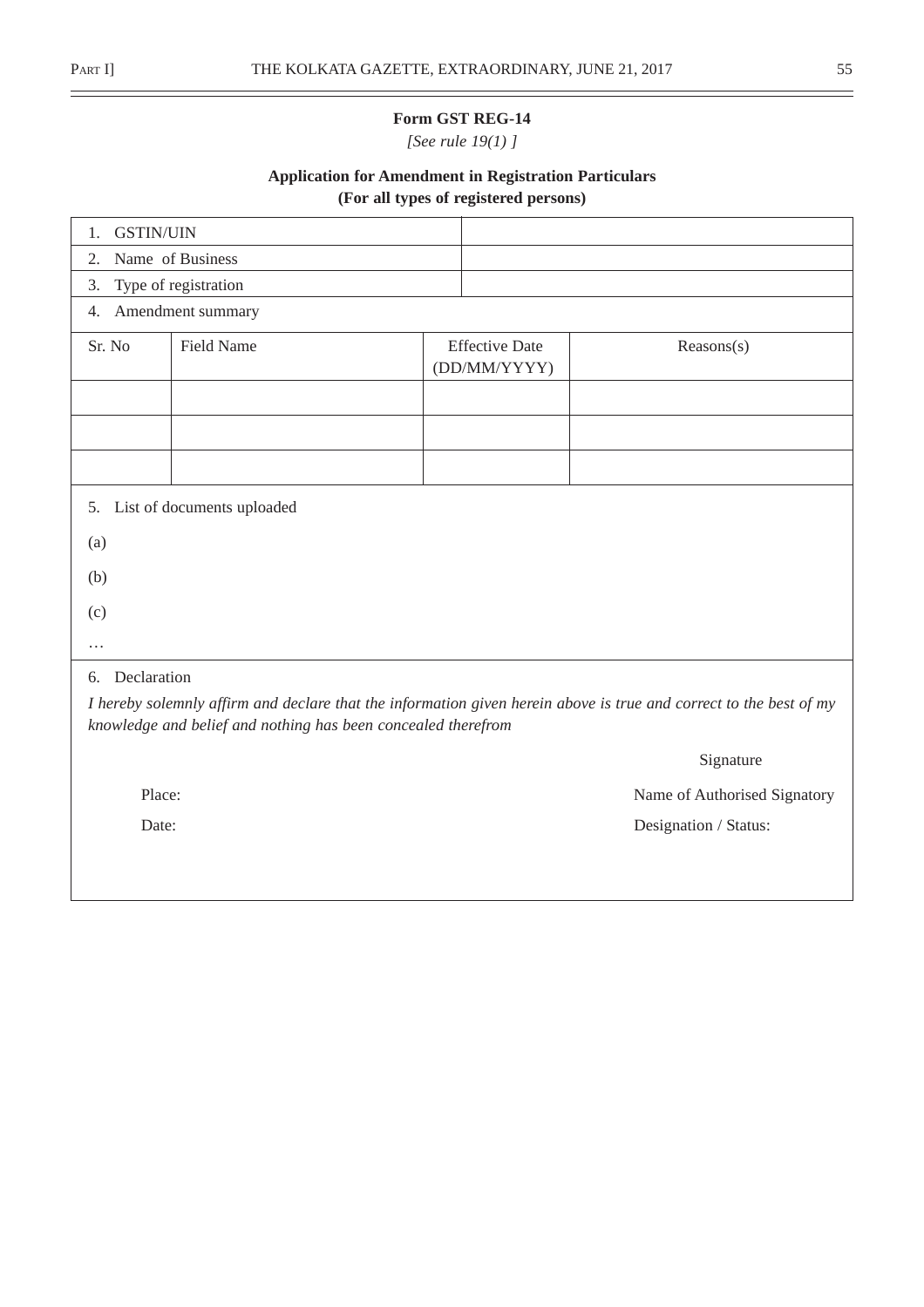**Form GST REG-14**

*[See rule 19(1) ]*

**Application for Amendment in Registration Particulars**
**(For all types of registered persons)**

| | |
|---|---|
| 1. GSTIN/UIN | |
| 2. Name of Business | |
| 3. Type of registration | |

4. Amendment summary

| Sr. No | Field Name | Effective Date (DD/MM/YYYY) | Reasons(s) |
|---|---|---|---|
| | | | |
| | | | |
| | | | |

5. List of documents uploaded

(a)

(b)

(c)

…

6. Declaration

*I hereby solemnly affirm and declare that the information given herein above is true and correct to the best of my knowledge and belief and nothing has been concealed therefrom*

Signature

Place: Name of Authorised Signatory

Date: Designation / Status: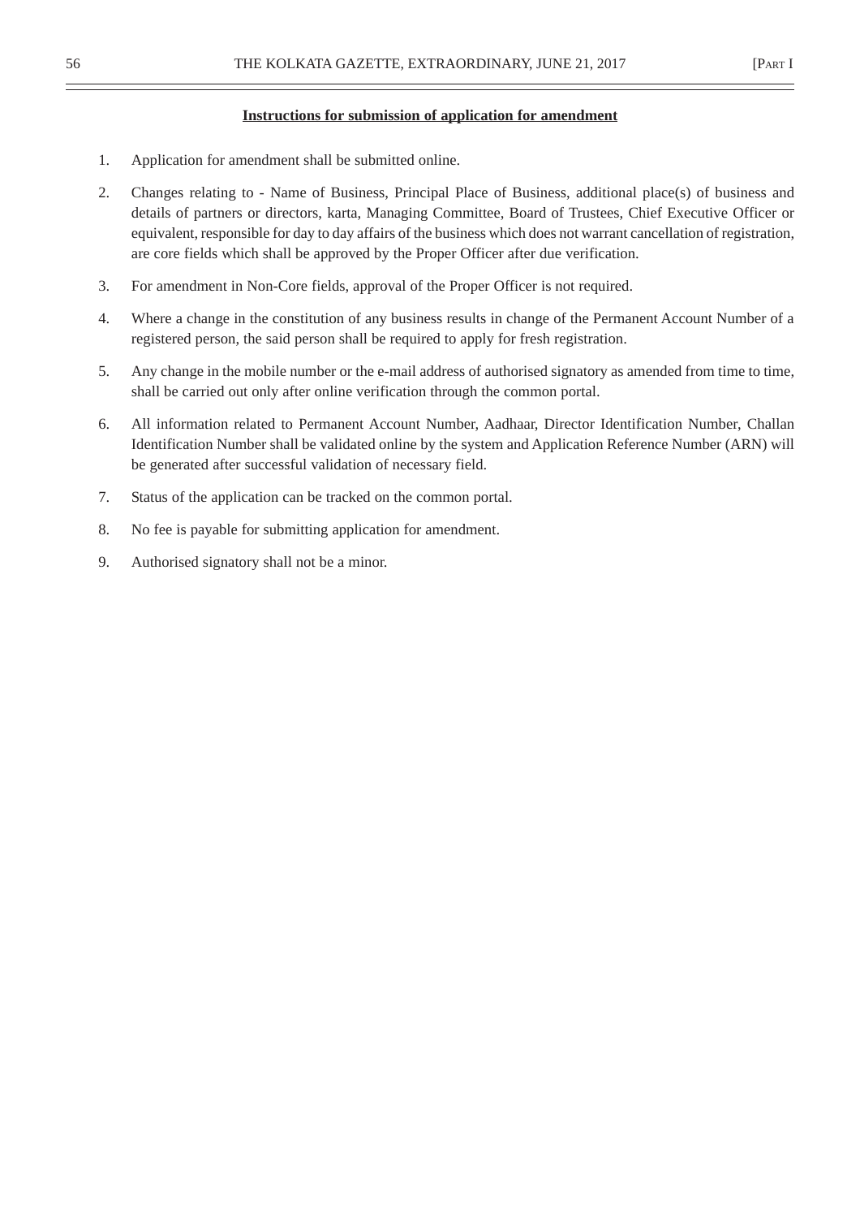**Instructions for submission of application for amendment**

1. Application for amendment shall be submitted online.

2. Changes relating to - Name of Business, Principal Place of Business, additional place(s) of business and details of partners or directors, karta, Managing Committee, Board of Trustees, Chief Executive Officer or equivalent, responsible for day to day affairs of the business which does not warrant cancellation of registration, are core fields which shall be approved by the Proper Officer after due verification.

3. For amendment in Non-Core fields, approval of the Proper Officer is not required.

4. Where a change in the constitution of any business results in change of the Permanent Account Number of a registered person, the said person shall be required to apply for fresh registration.

5. Any change in the mobile number or the e-mail address of authorised signatory as amended from time to time, shall be carried out only after online verification through the common portal.

6. All information related to Permanent Account Number, Aadhaar, Director Identification Number, Challan Identification Number shall be validated online by the system and Application Reference Number (ARN) will be generated after successful validation of necessary field.

7. Status of the application can be tracked on the common portal.

8. No fee is payable for submitting application for amendment.

9. Authorised signatory shall not be a minor.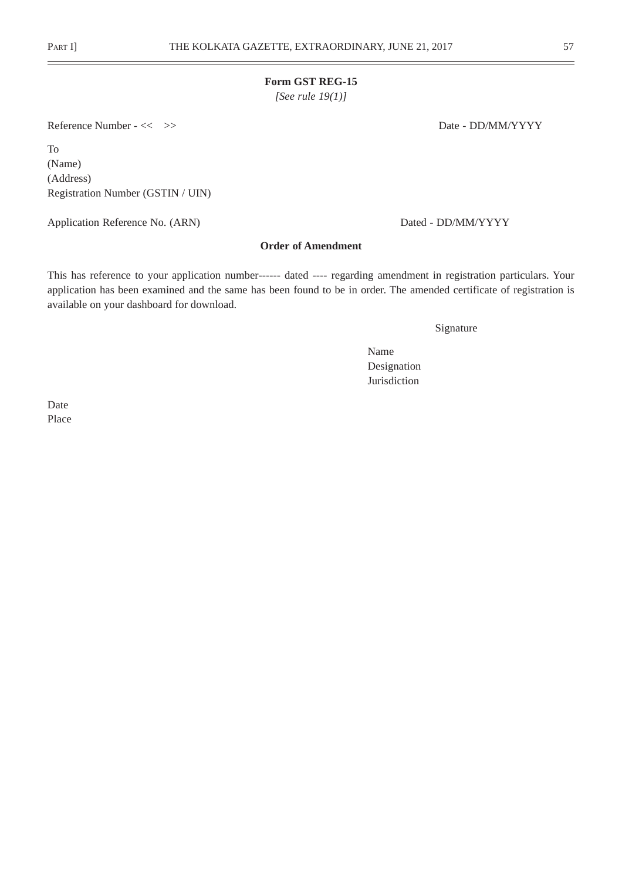**Form GST REG-15**

*[See rule 19(1)]*

Reference Number - << >> Date - DD/MM/YYYY

To
(Name)
(Address)
Registration Number (GSTIN / UIN)

Application Reference No. (ARN) Dated - DD/MM/YYYY

**Order of Amendment**

This has reference to your application number------ dated ---- regarding amendment in registration particulars. Your application has been examined and the same has been found to be in order. The amended certificate of registration is available on your dashboard for download.

Signature

Name
Designation
Jurisdiction

Date
Place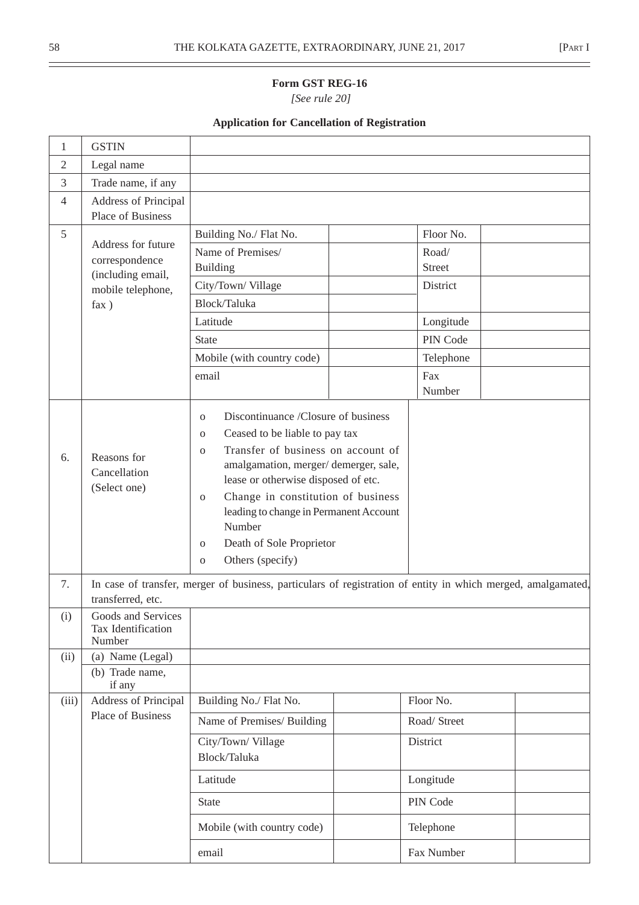**Form GST REG-16**

*[See rule 20]*

**Application for Cancellation of Registration**

| | | | | | |
|---|---|---|---|---|---|
| 1 | GSTIN | | | | |
| 2 | Legal name | | | | |
| 3 | Trade name, if any | | | | |
| 4 | Address of Principal Place of Business | | | | |
| 5 | Address for future correspondence (including email, mobile telephone, fax ) | Building No./ Flat No. | | Floor No. | |
| | | Name of Premises/ Building | | Road/ Street | |
| | | City/Town/ Village | | District | |
| | | Block/Taluka | | | |
| | | Latitude | | Longitude | |
| | | State | | PIN Code | |
| | | Mobile (with country code) | | Telephone | |
| | | email | | Fax Number | |
| 6. | Reasons for Cancellation (Select one) | o Discontinuance /Closure of business<br>o Ceased to be liable to pay tax<br>o Transfer of business on account of amalgamation, merger/ demerger, sale, lease or otherwise disposed of etc.<br>o Change in constitution of business leading to change in Permanent Account Number<br>o Death of Sole Proprietor<br>o Others (specify) | | | |
| 7. | In case of transfer, merger of business, particulars of registration of entity in which merged, amalgamated, transferred, etc. | | | | |
| (i) | Goods and Services Tax Identification Number | | | | |
| (ii) | (a) Name (Legal) | | | | |
| | (b) Trade name, if any | | | | |
| (iii) | Address of Principal Place of Business | Building No./ Flat No. | | Floor No. | |
| | | Name of Premises/ Building | | Road/ Street | |
| | | City/Town/ Village Block/Taluka | | District | |
| | | Latitude | | Longitude | |
| | | State | | PIN Code | |
| | | Mobile (with country code) | | Telephone | |
| | | email | | Fax Number | |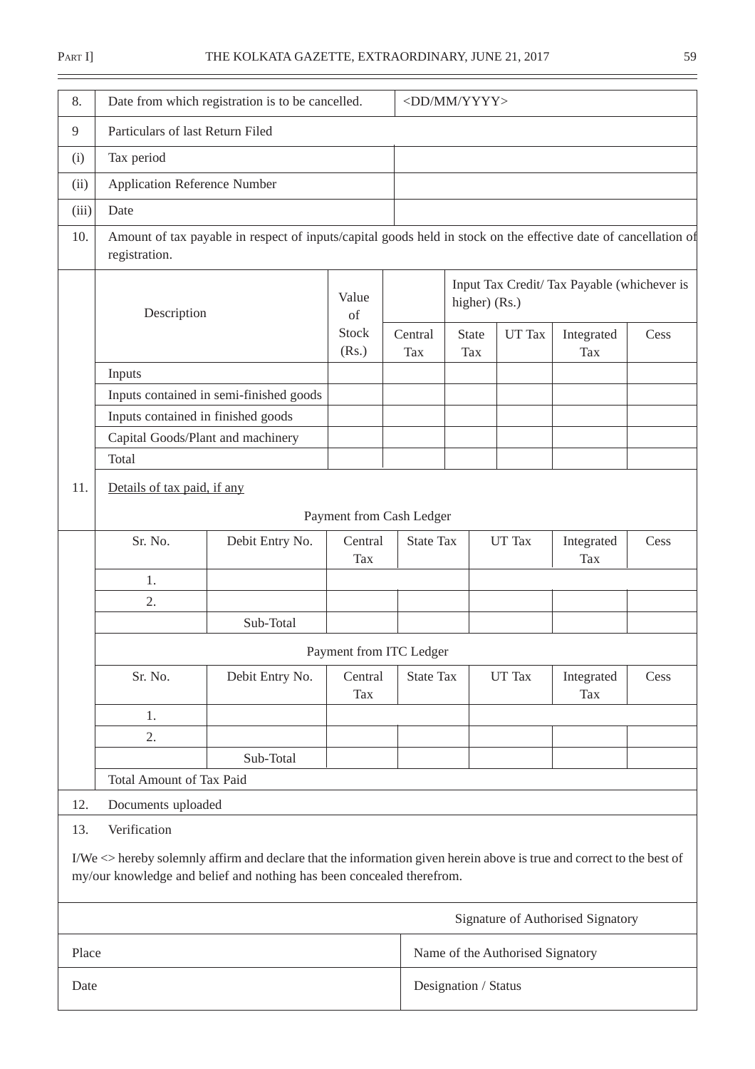| 8. | Date from which registration is to be cancelled. | <DD/MM/YYYY> |
|---|---|---|
| 9 | Particulars of last Return Filed | |
| (i) | Tax period | |
| (ii) | Application Reference Number | |
| (iii) | Date | |

10. Amount of tax payable in respect of inputs/capital goods held in stock on the effective date of cancellation of registration.

| Description | Value of Stock (Rs.) | Input Tax Credit/ Tax Payable (whichever is higher) (Rs.) | | | | |
|---|---|---|---|---|---|---|
| | | Central Tax | State Tax | UT Tax | Integrated Tax | Cess |
| Inputs | | | | | | |
| Inputs contained in semi-finished goods | | | | | | |
| Inputs contained in finished goods | | | | | | |
| Capital Goods/Plant and machinery | | | | | | |
| Total | | | | | | |

11. Details of tax paid, if any

Payment from Cash Ledger

| Sr. No. | Debit Entry No. | Central Tax | State Tax | UT Tax | Integrated Tax | Cess |
|---|---|---|---|---|---|---|
| 1. | | | | | | |
| 2. | | | | | | |
| | Sub-Total | | | | | |

Payment from ITC Ledger

| Sr. No. | Debit Entry No. | Central Tax | State Tax | UT Tax | Integrated Tax | Cess |
|---|---|---|---|---|---|---|
| 1. | | | | | | |
| 2. | | | | | | |
| | Sub-Total | | | | | |

Total Amount of Tax Paid

12. Documents uploaded

13. Verification

I/We <> hereby solemnly affirm and declare that the information given herein above is true and correct to the best of my/our knowledge and belief and nothing has been concealed therefrom.

| | Signature of Authorised Signatory |
|---|---|
| Place | Name of the Authorised Signatory |
| Date | Designation / Status |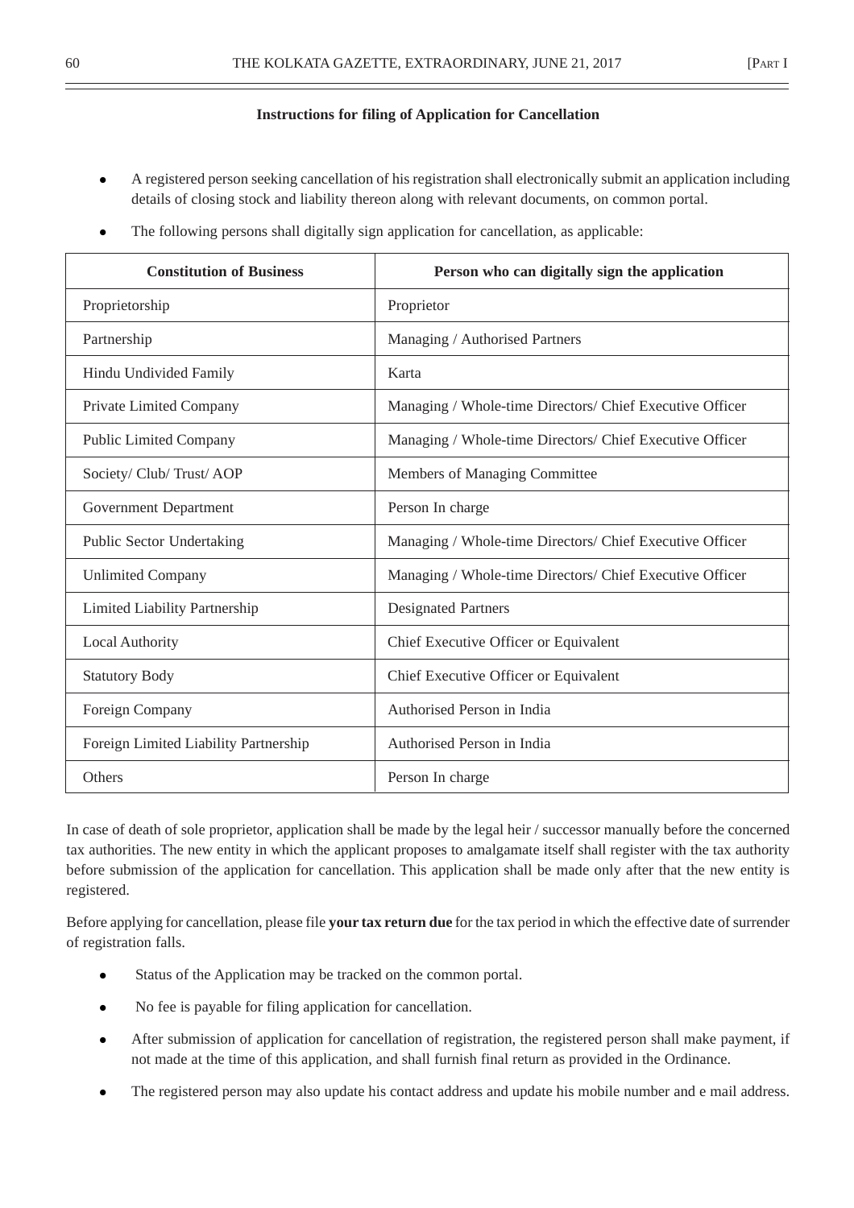**Instructions for filing of Application for Cancellation**

- A registered person seeking cancellation of his registration shall electronically submit an application including details of closing stock and liability thereon along with relevant documents, on common portal.
- The following persons shall digitally sign application for cancellation, as applicable:

| Constitution of Business | Person who can digitally sign the application |
|---|---|
| Proprietorship | Proprietor |
| Partnership | Managing / Authorised Partners |
| Hindu Undivided Family | Karta |
| Private Limited Company | Managing / Whole-time Directors/ Chief Executive Officer |
| Public Limited Company | Managing / Whole-time Directors/ Chief Executive Officer |
| Society/ Club/ Trust/ AOP | Members of Managing Committee |
| Government Department | Person In charge |
| Public Sector Undertaking | Managing / Whole-time Directors/ Chief Executive Officer |
| Unlimited Company | Managing / Whole-time Directors/ Chief Executive Officer |
| Limited Liability Partnership | Designated Partners |
| Local Authority | Chief Executive Officer or Equivalent |
| Statutory Body | Chief Executive Officer or Equivalent |
| Foreign Company | Authorised Person in India |
| Foreign Limited Liability Partnership | Authorised Person in India |
| Others | Person In charge |

In case of death of sole proprietor, application shall be made by the legal heir / successor manually before the concerned tax authorities. The new entity in which the applicant proposes to amalgamate itself shall register with the tax authority before submission of the application for cancellation. This application shall be made only after that the new entity is registered.

Before applying for cancellation, please file **your tax return due** for the tax period in which the effective date of surrender of registration falls.

- Status of the Application may be tracked on the common portal.
- No fee is payable for filing application for cancellation.
- After submission of application for cancellation of registration, the registered person shall make payment, if not made at the time of this application, and shall furnish final return as provided in the Ordinance.
- The registered person may also update his contact address and update his mobile number and e mail address.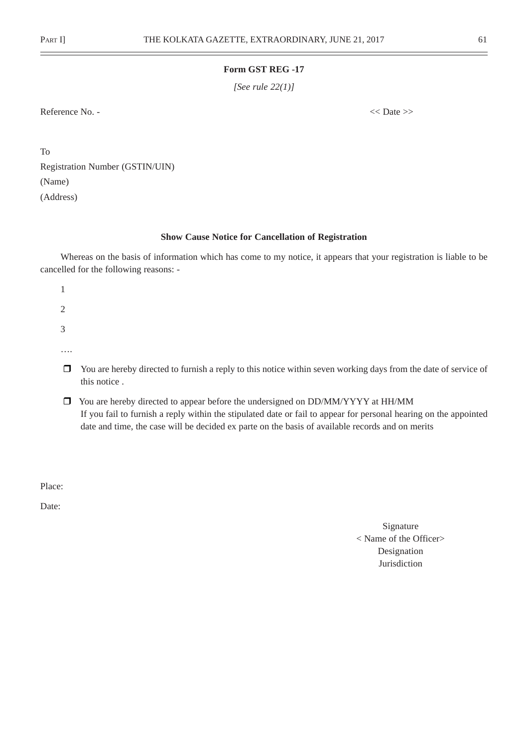**Form GST REG -17**

*[See rule 22(1)]*

Reference No. - << Date >>

To
Registration Number (GSTIN/UIN)
(Name)
(Address)

**Show Cause Notice for Cancellation of Registration**

Whereas on the basis of information which has come to my notice, it appears that your registration is liable to be cancelled for the following reasons: -

1

2

3

….

- ❒ You are hereby directed to furnish a reply to this notice within seven working days from the date of service of this notice .
- ❒ You are hereby directed to appear before the undersigned on DD/MM/YYYY at HH/MM
  If you fail to furnish a reply within the stipulated date or fail to appear for personal hearing on the appointed date and time, the case will be decided ex parte on the basis of available records and on merits

Place:

Date:

Signature
< Name of the Officer>
Designation
Jurisdiction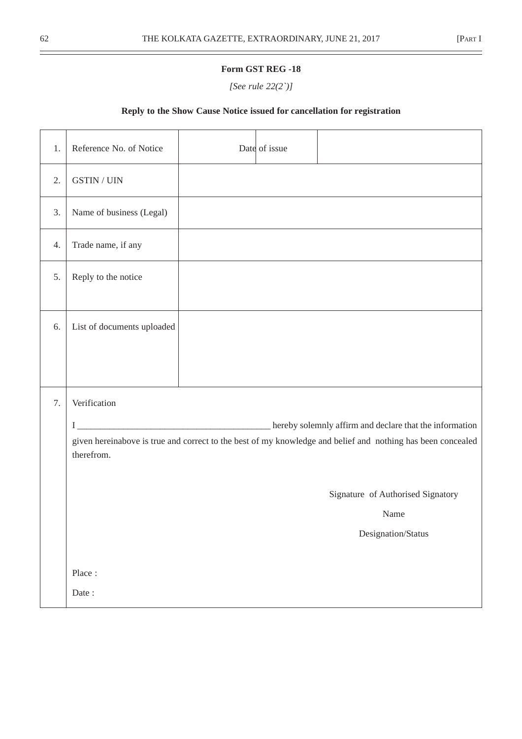**Form GST REG -18**

*[See rule 22(2`)]*

**Reply to the Show Cause Notice issued for cancellation for registration**

| | | | | |
|---|---|---|---|---|
| 1. | Reference No. of Notice | | Date of issue | |
| 2. | GSTIN / UIN | | | |
| 3. | Name of business (Legal) | | | |
| 4. | Trade name, if any | | | |
| 5. | Reply to the notice | | | |
| 6. | List of documents uploaded | | | |

7. Verification

I ________________________________________ hereby solemnly affirm and declare that the information given hereinabove is true and correct to the best of my knowledge and belief and nothing has been concealed therefrom.

Signature of Authorised Signatory

Name

Designation/Status

Place :

Date :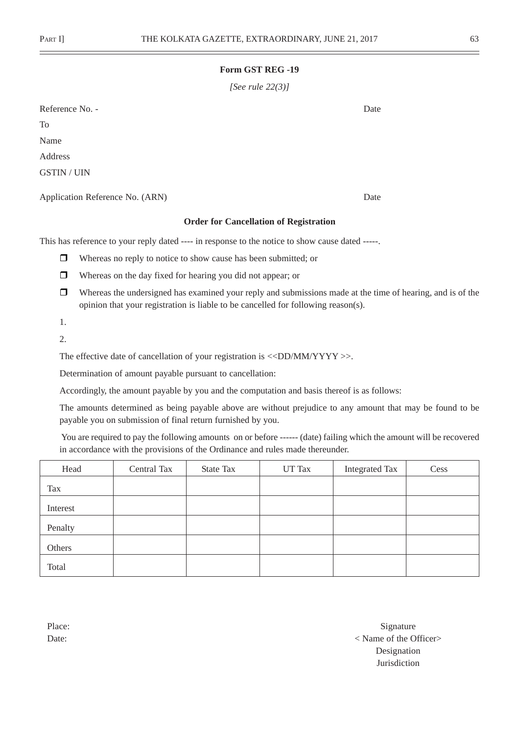**Form GST REG -19**

*[See rule 22(3)]*

Reference No. - Date

To

Name

Address

GSTIN / UIN

Application Reference No. (ARN) Date

**Order for Cancellation of Registration**

This has reference to your reply dated ---- in response to the notice to show cause dated -----.

- ❒ Whereas no reply to notice to show cause has been submitted; or
- ❒ Whereas on the day fixed for hearing you did not appear; or
- ❒ Whereas the undersigned has examined your reply and submissions made at the time of hearing, and is of the opinion that your registration is liable to be cancelled for following reason(s).

1.

2.

The effective date of cancellation of your registration is <<DD/MM/YYYY >>.

Determination of amount payable pursuant to cancellation:

Accordingly, the amount payable by you and the computation and basis thereof is as follows:

The amounts determined as being payable above are without prejudice to any amount that may be found to be payable you on submission of final return furnished by you.

You are required to pay the following amounts on or before ------ (date) failing which the amount will be recovered in accordance with the provisions of the Ordinance and rules made thereunder.

| Head | Central Tax | State Tax | UT Tax | Integrated Tax | Cess |
|---|---|---|---|---|---|
| Tax | | | | | |
| Interest | | | | | |
| Penalty | | | | | |
| Others | | | | | |
| Total | | | | | |

Place:

Date:

Signature

< Name of the Officer>

Designation

Jurisdiction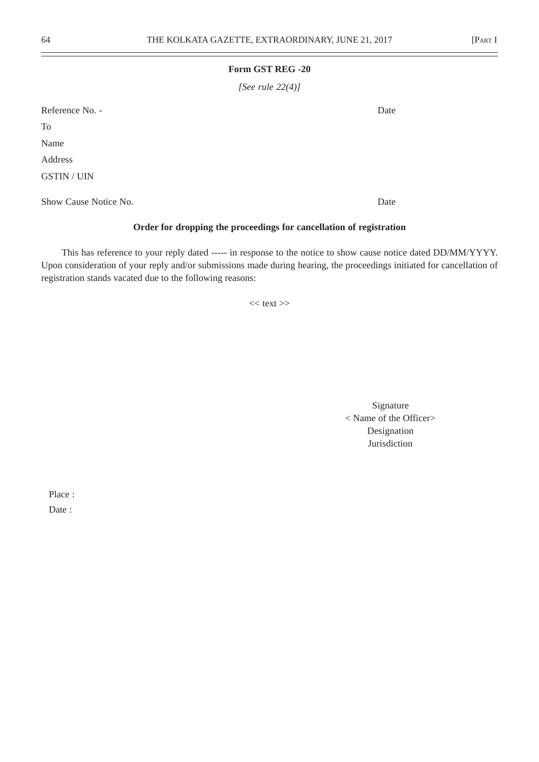**Form GST REG -20**

*[See rule 22(4)]*

Reference No. - Date

To

Name

Address

GSTIN / UIN

Show Cause Notice No. Date

**Order for dropping the proceedings for cancellation of registration**

This has reference to your reply dated ----- in response to the notice to show cause notice dated DD/MM/YYYY. Upon consideration of your reply and/or submissions made during hearing, the proceedings initiated for cancellation of registration stands vacated due to the following reasons:

<< text >>

Signature
< Name of the Officer>
Designation
Jurisdiction

Place :

Date :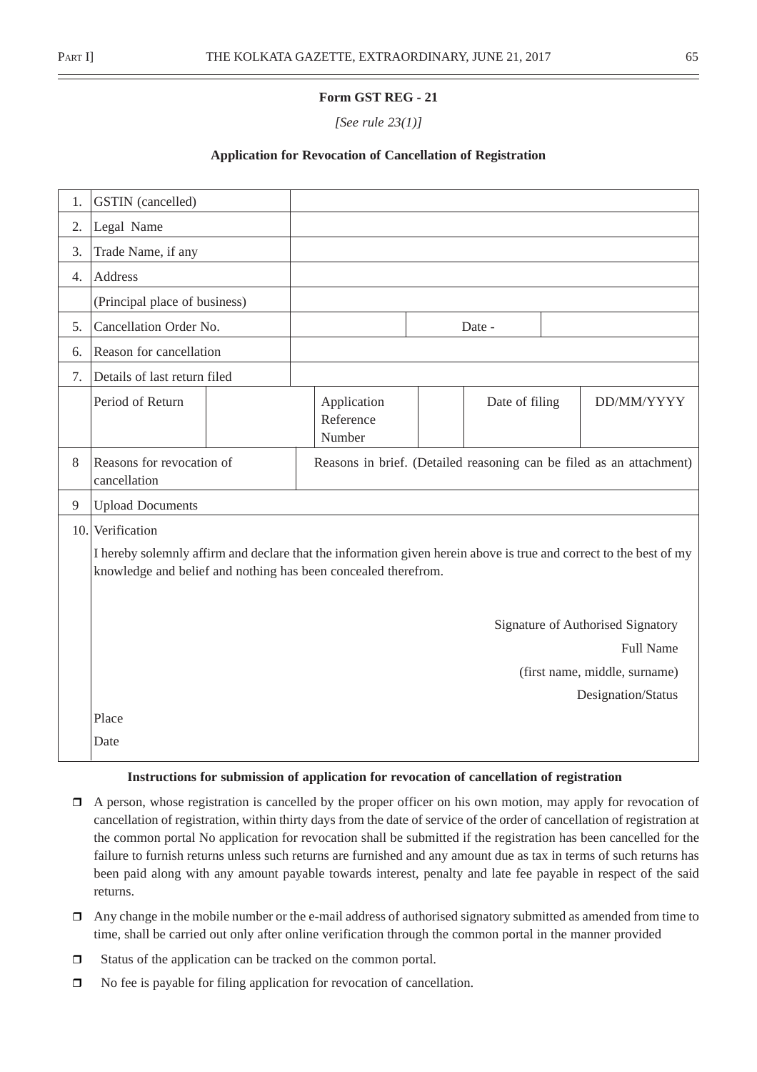**Form GST REG - 21**

*[See rule 23(1)]*

**Application for Revocation of Cancellation of Registration**

| | | | | | | |
|---|---|---|---|---|---|---|
| 1. | GSTIN (cancelled) | | | | | |
| 2. | Legal Name | | | | | |
| 3. | Trade Name, if any | | | | | |
| 4. | Address | | | | | |
| | (Principal place of business) | | | | | |
| 5. | Cancellation Order No. | | | Date - | | |
| 6. | Reason for cancellation | | | | | |
| 7. | Details of last return filed | | | | | |
| | Period of Return | | Application Reference Number | | Date of filing | DD/MM/YYYY |
| 8 | Reasons for revocation of cancellation | Reasons in brief. (Detailed reasoning can be filed as an attachment) | | | | |
| 9 | Upload Documents | | | | | |

10. Verification

I hereby solemnly affirm and declare that the information given herein above is true and correct to the best of my knowledge and belief and nothing has been concealed therefrom.

Signature of Authorised Signatory

Full Name

(first name, middle, surname)

Designation/Status

Place

Date

**Instructions for submission of application for revocation of cancellation of registration**

- A person, whose registration is cancelled by the proper officer on his own motion, may apply for revocation of cancellation of registration, within thirty days from the date of service of the order of cancellation of registration at the common portal No application for revocation shall be submitted if the registration has been cancelled for the failure to furnish returns unless such returns are furnished and any amount due as tax in terms of such returns has been paid along with any amount payable towards interest, penalty and late fee payable in respect of the said returns.
- Any change in the mobile number or the e-mail address of authorised signatory submitted as amended from time to time, shall be carried out only after online verification through the common portal in the manner provided
- Status of the application can be tracked on the common portal.
- No fee is payable for filing application for revocation of cancellation.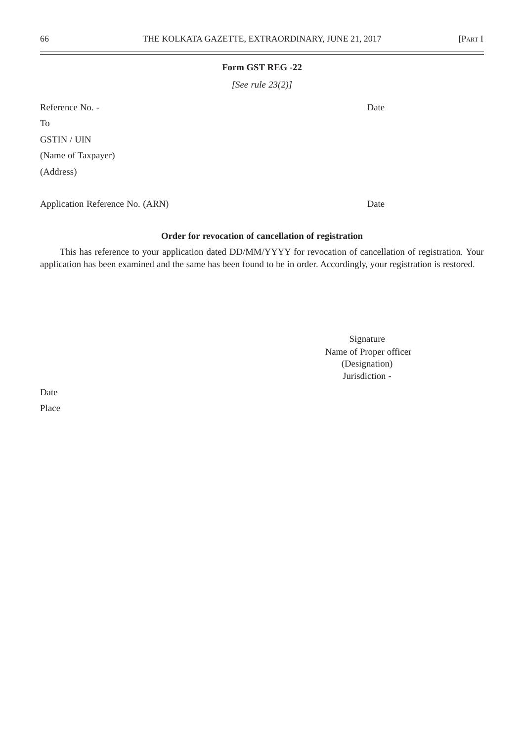**Form GST REG -22**

*[See rule 23(2)]*

Reference No. - Date

To

GSTIN / UIN

(Name of Taxpayer)

(Address)

Application Reference No. (ARN) Date

**Order for revocation of cancellation of registration**

This has reference to your application dated DD/MM/YYYY for revocation of cancellation of registration. Your application has been examined and the same has been found to be in order. Accordingly, your registration is restored.

Signature
Name of Proper officer
(Designation)
Jurisdiction -

Date

Place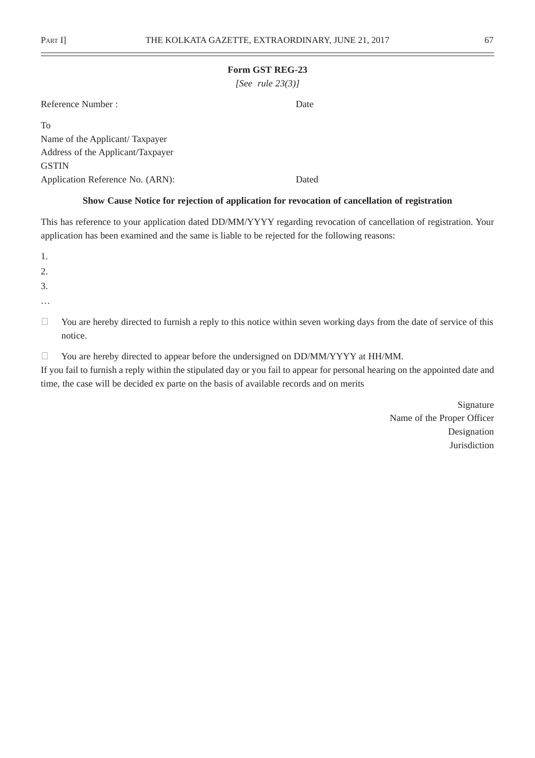**Form GST REG-23**

*[See rule 23(3)]*

Reference Number : Date

To

Name of the Applicant/ Taxpayer

Address of the Applicant/Taxpayer

GSTIN

Application Reference No. (ARN): Dated

**Show Cause Notice for rejection of application for revocation of cancellation of registration**

This has reference to your application dated DD/MM/YYYY regarding revocation of cancellation of registration. Your application has been examined and the same is liable to be rejected for the following reasons:

1.

2.

3.

…

- You are hereby directed to furnish a reply to this notice within seven working days from the date of service of this notice.

- You are hereby directed to appear before the undersigned on DD/MM/YYYY at HH/MM.

If you fail to furnish a reply within the stipulated day or you fail to appear for personal hearing on the appointed date and time, the case will be decided ex parte on the basis of available records and on merits

Signature

Name of the Proper Officer

Designation

Jurisdiction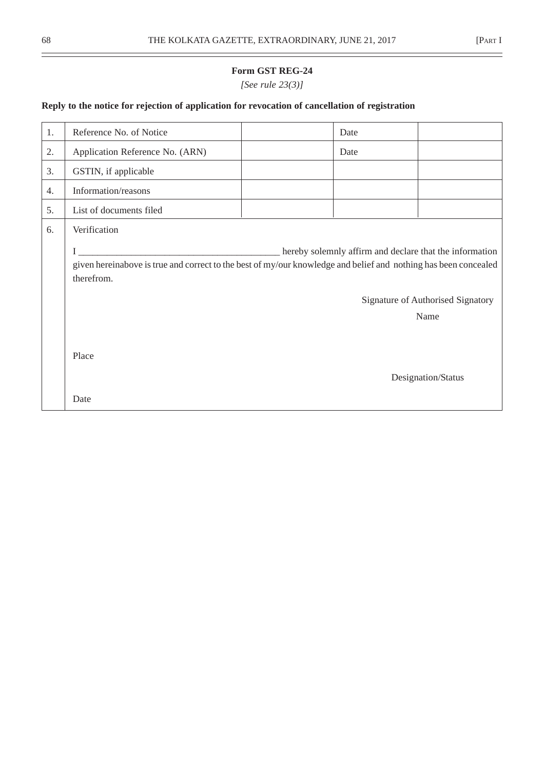**Form GST REG-24**

*[See rule 23(3)]*

**Reply to the notice for rejection of application for revocation of cancellation of registration**

| | | | | |
|---|---|---|---|---|
| 1. | Reference No. of Notice | | Date | |
| 2. | Application Reference No. (ARN) | | Date | |
| 3. | GSTIN, if applicable | | | |
| 4. | Information/reasons | | | |
| 5. | List of documents filed | | | |
| 6. | Verification | | | |

I ________________________________________ hereby solemnly affirm and declare that the information given hereinabove is true and correct to the best of my/our knowledge and belief and nothing has been concealed therefrom.

Signature of Authorised Signatory

Name

Place

Designation/Status

Date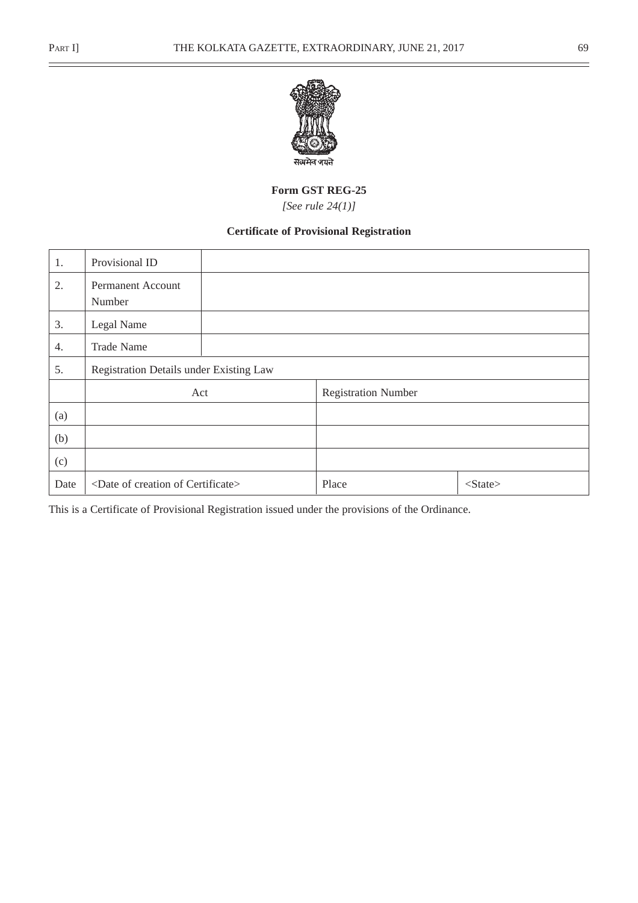सत्यमेव जयते

**Form GST REG-25**

*[See rule 24(1)]*

**Certificate of Provisional Registration**

| | | | |
|---|---|---|---|
| 1. | Provisional ID | | |
| 2. | Permanent Account Number | | |
| 3. | Legal Name | | |
| 4. | Trade Name | | |
| 5. | Registration Details under Existing Law | | |
| | Act | Registration Number | |
| (a) | | | |
| (b) | | | |
| (c) | | | |
| Date | <Date of creation of Certificate> | Place | <State> |

This is a Certificate of Provisional Registration issued under the provisions of the Ordinance.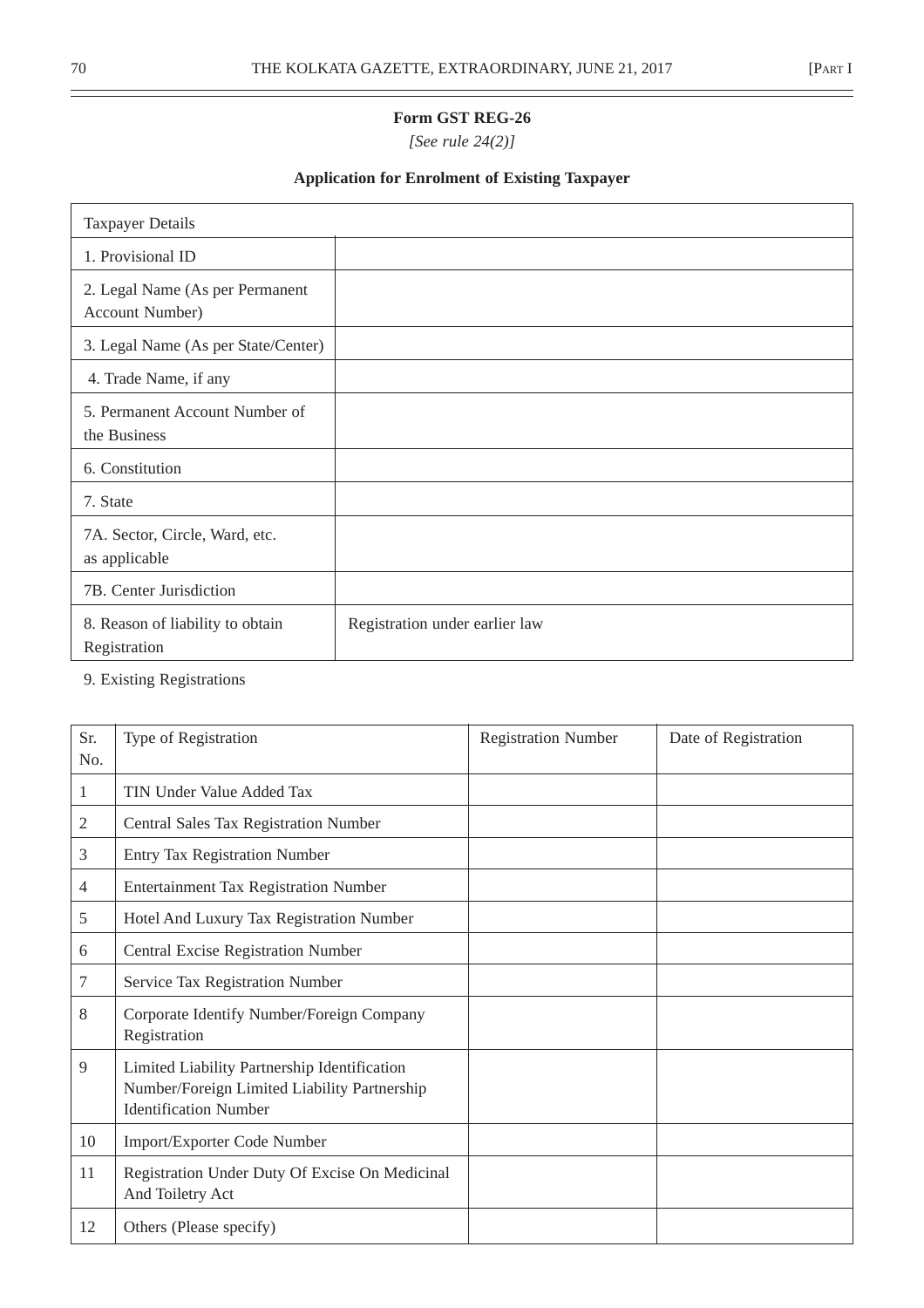**Form GST REG-26**

*[See rule 24(2)]*

**Application for Enrolment of Existing Taxpayer**

| Taxpayer Details | |
|---|---|
| 1. Provisional ID | |
| 2. Legal Name (As per Permanent Account Number) | |
| 3. Legal Name (As per State/Center) | |
| 4. Trade Name, if any | |
| 5. Permanent Account Number of the Business | |
| 6. Constitution | |
| 7. State | |
| 7A. Sector, Circle, Ward, etc. as applicable | |
| 7B. Center Jurisdiction | |
| 8. Reason of liability to obtain Registration | Registration under earlier law |

9. Existing Registrations

| Sr. No. | Type of Registration | Registration Number | Date of Registration |
|---|---|---|---|
| 1 | TIN Under Value Added Tax | | |
| 2 | Central Sales Tax Registration Number | | |
| 3 | Entry Tax Registration Number | | |
| 4 | Entertainment Tax Registration Number | | |
| 5 | Hotel And Luxury Tax Registration Number | | |
| 6 | Central Excise Registration Number | | |
| 7 | Service Tax Registration Number | | |
| 8 | Corporate Identify Number/Foreign Company Registration | | |
| 9 | Limited Liability Partnership Identification Number/Foreign Limited Liability Partnership Identification Number | | |
| 10 | Import/Exporter Code Number | | |
| 11 | Registration Under Duty Of Excise On Medicinal And Toiletry Act | | |
| 12 | Others (Please specify) | | |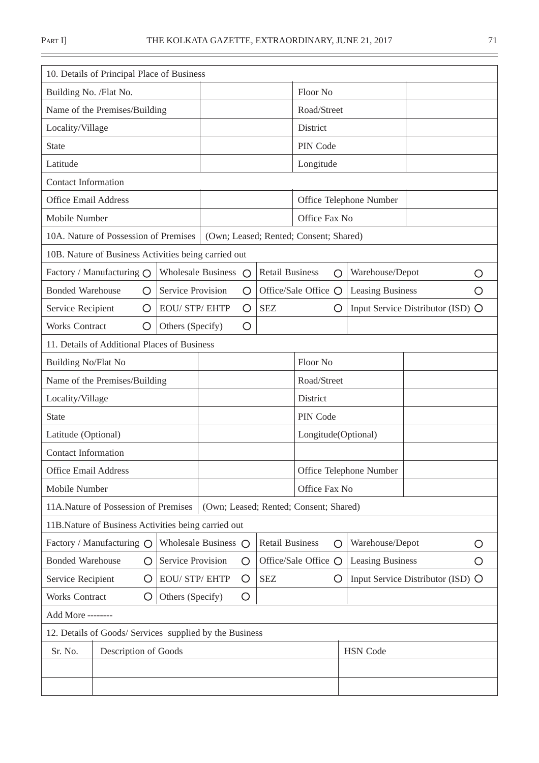| 10. Details of Principal Place of Business | | | | | |
|---|---|---|---|---|---|
| Building No. /Flat No. | | | Floor No | | |
| Name of the Premises/Building | | | Road/Street | | |
| Locality/Village | | | District | | |
| State | | | PIN Code | | |
| Latitude | | | Longitude | | |
| Contact Information | | | | | |
| Office Email Address | | | Office Telephone Number | | |
| Mobile Number | | | Office Fax No | | |
| 10A. Nature of Possession of Premises | (Own; Leased; Rented; Consent; Shared) | | | | |
| 10B. Nature of Business Activities being carried out | | | | | |
| Factory / Manufacturing ○ | Wholesale Business ○ | Retail Business ○ | Warehouse/Depot ○ | | |
| Bonded Warehouse ○ | Service Provision ○ | Office/Sale Office ○ | Leasing Business ○ | | |
| Service Recipient ○ | EOU/ STP/ EHTP ○ | SEZ ○ | Input Service Distributor (ISD) ○ | | |
| Works Contract ○ | Others (Specify) ○ | | | | |
| 11. Details of Additional Places of Business | | | | | |
| Building No/Flat No | | | Floor No | | |
| Name of the Premises/Building | | | Road/Street | | |
| Locality/Village | | | District | | |
| State | | | PIN Code | | |
| Latitude (Optional) | | | Longitude(Optional) | | |
| Contact Information | | | | | |
| Office Email Address | | | Office Telephone Number | | |
| Mobile Number | | | Office Fax No | | |
| 11A.Nature of Possession of Premises | (Own; Leased; Rented; Consent; Shared) | | | | |
| 11B.Nature of Business Activities being carried out | | | | | |
| Factory / Manufacturing ○ | Wholesale Business ○ | Retail Business ○ | Warehouse/Depot ○ | | |
| Bonded Warehouse ○ | Service Provision ○ | Office/Sale Office ○ | Leasing Business ○ | | |
| Service Recipient ○ | EOU/ STP/ EHTP ○ | SEZ ○ | Input Service Distributor (ISD) ○ | | |
| Works Contract ○ | Others (Specify) ○ | | | | |
| Add More -------- | | | | | |

12. Details of Goods/ Services supplied by the Business

| Sr. No. | Description of Goods | HSN Code |
|---|---|---|
| | | |
| | | |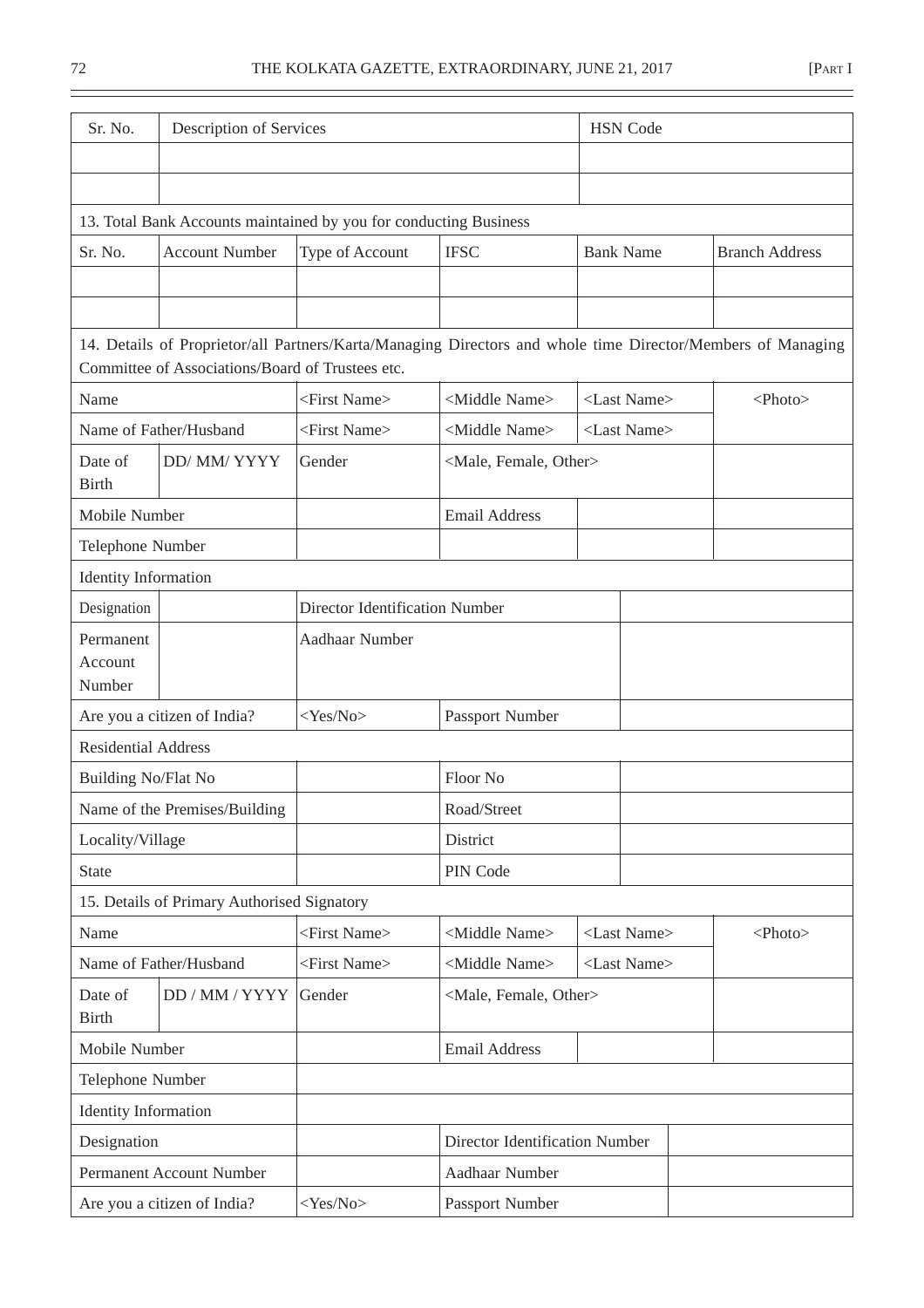| Sr. No. | Description of Services | HSN Code |
|---|---|---|
| | | |
| | | |

13. Total Bank Accounts maintained by you for conducting Business

| Sr. No. | Account Number | Type of Account | IFSC | Bank Name | Branch Address |
|---|---|---|---|---|---|
| | | | | | |
| | | | | | |

14. Details of Proprietor/all Partners/Karta/Managing Directors and whole time Director/Members of Managing Committee of Associations/Board of Trustees etc.

| | | | | |
|---|---|---|---|---|
| Name | <First Name> | <Middle Name> | <Last Name> | <Photo> |
| Name of Father/Husband | <First Name> | <Middle Name> | <Last Name> | |
| Date of Birth: DD/ MM/ YYYY | Gender | <Male, Female, Other> | | |
| Mobile Number | | Email Address | | |
| Telephone Number | | | | |
| Identity Information | | | | |
| Designation | | Director Identification Number | | |
| Permanent Account Number | | Aadhaar Number | | |
| Are you a citizen of India? | <Yes/No> | Passport Number | | |
| Residential Address | | | | |
| Building No/Flat No | | Floor No | | |
| Name of the Premises/Building | | Road/Street | | |
| Locality/Village | | District | | |
| State | | PIN Code | | |

15. Details of Primary Authorised Signatory

| | | | | |
|---|---|---|---|---|
| Name | <First Name> | <Middle Name> | <Last Name> | <Photo> |
| Name of Father/Husband | <First Name> | <Middle Name> | <Last Name> | |
| Date of Birth: DD / MM / YYYY | Gender | <Male, Female, Other> | | |
| Mobile Number | | Email Address | | |
| Telephone Number | | | | |
| Identity Information | | | | |
| Designation | | Director Identification Number | | |
| Permanent Account Number | | Aadhaar Number | | |
| Are you a citizen of India? | <Yes/No> | Passport Number | | |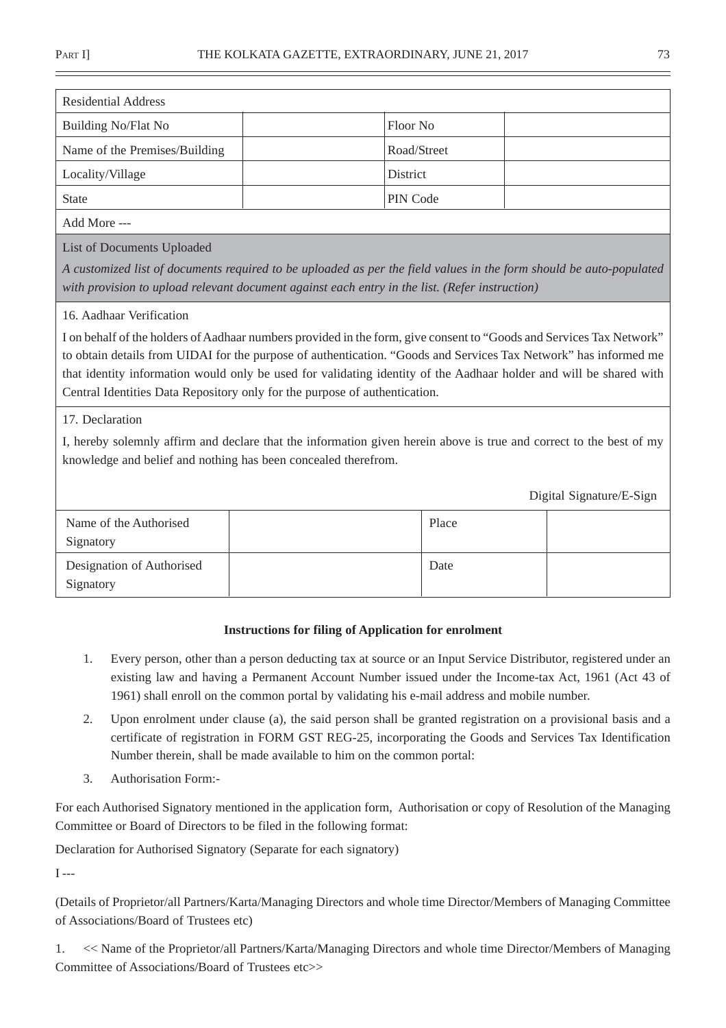| Residential Address | | | |
|---|---|---|---|
| Building No/Flat No | | Floor No | |
| Name of the Premises/Building | | Road/Street | |
| Locality/Village | | District | |
| State | | PIN Code | |
| Add More --- | | | |

List of Documents Uploaded

*A customized list of documents required to be uploaded as per the field values in the form should be auto-populated with provision to upload relevant document against each entry in the list. (Refer instruction)*

16. Aadhaar Verification

I on behalf of the holders of Aadhaar numbers provided in the form, give consent to "Goods and Services Tax Network" to obtain details from UIDAI for the purpose of authentication. "Goods and Services Tax Network" has informed me that identity information would only be used for validating identity of the Aadhaar holder and will be shared with Central Identities Data Repository only for the purpose of authentication.

17. Declaration

I, hereby solemnly affirm and declare that the information given herein above is true and correct to the best of my knowledge and belief and nothing has been concealed therefrom.

Digital Signature/E-Sign

| Name of the Authorised Signatory | | Place | |
|---|---|---|---|
| Designation of Authorised Signatory | | Date | |

**Instructions for filing of Application for enrolment**

1. Every person, other than a person deducting tax at source or an Input Service Distributor, registered under an existing law and having a Permanent Account Number issued under the Income-tax Act, 1961 (Act 43 of 1961) shall enroll on the common portal by validating his e-mail address and mobile number.

2. Upon enrolment under clause (a), the said person shall be granted registration on a provisional basis and a certificate of registration in FORM GST REG-25, incorporating the Goods and Services Tax Identification Number therein, shall be made available to him on the common portal:

3. Authorisation Form:-

For each Authorised Signatory mentioned in the application form, Authorisation or copy of Resolution of the Managing Committee or Board of Directors to be filed in the following format:

Declaration for Authorised Signatory (Separate for each signatory)

I ---

(Details of Proprietor/all Partners/Karta/Managing Directors and whole time Director/Members of Managing Committee of Associations/Board of Trustees etc)

1. << Name of the Proprietor/all Partners/Karta/Managing Directors and whole time Director/Members of Managing Committee of Associations/Board of Trustees etc>>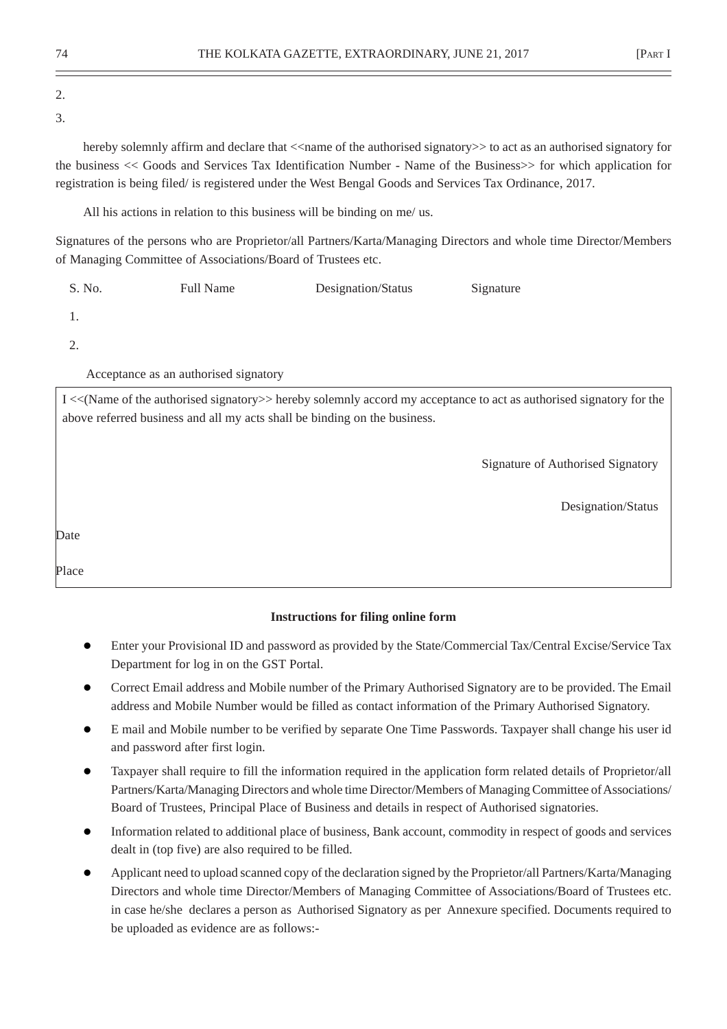2.

3.

hereby solemnly affirm and declare that <<name of the authorised signatory>> to act as an authorised signatory for the business << Goods and Services Tax Identification Number - Name of the Business>> for which application for registration is being filed/ is registered under the West Bengal Goods and Services Tax Ordinance, 2017.

All his actions in relation to this business will be binding on me/ us.

Signatures of the persons who are Proprietor/all Partners/Karta/Managing Directors and whole time Director/Members of Managing Committee of Associations/Board of Trustees etc.

| S. No. | Full Name | Designation/Status | Signature |
|---|---|---|---|
| 1. | | | |
| 2. | | | |

Acceptance as an authorised signatory

I <<(Name of the authorised signatory>> hereby solemnly accord my acceptance to act as authorised signatory for the above referred business and all my acts shall be binding on the business.

Signature of Authorised Signatory

Designation/Status

Date

Place

**Instructions for filing online form**

- Enter your Provisional ID and password as provided by the State/Commercial Tax/Central Excise/Service Tax Department for log in on the GST Portal.
- Correct Email address and Mobile number of the Primary Authorised Signatory are to be provided. The Email address and Mobile Number would be filled as contact information of the Primary Authorised Signatory.
- E mail and Mobile number to be verified by separate One Time Passwords. Taxpayer shall change his user id and password after first login.
- Taxpayer shall require to fill the information required in the application form related details of Proprietor/all Partners/Karta/Managing Directors and whole time Director/Members of Managing Committee of Associations/ Board of Trustees, Principal Place of Business and details in respect of Authorised signatories.
- Information related to additional place of business, Bank account, commodity in respect of goods and services dealt in (top five) are also required to be filled.
- Applicant need to upload scanned copy of the declaration signed by the Proprietor/all Partners/Karta/Managing Directors and whole time Director/Members of Managing Committee of Associations/Board of Trustees etc. in case he/she declares a person as Authorised Signatory as per Annexure specified. Documents required to be uploaded as evidence are as follows:-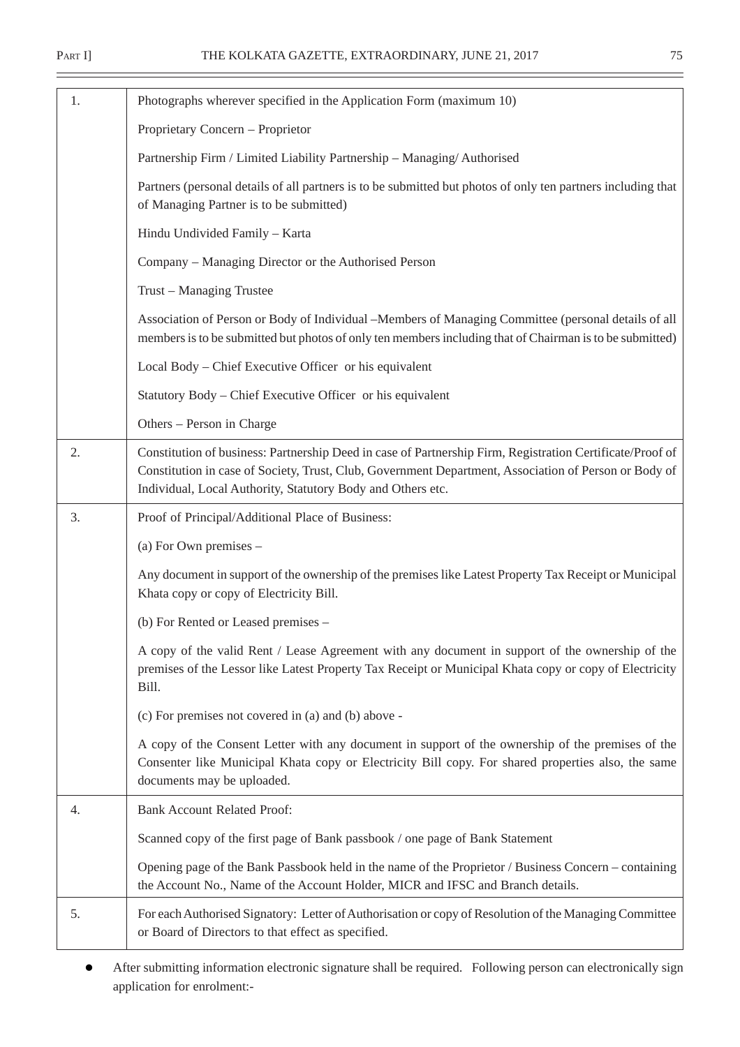| | |
|---|---|
| 1. | Photographs wherever specified in the Application Form (maximum 10)<br><br>Proprietary Concern – Proprietor<br><br>Partnership Firm / Limited Liability Partnership – Managing/ Authorised<br><br>Partners (personal details of all partners is to be submitted but photos of only ten partners including that of Managing Partner is to be submitted)<br><br>Hindu Undivided Family – Karta<br><br>Company – Managing Director or the Authorised Person<br><br>Trust – Managing Trustee<br><br>Association of Person or Body of Individual –Members of Managing Committee (personal details of all members is to be submitted but photos of only ten members including that of Chairman is to be submitted)<br><br>Local Body – Chief Executive Officer or his equivalent<br><br>Statutory Body – Chief Executive Officer or his equivalent<br><br>Others – Person in Charge |
| 2. | Constitution of business: Partnership Deed in case of Partnership Firm, Registration Certificate/Proof of Constitution in case of Society, Trust, Club, Government Department, Association of Person or Body of Individual, Local Authority, Statutory Body and Others etc. |
| 3. | Proof of Principal/Additional Place of Business:<br><br>(a) For Own premises –<br><br>Any document in support of the ownership of the premises like Latest Property Tax Receipt or Municipal Khata copy or copy of Electricity Bill.<br><br>(b) For Rented or Leased premises –<br><br>A copy of the valid Rent / Lease Agreement with any document in support of the ownership of the premises of the Lessor like Latest Property Tax Receipt or Municipal Khata copy or copy of Electricity Bill.<br><br>(c) For premises not covered in (a) and (b) above -<br><br>A copy of the Consent Letter with any document in support of the ownership of the premises of the Consenter like Municipal Khata copy or Electricity Bill copy. For shared properties also, the same documents may be uploaded. |
| 4. | Bank Account Related Proof:<br><br>Scanned copy of the first page of Bank passbook / one page of Bank Statement<br><br>Opening page of the Bank Passbook held in the name of the Proprietor / Business Concern – containing the Account No., Name of the Account Holder, MICR and IFSC and Branch details. |
| 5. | For each Authorised Signatory: Letter of Authorisation or copy of Resolution of the Managing Committee or Board of Directors to that effect as specified. |

- After submitting information electronic signature shall be required. Following person can electronically sign application for enrolment:-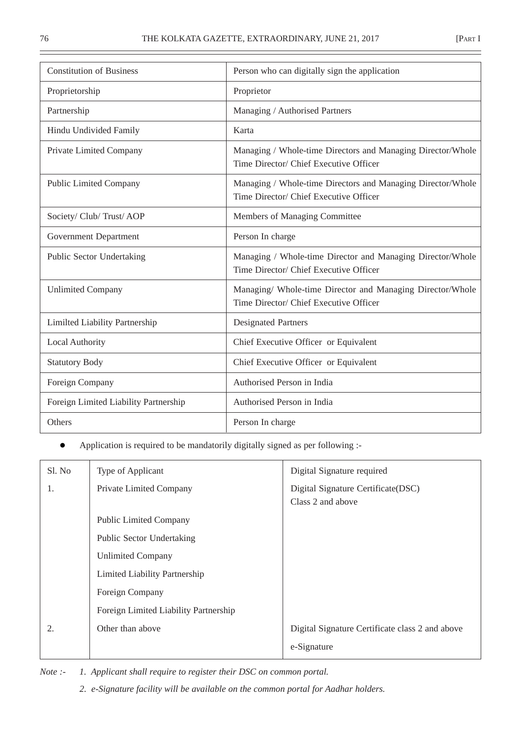| Constitution of Business | Person who can digitally sign the application |
|---|---|
| Proprietorship | Proprietor |
| Partnership | Managing / Authorised Partners |
| Hindu Undivided Family | Karta |
| Private Limited Company | Managing / Whole-time Directors and Managing Director/Whole Time Director/ Chief Executive Officer |
| Public Limited Company | Managing / Whole-time Directors and Managing Director/Whole Time Director/ Chief Executive Officer |
| Society/ Club/ Trust/ AOP | Members of Managing Committee |
| Government Department | Person In charge |
| Public Sector Undertaking | Managing / Whole-time Director and Managing Director/Whole Time Director/ Chief Executive Officer |
| Unlimited Company | Managing/ Whole-time Director and Managing Director/Whole Time Director/ Chief Executive Officer |
| Limilted Liability Partnership | Designated Partners |
| Local Authority | Chief Executive Officer or Equivalent |
| Statutory Body | Chief Executive Officer or Equivalent |
| Foreign Company | Authorised Person in India |
| Foreign Limited Liability Partnership | Authorised Person in India |
| Others | Person In charge |

- Application is required to be mandatorily digitally signed as per following :-

| Sl. No | Type of Applicant | Digital Signature required |
|---|---|---|
| 1. | Private Limited Company | Digital Signature Certificate(DSC) Class 2 and above |
| | Public Limited Company | |
| | Public Sector Undertaking | |
| | Unlimited Company | |
| | Limited Liability Partnership | |
| | Foreign Company | |
| | Foreign Limited Liability Partnership | |
| 2. | Other than above | Digital Signature Certificate class 2 and above<br>e-Signature |

*Note :- 1. Applicant shall require to register their DSC on common portal.*

*2. e-Signature facility will be available on the common portal for Aadhar holders.*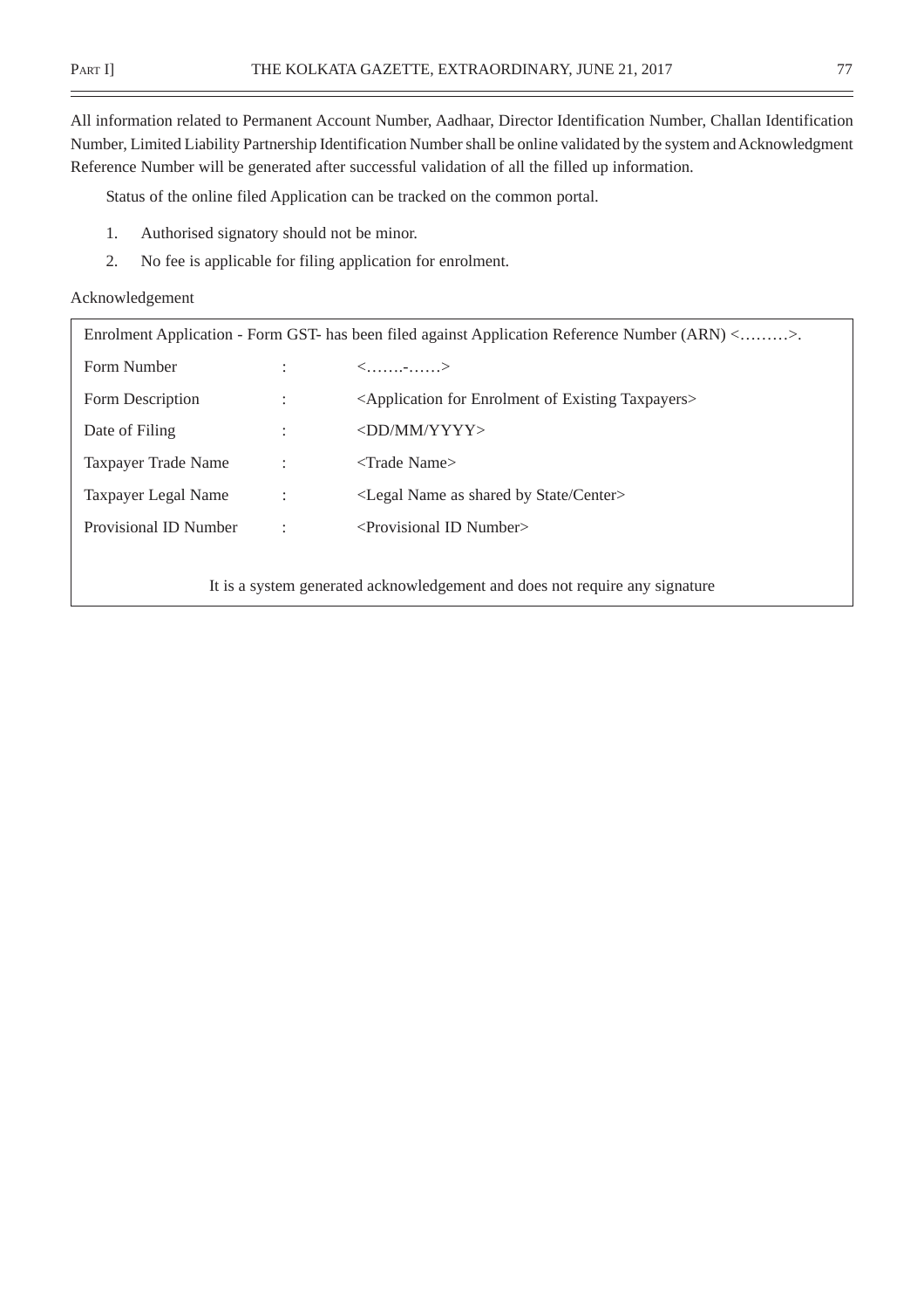All information related to Permanent Account Number, Aadhaar, Director Identification Number, Challan Identification Number, Limited Liability Partnership Identification Number shall be online validated by the system and Acknowledgment Reference Number will be generated after successful validation of all the filled up information.

Status of the online filed Application can be tracked on the common portal.

1. Authorised signatory should not be minor.
2. No fee is applicable for filing application for enrolment.

Acknowledgement

| Enrolment Application - Form GST- has been filed against Application Reference Number (ARN) <………>. | | |
|---|---|---|
| Form Number | : | <…….-……> |
| Form Description | : | <Application for Enrolment of Existing Taxpayers> |
| Date of Filing | : | <DD/MM/YYYY> |
| Taxpayer Trade Name | : | <Trade Name> |
| Taxpayer Legal Name | : | <Legal Name as shared by State/Center> |
| Provisional ID Number | : | <Provisional ID Number> |
| It is a system generated acknowledgement and does not require any signature | | |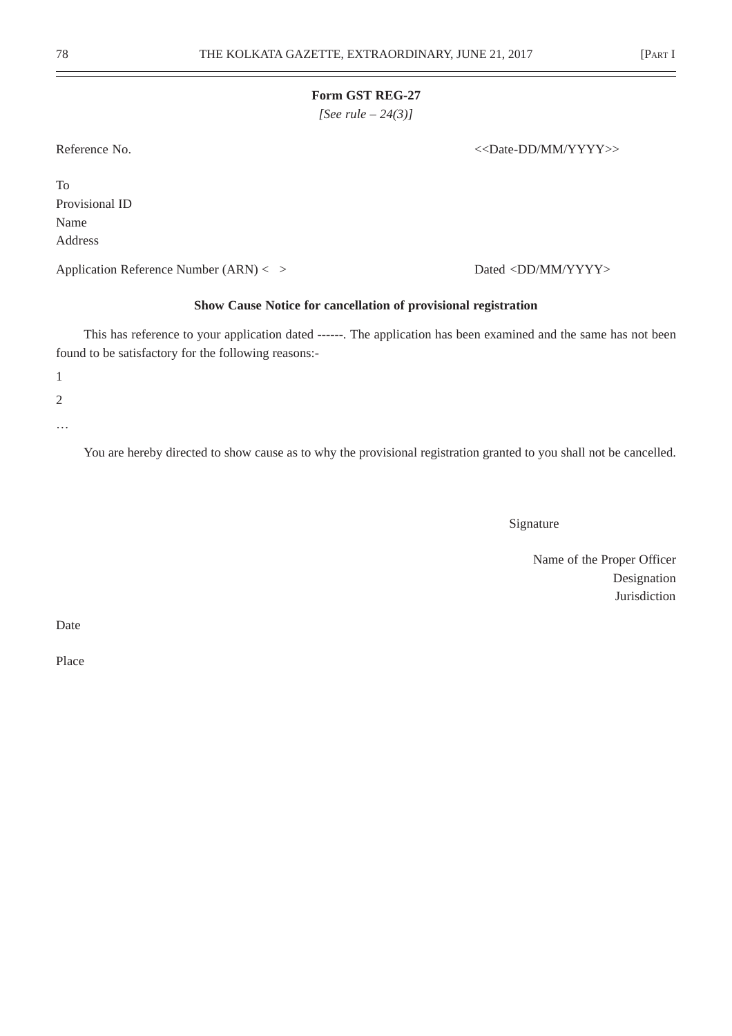**Form GST REG-27**

*[See rule – 24(3)]*

Reference No. <<Date-DD/MM/YYYY>>

To
Provisional ID
Name
Address

Application Reference Number (ARN) < > Dated <DD/MM/YYYY>

**Show Cause Notice for cancellation of provisional registration**

This has reference to your application dated ------. The application has been examined and the same has not been found to be satisfactory for the following reasons:-

1

2

…

You are hereby directed to show cause as to why the provisional registration granted to you shall not be cancelled.

Signature

Name of the Proper Officer
Designation
Jurisdiction

Date

Place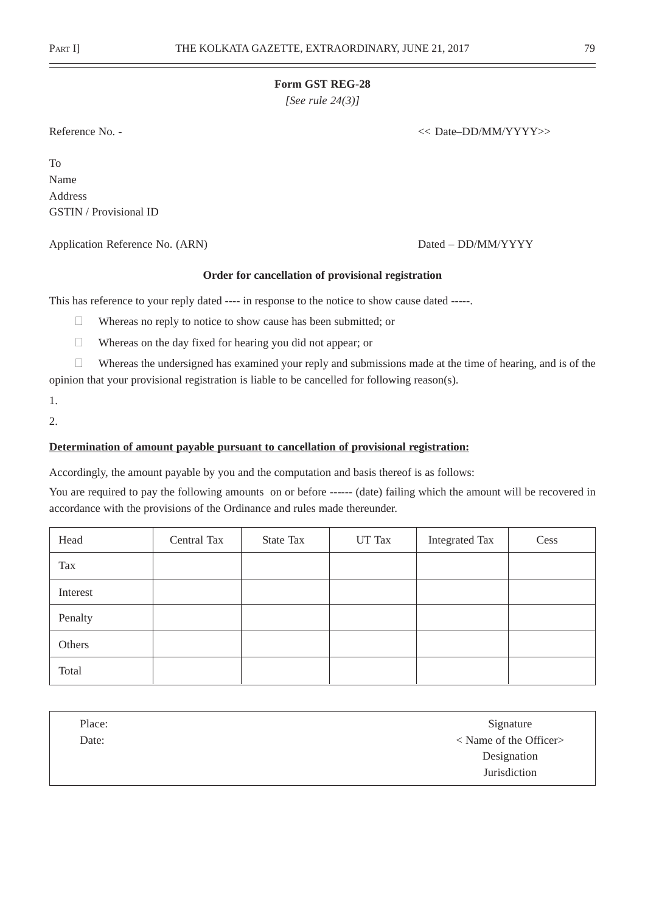**Form GST REG-28**

*[See rule 24(3)]*

Reference No. - << Date–DD/MM/YYYY>>

To
Name
Address
GSTIN / Provisional ID

Application Reference No. (ARN) Dated – DD/MM/YYYY

**Order for cancellation of provisional registration**

This has reference to your reply dated ---- in response to the notice to show cause dated -----.

- Whereas no reply to notice to show cause has been submitted; or
- Whereas on the day fixed for hearing you did not appear; or
- Whereas the undersigned has examined your reply and submissions made at the time of hearing, and is of the opinion that your provisional registration is liable to be cancelled for following reason(s).

1.

2.

**Determination of amount payable pursuant to cancellation of provisional registration:**

Accordingly, the amount payable by you and the computation and basis thereof is as follows:

You are required to pay the following amounts on or before ------ (date) failing which the amount will be recovered in accordance with the provisions of the Ordinance and rules made thereunder.

| Head | Central Tax | State Tax | UT Tax | Integrated Tax | Cess |
|---|---|---|---|---|---|
| Tax | | | | | |
| Interest | | | | | |
| Penalty | | | | | |
| Others | | | | | |
| Total | | | | | |

| | |
|---|---|
| Place: | Signature |
| Date: | < Name of the Officer> |
| | Designation |
| | Jurisdiction |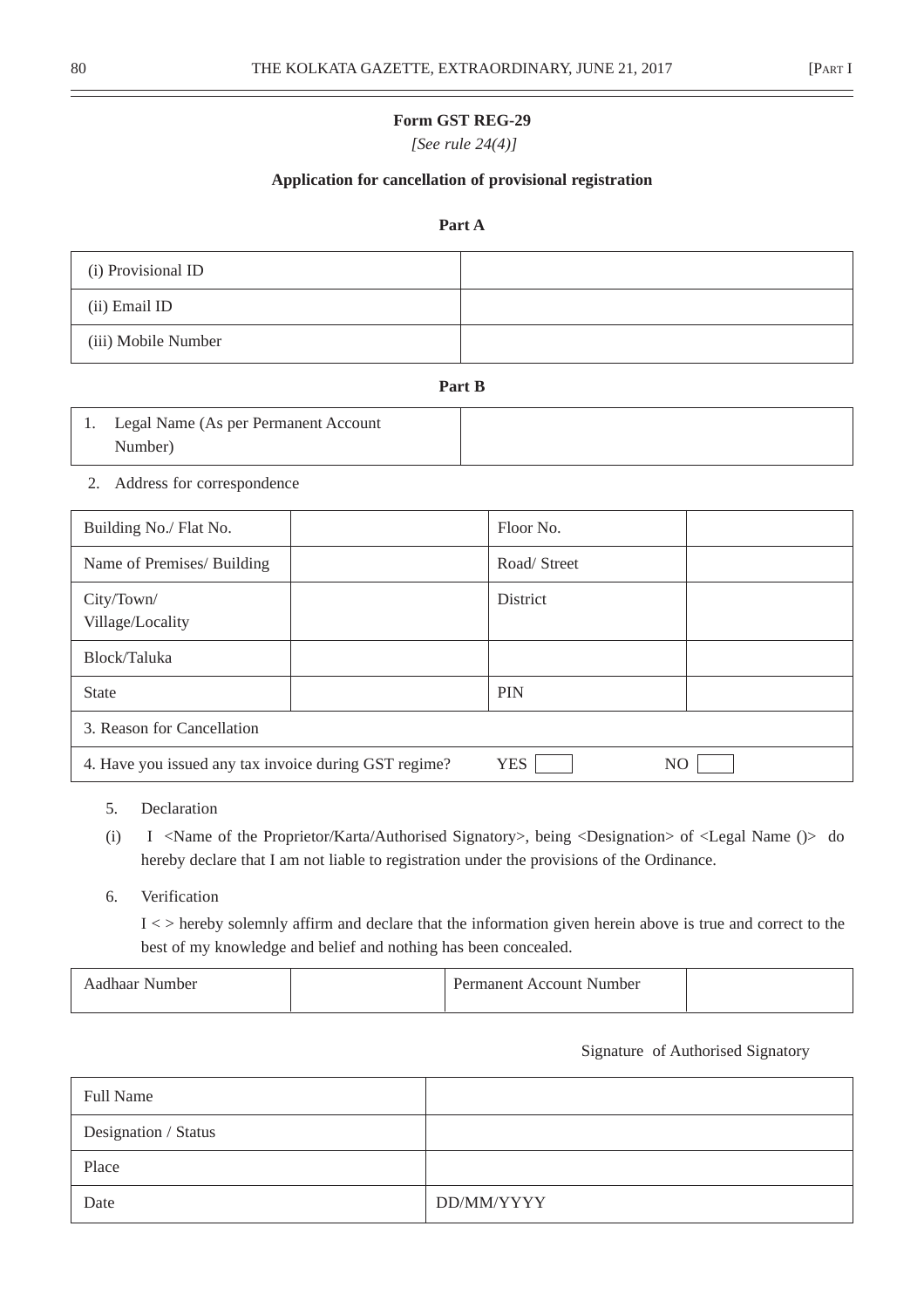**Form GST REG-29**

*[See rule 24(4)]*

**Application for cancellation of provisional registration**

**Part A**

| (i) Provisional ID | |
|---|---|
| (ii) Email ID | |
| (iii) Mobile Number | |

**Part B**

| 1. Legal Name (As per Permanent Account Number) | |
|---|---|

2. Address for correspondence

| Building No./ Flat No. | | Floor No. | |
|---|---|---|---|
| Name of Premises/ Building | | Road/ Street | |
| City/Town/ Village/Locality | | District | |
| Block/Taluka | | | |
| State | | PIN | |
| 3. Reason for Cancellation | | | |
| 4. Have you issued any tax invoice during GST regime? | | YES ☐ | NO ☐ |

5. Declaration

(i) I <Name of the Proprietor/Karta/Authorised Signatory>, being <Designation> of <Legal Name ()> do hereby declare that I am not liable to registration under the provisions of the Ordinance.

6. Verification

I < > hereby solemnly affirm and declare that the information given herein above is true and correct to the best of my knowledge and belief and nothing has been concealed.

| Aadhaar Number | | Permanent Account Number | |
|---|---|---|---|

Signature of Authorised Signatory

| Full Name | |
|---|---|
| Designation / Status | |
| Place | |
| Date | DD/MM/YYYY |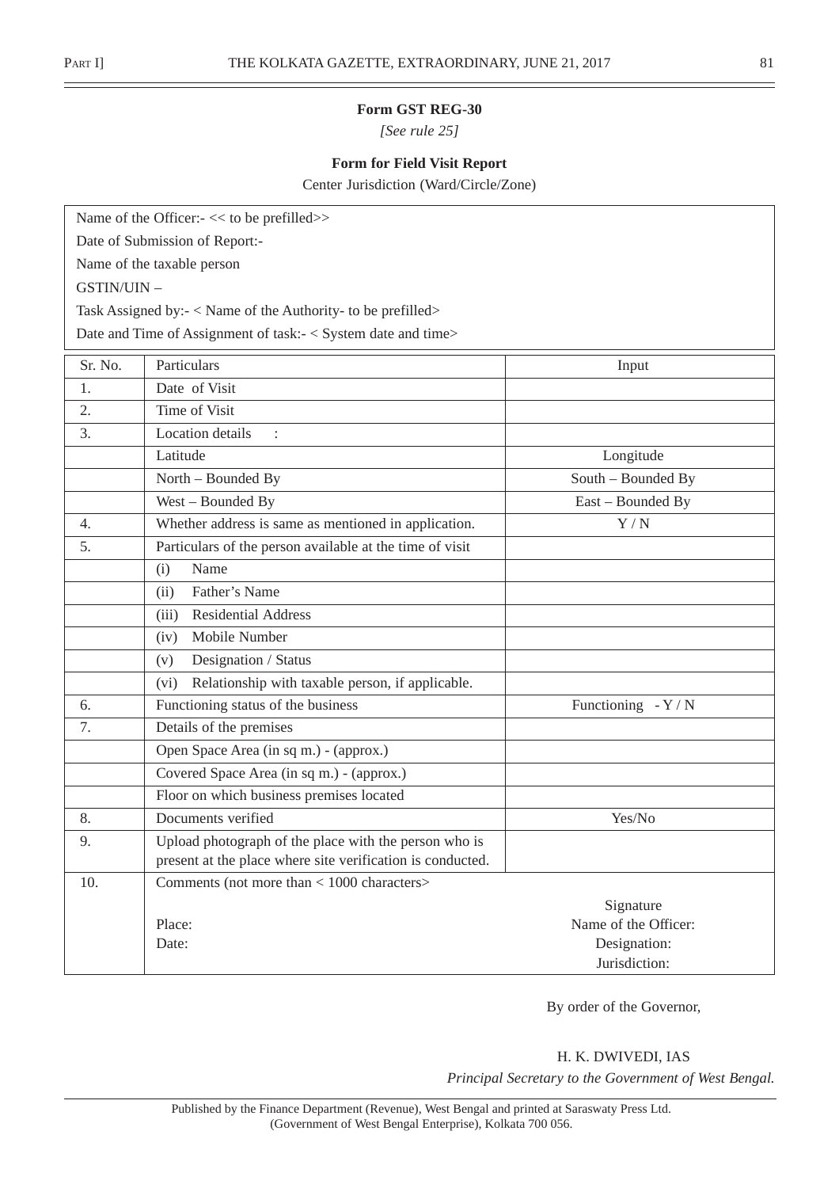**Form GST REG-30**

*[See rule 25]*

**Form for Field Visit Report**

Center Jurisdiction (Ward/Circle/Zone)

Name of the Officer:- << to be prefilled>>

Date of Submission of Report:-

Name of the taxable person

GSTIN/UIN –

Task Assigned by:- < Name of the Authority- to be prefilled>

Date and Time of Assignment of task:- < System date and time>

| Sr. No. | Particulars | Input |
|---|---|---|
| 1. | Date of Visit | |
| 2. | Time of Visit | |
| 3. | Location details : | |
| | Latitude | Longitude |
| | North – Bounded By | South – Bounded By |
| | West – Bounded By | East – Bounded By |
| 4. | Whether address is same as mentioned in application. | Y / N |
| 5. | Particulars of the person available at the time of visit | |
| | (i) Name | |
| | (ii) Father's Name | |
| | (iii) Residential Address | |
| | (iv) Mobile Number | |
| | (v) Designation / Status | |
| | (vi) Relationship with taxable person, if applicable. | |
| 6. | Functioning status of the business | Functioning - Y / N |
| 7. | Details of the premises | |
| | Open Space Area (in sq m.) - (approx.) | |
| | Covered Space Area (in sq m.) - (approx.) | |
| | Floor on which business premises located | |
| 8. | Documents verified | Yes/No |
| 9. | Upload photograph of the place with the person who is present at the place where site verification is conducted. | |
| 10. | Comments (not more than < 1000 characters> <br> Place: <br> Date: | Signature <br> Name of the Officer: <br> Designation: <br> Jurisdiction: |

By order of the Governor,

H. K. DWIVEDI, IAS

*Principal Secretary to the Government of West Bengal.*

Published by the Finance Department (Revenue), West Bengal and printed at Saraswaty Press Ltd. (Government of West Bengal Enterprise), Kolkata 700 056.